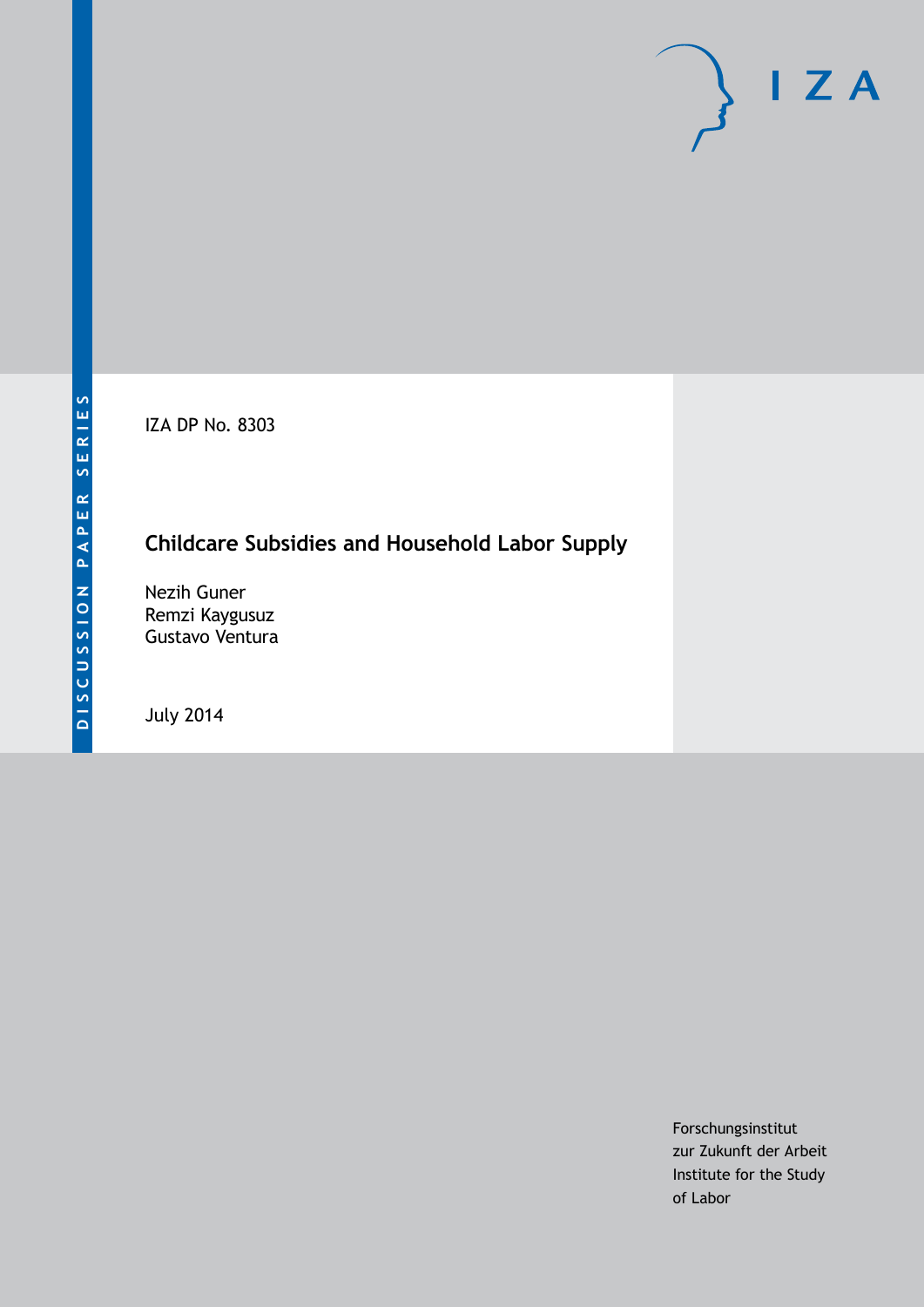DISCUSSION PAPER SERIES

IZA DP No. 8303

# Childcare Subsidies and Household Labor Supply

Nezih Guner
Remzi Kaygusuz
Gustavo Ventura

July 2014

Forschungsinstitut
zur Zukunft der Arbeit
Institute for the Study
of Labor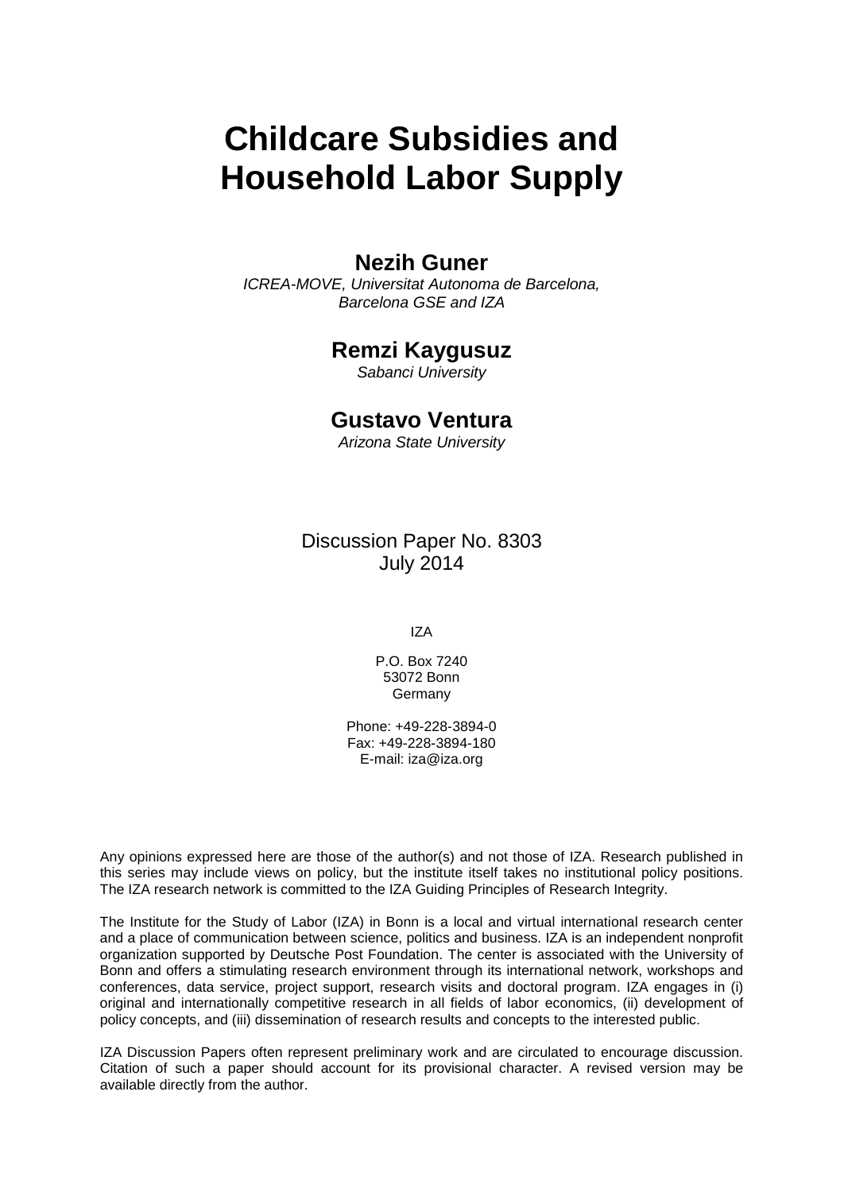# Childcare Subsidies and Household Labor Supply

## Nezih Guner

*ICREA-MOVE, Universitat Autonoma de Barcelona, Barcelona GSE and IZA*

## Remzi Kaygusuz

*Sabanci University*

## Gustavo Ventura

*Arizona State University*

Discussion Paper No. 8303
July 2014

IZA

P.O. Box 7240
53072 Bonn
Germany

Phone: +49-228-3894-0
Fax: +49-228-3894-180
E-mail: iza@iza.org

Any opinions expressed here are those of the author(s) and not those of IZA. Research published in this series may include views on policy, but the institute itself takes no institutional policy positions. The IZA research network is committed to the IZA Guiding Principles of Research Integrity.

The Institute for the Study of Labor (IZA) in Bonn is a local and virtual international research center and a place of communication between science, politics and business. IZA is an independent nonprofit organization supported by Deutsche Post Foundation. The center is associated with the University of Bonn and offers a stimulating research environment through its international network, workshops and conferences, data service, project support, research visits and doctoral program. IZA engages in (i) original and internationally competitive research in all fields of labor economics, (ii) development of policy concepts, and (iii) dissemination of research results and concepts to the interested public.

IZA Discussion Papers often represent preliminary work and are circulated to encourage discussion. Citation of such a paper should account for its provisional character. A revised version may be available directly from the author.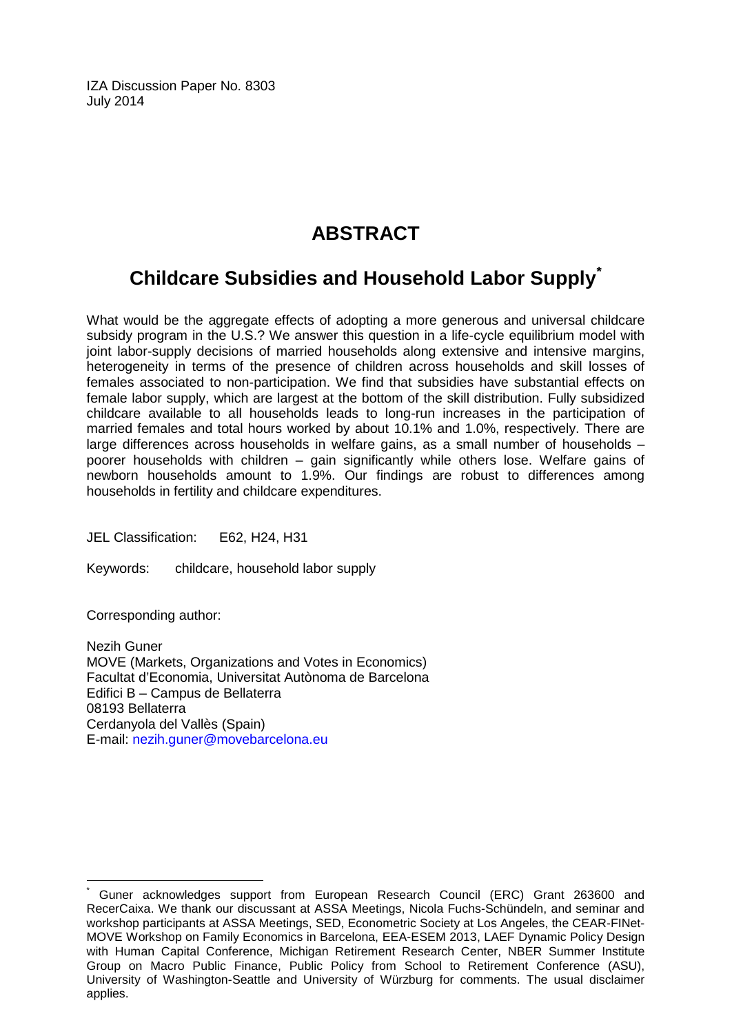IZA Discussion Paper No. 8303
July 2014

# ABSTRACT

## Childcare Subsidies and Household Labor Supply*

What would be the aggregate effects of adopting a more generous and universal childcare subsidy program in the U.S.? We answer this question in a life-cycle equilibrium model with joint labor-supply decisions of married households along extensive and intensive margins, heterogeneity in terms of the presence of children across households and skill losses of females associated to non-participation. We find that subsidies have substantial effects on female labor supply, which are largest at the bottom of the skill distribution. Fully subsidized childcare available to all households leads to long-run increases in the participation of married females and total hours worked by about 10.1% and 1.0%, respectively. There are large differences across households in welfare gains, as a small number of households – poorer households with children – gain significantly while others lose. Welfare gains of newborn households amount to 1.9%. Our findings are robust to differences among households in fertility and childcare expenditures.

JEL Classification: E62, H24, H31

Keywords: childcare, household labor supply

Corresponding author:

Nezih Guner
MOVE (Markets, Organizations and Votes in Economics)
Facultat d'Economia, Universitat Autònoma de Barcelona
Edifici B – Campus de Bellaterra
08193 Bellaterra
Cerdanyola del Vallès (Spain)
E-mail: nezih.guner@movebarcelona.eu

---

* Guner acknowledges support from European Research Council (ERC) Grant 263600 and RecerCaixa. We thank our discussant at ASSA Meetings, Nicola Fuchs-Schündeln, and seminar and workshop participants at ASSA Meetings, SED, Econometric Society at Los Angeles, the CEAR-FINet-MOVE Workshop on Family Economics in Barcelona, EEA-ESEM 2013, LAEF Dynamic Policy Design with Human Capital Conference, Michigan Retirement Research Center, NBER Summer Institute Group on Macro Public Finance, Public Policy from School to Retirement Conference (ASU), University of Washington-Seattle and University of Würzburg for comments. The usual disclaimer applies.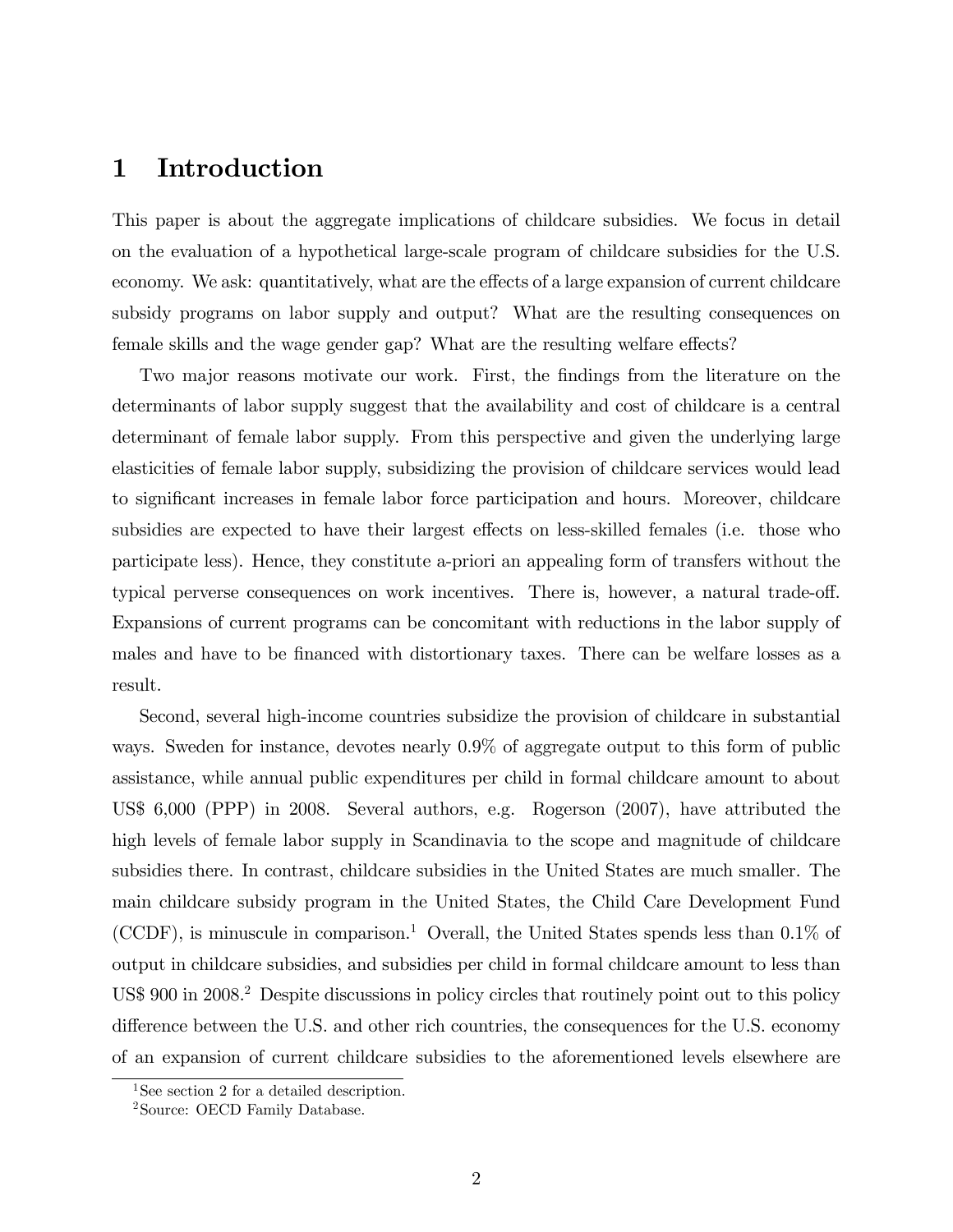# 1 Introduction

This paper is about the aggregate implications of childcare subsidies. We focus in detail on the evaluation of a hypothetical large-scale program of childcare subsidies for the U.S. economy. We ask: quantitatively, what are the effects of a large expansion of current childcare subsidy programs on labor supply and output? What are the resulting consequences on female skills and the wage gender gap? What are the resulting welfare effects?

Two major reasons motivate our work. First, the findings from the literature on the determinants of labor supply suggest that the availability and cost of childcare is a central determinant of female labor supply. From this perspective and given the underlying large elasticities of female labor supply, subsidizing the provision of childcare services would lead to significant increases in female labor force participation and hours. Moreover, childcare subsidies are expected to have their largest effects on less-skilled females (i.e. those who participate less). Hence, they constitute a-priori an appealing form of transfers without the typical perverse consequences on work incentives. There is, however, a natural trade-off. Expansions of current programs can be concomitant with reductions in the labor supply of males and have to be financed with distortionary taxes. There can be welfare losses as a result.

Second, several high-income countries subsidize the provision of childcare in substantial ways. Sweden for instance, devotes nearly 0.9% of aggregate output to this form of public assistance, while annual public expenditures per child in formal childcare amount to about US$ 6,000 (PPP) in 2008. Several authors, e.g. Rogerson (2007), have attributed the high levels of female labor supply in Scandinavia to the scope and magnitude of childcare subsidies there. In contrast, childcare subsidies in the United States are much smaller. The main childcare subsidy program in the United States, the Child Care Development Fund (CCDF), is minuscule in comparison.[1] Overall, the United States spends less than 0.1% of output in childcare subsidies, and subsidies per child in formal childcare amount to less than US$ 900 in 2008.[2] Despite discussions in policy circles that routinely point out to this policy difference between the U.S. and other rich countries, the consequences for the U.S. economy of an expansion of current childcare subsidies to the aforementioned levels elsewhere are

[1] See section 2 for a detailed description.

[2] Source: OECD Family Database.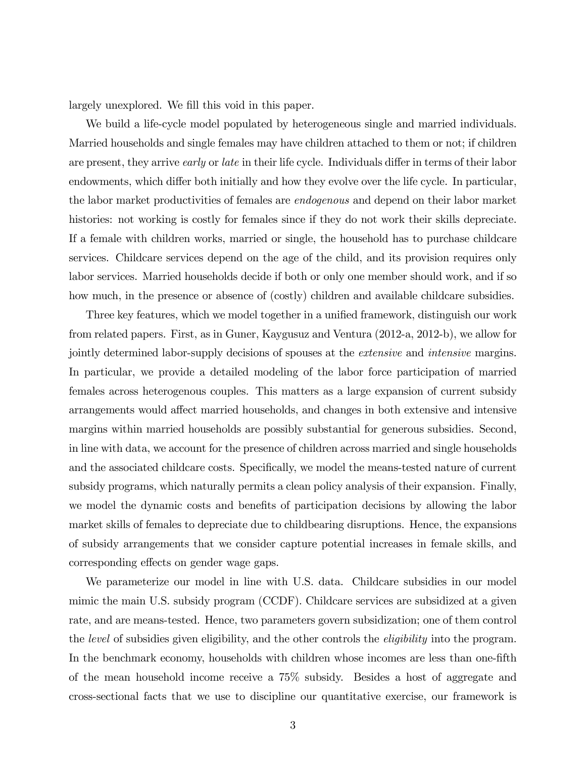largely unexplored. We fill this void in this paper.

We build a life-cycle model populated by heterogeneous single and married individuals. Married households and single females may have children attached to them or not; if children are present, they arrive *early* or *late* in their life cycle. Individuals differ in terms of their labor endowments, which differ both initially and how they evolve over the life cycle. In particular, the labor market productivities of females are *endogenous* and depend on their labor market histories: not working is costly for females since if they do not work their skills depreciate. If a female with children works, married or single, the household has to purchase childcare services. Childcare services depend on the age of the child, and its provision requires only labor services. Married households decide if both or only one member should work, and if so how much, in the presence or absence of (costly) children and available childcare subsidies.

Three key features, which we model together in a unified framework, distinguish our work from related papers. First, as in Guner, Kaygusuz and Ventura (2012-a, 2012-b), we allow for jointly determined labor-supply decisions of spouses at the *extensive* and *intensive* margins. In particular, we provide a detailed modeling of the labor force participation of married females across heterogenous couples. This matters as a large expansion of current subsidy arrangements would affect married households, and changes in both extensive and intensive margins within married households are possibly substantial for generous subsidies. Second, in line with data, we account for the presence of children across married and single households and the associated childcare costs. Specifically, we model the means-tested nature of current subsidy programs, which naturally permits a clean policy analysis of their expansion. Finally, we model the dynamic costs and benefits of participation decisions by allowing the labor market skills of females to depreciate due to childbearing disruptions. Hence, the expansions of subsidy arrangements that we consider capture potential increases in female skills, and corresponding effects on gender wage gaps.

We parameterize our model in line with U.S. data. Childcare subsidies in our model mimic the main U.S. subsidy program (CCDF). Childcare services are subsidized at a given rate, and are means-tested. Hence, two parameters govern subsidization; one of them control the *level* of subsidies given eligibility, and the other controls the *eligibility* into the program. In the benchmark economy, households with children whose incomes are less than one-fifth of the mean household income receive a 75% subsidy. Besides a host of aggregate and cross-sectional facts that we use to discipline our quantitative exercise, our framework is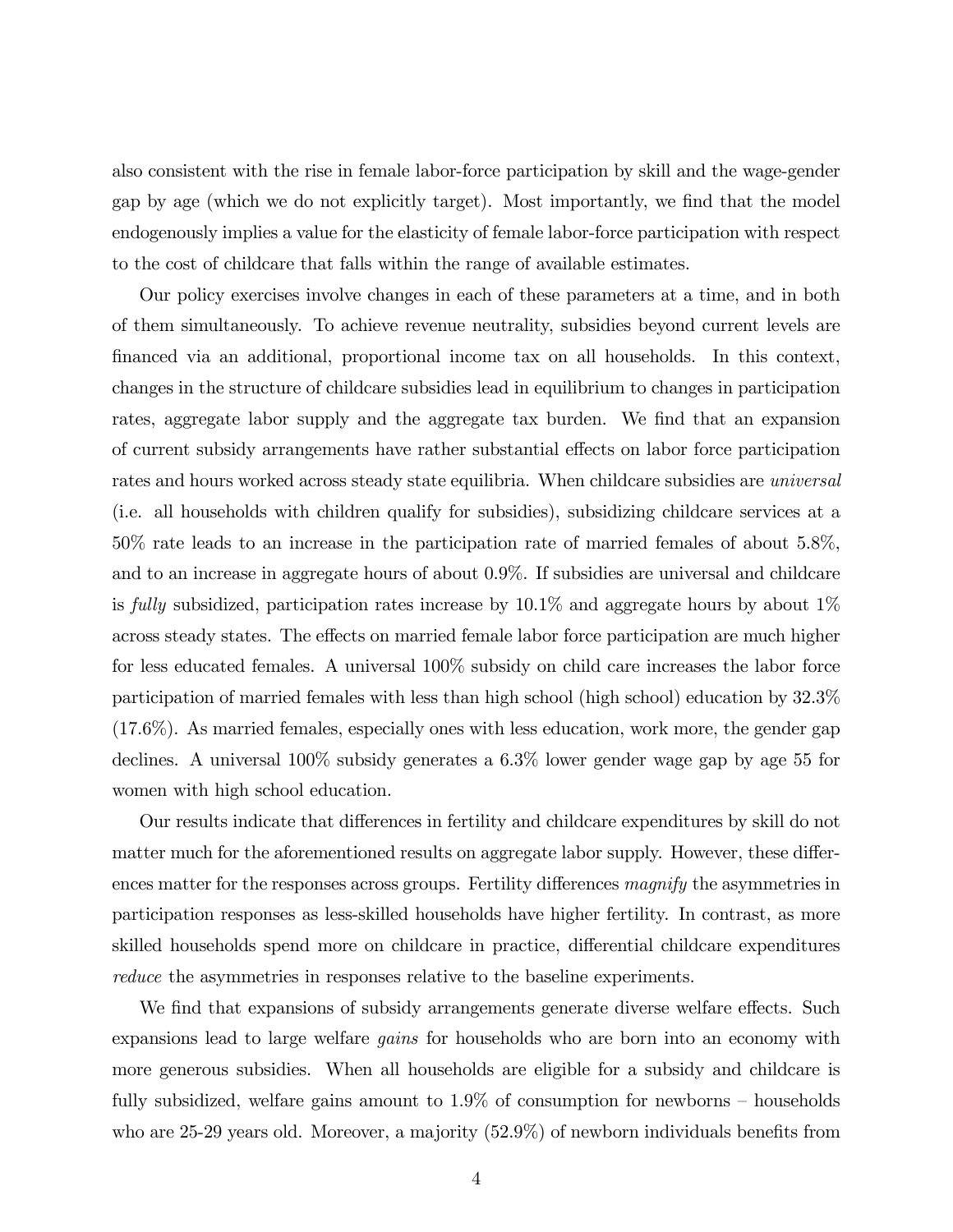also consistent with the rise in female labor-force participation by skill and the wage-gender gap by age (which we do not explicitly target). Most importantly, we find that the model endogenously implies a value for the elasticity of female labor-force participation with respect to the cost of childcare that falls within the range of available estimates.

Our policy exercises involve changes in each of these parameters at a time, and in both of them simultaneously. To achieve revenue neutrality, subsidies beyond current levels are financed via an additional, proportional income tax on all households. In this context, changes in the structure of childcare subsidies lead in equilibrium to changes in participation rates, aggregate labor supply and the aggregate tax burden. We find that an expansion of current subsidy arrangements have rather substantial effects on labor force participation rates and hours worked across steady state equilibria. When childcare subsidies are *universal* (i.e. all households with children qualify for subsidies), subsidizing childcare services at a 50% rate leads to an increase in the participation rate of married females of about 5.8%, and to an increase in aggregate hours of about 0.9%. If subsidies are universal and childcare is *fully* subsidized, participation rates increase by 10.1% and aggregate hours by about 1% across steady states. The effects on married female labor force participation are much higher for less educated females. A universal 100% subsidy on child care increases the labor force participation of married females with less than high school (high school) education by 32.3% (17.6%). As married females, especially ones with less education, work more, the gender gap declines. A universal 100% subsidy generates a 6.3% lower gender wage gap by age 55 for women with high school education.

Our results indicate that differences in fertility and childcare expenditures by skill do not matter much for the aforementioned results on aggregate labor supply. However, these differences matter for the responses across groups. Fertility differences *magnify* the asymmetries in participation responses as less-skilled households have higher fertility. In contrast, as more skilled households spend more on childcare in practice, differential childcare expenditures *reduce* the asymmetries in responses relative to the baseline experiments.

We find that expansions of subsidy arrangements generate diverse welfare effects. Such expansions lead to large welfare *gains* for households who are born into an economy with more generous subsidies. When all households are eligible for a subsidy and childcare is fully subsidized, welfare gains amount to 1.9% of consumption for newborns – households who are 25-29 years old. Moreover, a majority (52.9%) of newborn individuals benefits from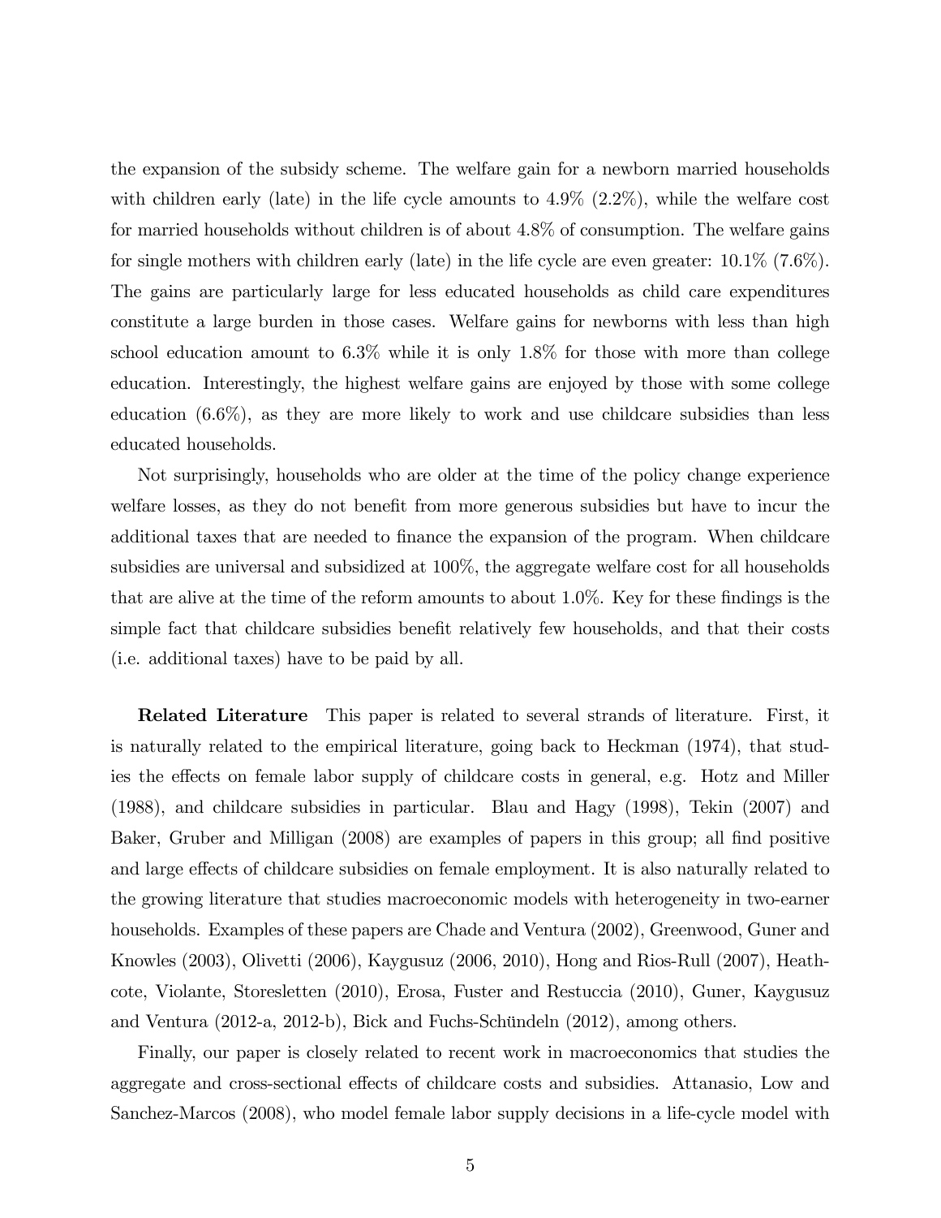the expansion of the subsidy scheme. The welfare gain for a newborn married households with children early (late) in the life cycle amounts to 4.9% (2.2%), while the welfare cost for married households without children is of about 4.8% of consumption. The welfare gains for single mothers with children early (late) in the life cycle are even greater: 10.1% (7.6%). The gains are particularly large for less educated households as child care expenditures constitute a large burden in those cases. Welfare gains for newborns with less than high school education amount to 6.3% while it is only 1.8% for those with more than college education. Interestingly, the highest welfare gains are enjoyed by those with some college education (6.6%), as they are more likely to work and use childcare subsidies than less educated households.

Not surprisingly, households who are older at the time of the policy change experience welfare losses, as they do not benefit from more generous subsidies but have to incur the additional taxes that are needed to finance the expansion of the program. When childcare subsidies are universal and subsidized at 100%, the aggregate welfare cost for all households that are alive at the time of the reform amounts to about 1.0%. Key for these findings is the simple fact that childcare subsidies benefit relatively few households, and that their costs (i.e. additional taxes) have to be paid by all.

**Related Literature** This paper is related to several strands of literature. First, it is naturally related to the empirical literature, going back to Heckman (1974), that studies the effects on female labor supply of childcare costs in general, e.g. Hotz and Miller (1988), and childcare subsidies in particular. Blau and Hagy (1998), Tekin (2007) and Baker, Gruber and Milligan (2008) are examples of papers in this group; all find positive and large effects of childcare subsidies on female employment. It is also naturally related to the growing literature that studies macroeconomic models with heterogeneity in two-earner households. Examples of these papers are Chade and Ventura (2002), Greenwood, Guner and Knowles (2003), Olivetti (2006), Kaygusuz (2006, 2010), Hong and Rios-Rull (2007), Heathcote, Violante, Storesletten (2010), Erosa, Fuster and Restuccia (2010), Guner, Kaygusuz and Ventura (2012-a, 2012-b), Bick and Fuchs-Schündeln (2012), among others.

Finally, our paper is closely related to recent work in macroeconomics that studies the aggregate and cross-sectional effects of childcare costs and subsidies. Attanasio, Low and Sanchez-Marcos (2008), who model female labor supply decisions in a life-cycle model with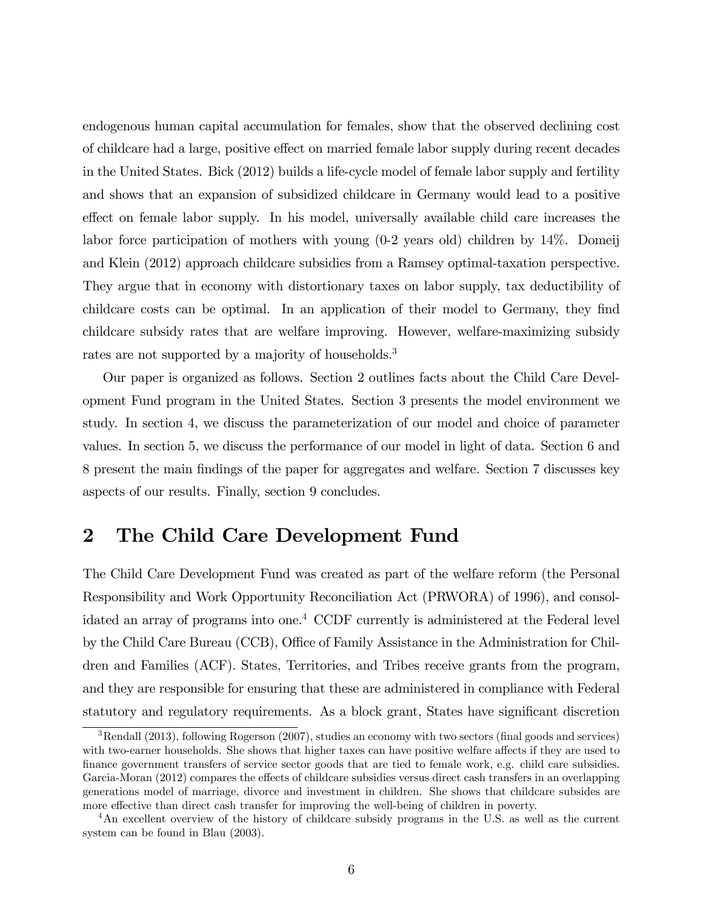endogenous human capital accumulation for females, show that the observed declining cost of childcare had a large, positive effect on married female labor supply during recent decades in the United States. Bick (2012) builds a life-cycle model of female labor supply and fertility and shows that an expansion of subsidized childcare in Germany would lead to a positive effect on female labor supply. In his model, universally available child care increases the labor force participation of mothers with young (0-2 years old) children by 14%. Domeij and Klein (2012) approach childcare subsidies from a Ramsey optimal-taxation perspective. They argue that in economy with distortionary taxes on labor supply, tax deductibility of childcare costs can be optimal. In an application of their model to Germany, they find childcare subsidy rates that are welfare improving. However, welfare-maximizing subsidy rates are not supported by a majority of households.[3]

Our paper is organized as follows. Section 2 outlines facts about the Child Care Development Fund program in the United States. Section 3 presents the model environment we study. In section 4, we discuss the parameterization of our model and choice of parameter values. In section 5, we discuss the performance of our model in light of data. Section 6 and 8 present the main findings of the paper for aggregates and welfare. Section 7 discusses key aspects of our results. Finally, section 9 concludes.

## 2 The Child Care Development Fund

The Child Care Development Fund was created as part of the welfare reform (the Personal Responsibility and Work Opportunity Reconciliation Act (PRWORA) of 1996), and consolidated an array of programs into one.[4] CCDF currently is administered at the Federal level by the Child Care Bureau (CCB), Office of Family Assistance in the Administration for Children and Families (ACF). States, Territories, and Tribes receive grants from the program, and they are responsible for ensuring that these are administered in compliance with Federal statutory and regulatory requirements. As a block grant, States have significant discretion

[3] Rendall (2013), following Rogerson (2007), studies an economy with two sectors (final goods and services) with two-earner households. She shows that higher taxes can have positive welfare affects if they are used to finance government transfers of service sector goods that are tied to female work, e.g. child care subsidies. Garcia-Moran (2012) compares the effects of childcare subsidies versus direct cash transfers in an overlapping generations model of marriage, divorce and investment in children. She shows that childcare subsides are more effective than direct cash transfer for improving the well-being of children in poverty.

[4] An excellent overview of the history of childcare subsidy programs in the U.S. as well as the current system can be found in Blau (2003).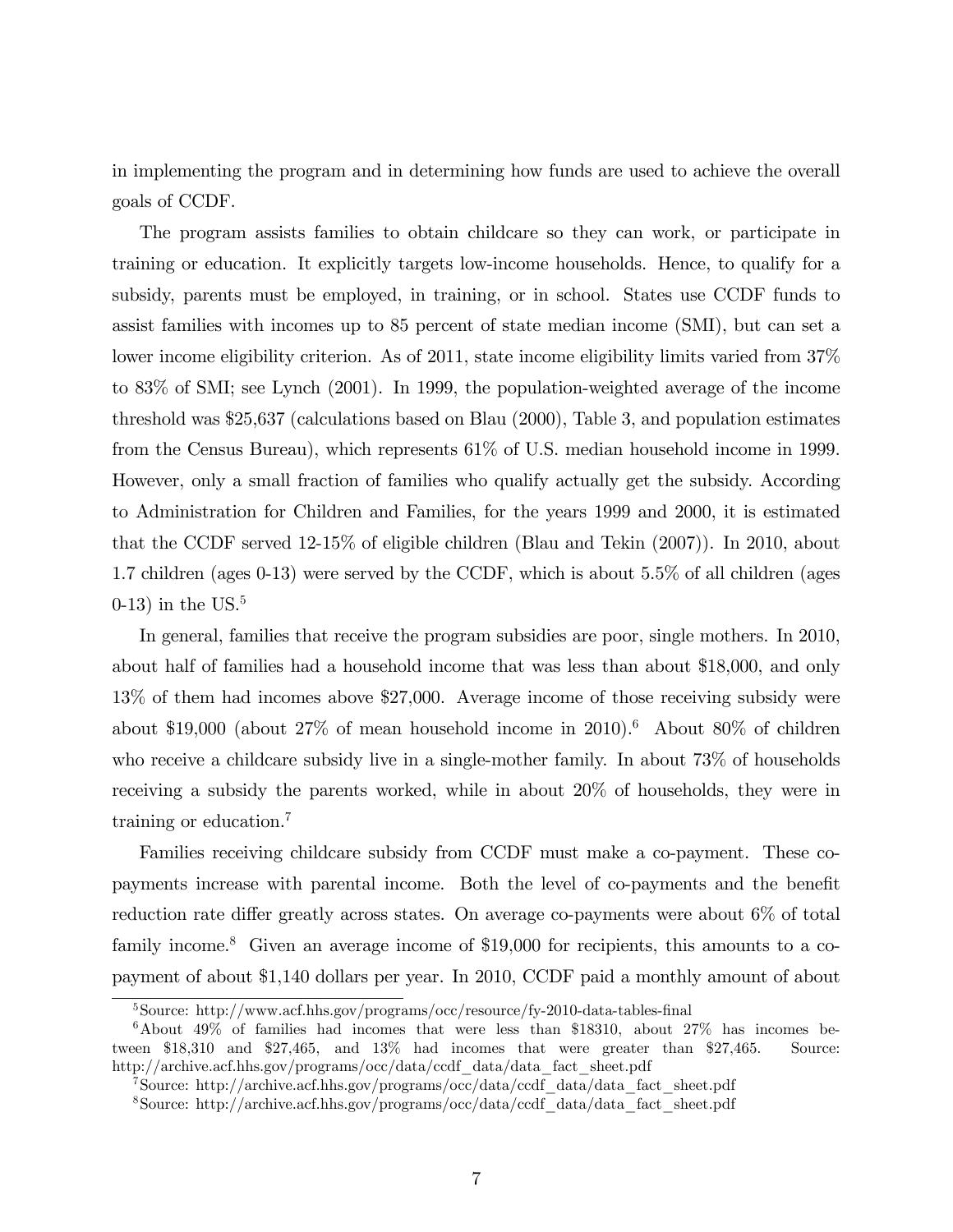in implementing the program and in determining how funds are used to achieve the overall goals of CCDF.

The program assists families to obtain childcare so they can work, or participate in training or education. It explicitly targets low-income households. Hence, to qualify for a subsidy, parents must be employed, in training, or in school. States use CCDF funds to assist families with incomes up to 85 percent of state median income (SMI), but can set a lower income eligibility criterion. As of 2011, state income eligibility limits varied from 37% to 83% of SMI; see Lynch (2001). In 1999, the population-weighted average of the income threshold was $25,637 (calculations based on Blau (2000), Table 3, and population estimates from the Census Bureau), which represents 61% of U.S. median household income in 1999. However, only a small fraction of families who qualify actually get the subsidy. According to Administration for Children and Families, for the years 1999 and 2000, it is estimated that the CCDF served 12-15% of eligible children (Blau and Tekin (2007)). In 2010, about 1.7 children (ages 0-13) were served by the CCDF, which is about 5.5% of all children (ages 0-13) in the US.[5]

In general, families that receive the program subsidies are poor, single mothers. In 2010, about half of families had a household income that was less than about $18,000, and only 13% of them had incomes above $27,000. Average income of those receiving subsidy were about $19,000 (about 27% of mean household income in 2010).[6] About 80% of children who receive a childcare subsidy live in a single-mother family. In about 73% of households receiving a subsidy the parents worked, while in about 20% of households, they were in training or education.[7]

Families receiving childcare subsidy from CCDF must make a co-payment. These co-payments increase with parental income. Both the level of co-payments and the benefit reduction rate differ greatly across states. On average co-payments were about 6% of total family income.[8] Given an average income of $19,000 for recipients, this amounts to a co-payment of about $1,140 dollars per year. In 2010, CCDF paid a monthly amount of about

---

[5] Source: http://www.acf.hhs.gov/programs/occ/resource/fy-2010-data-tables-final

[6] About 49% of families had incomes that were less than $18310, about 27% has incomes between $18,310 and $27,465, and 13% had incomes that were greater than $27,465. Source: http://archive.acf.hhs.gov/programs/occ/data/ccdf_data/data_fact_sheet.pdf

[7] Source: http://archive.acf.hhs.gov/programs/occ/data/ccdf_data/data_fact_sheet.pdf

[8] Source: http://archive.acf.hhs.gov/programs/occ/data/ccdf_data/data_fact_sheet.pdf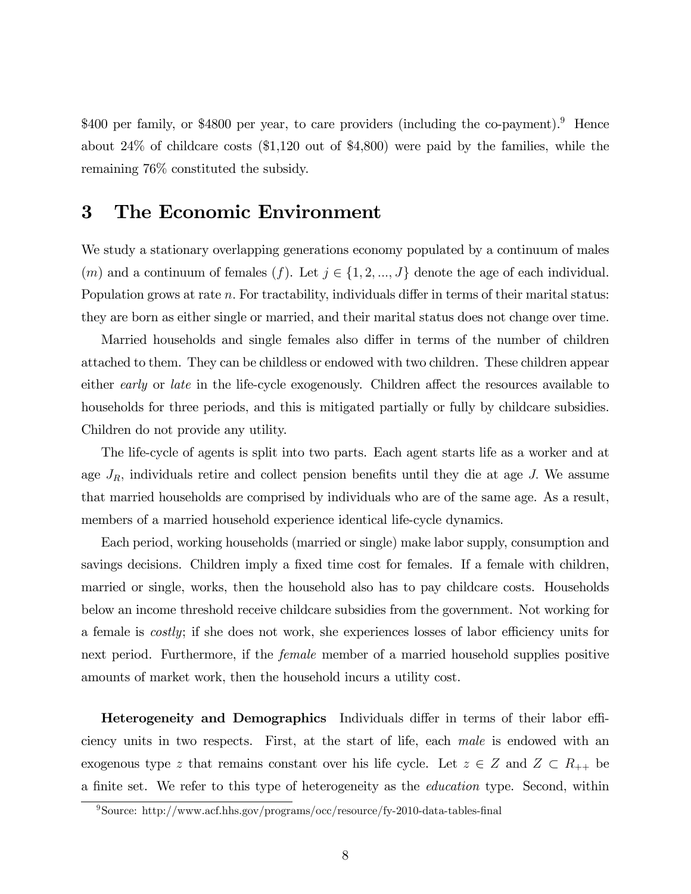$400 per family, or $4800 per year, to care providers (including the co-payment).[9] Hence about 24% of childcare costs ($1,120 out of $4,800) were paid by the families, while the remaining 76% constituted the subsidy.

# 3 The Economic Environment

We study a stationary overlapping generations economy populated by a continuum of males ($m$) and a continuum of females ($f$). Let $j \in \{1, 2, ..., J\}$ denote the age of each individual. Population grows at rate $n$. For tractability, individuals differ in terms of their marital status: they are born as either single or married, and their marital status does not change over time.

Married households and single females also differ in terms of the number of children attached to them. They can be childless or endowed with two children. These children appear either *early* or *late* in the life-cycle exogenously. Children affect the resources available to households for three periods, and this is mitigated partially or fully by childcare subsidies. Children do not provide any utility.

The life-cycle of agents is split into two parts. Each agent starts life as a worker and at age $J_R$, individuals retire and collect pension benefits until they die at age $J$. We assume that married households are comprised by individuals who are of the same age. As a result, members of a married household experience identical life-cycle dynamics.

Each period, working households (married or single) make labor supply, consumption and savings decisions. Children imply a fixed time cost for females. If a female with children, married or single, works, then the household also has to pay childcare costs. Households below an income threshold receive childcare subsidies from the government. Not working for a female is *costly*; if she does not work, she experiences losses of labor efficiency units for next period. Furthermore, if the *female* member of a married household supplies positive amounts of market work, then the household incurs a utility cost.

**Heterogeneity and Demographics** Individuals differ in terms of their labor efficiency units in two respects. First, at the start of life, each *male* is endowed with an exogenous type $z$ that remains constant over his life cycle. Let $z \in Z$ and $Z \subset R_{++}$ be a finite set. We refer to this type of heterogeneity as the *education* type. Second, within

[9] Source: http://www.acf.hhs.gov/programs/occ/resource/fy-2010-data-tables-final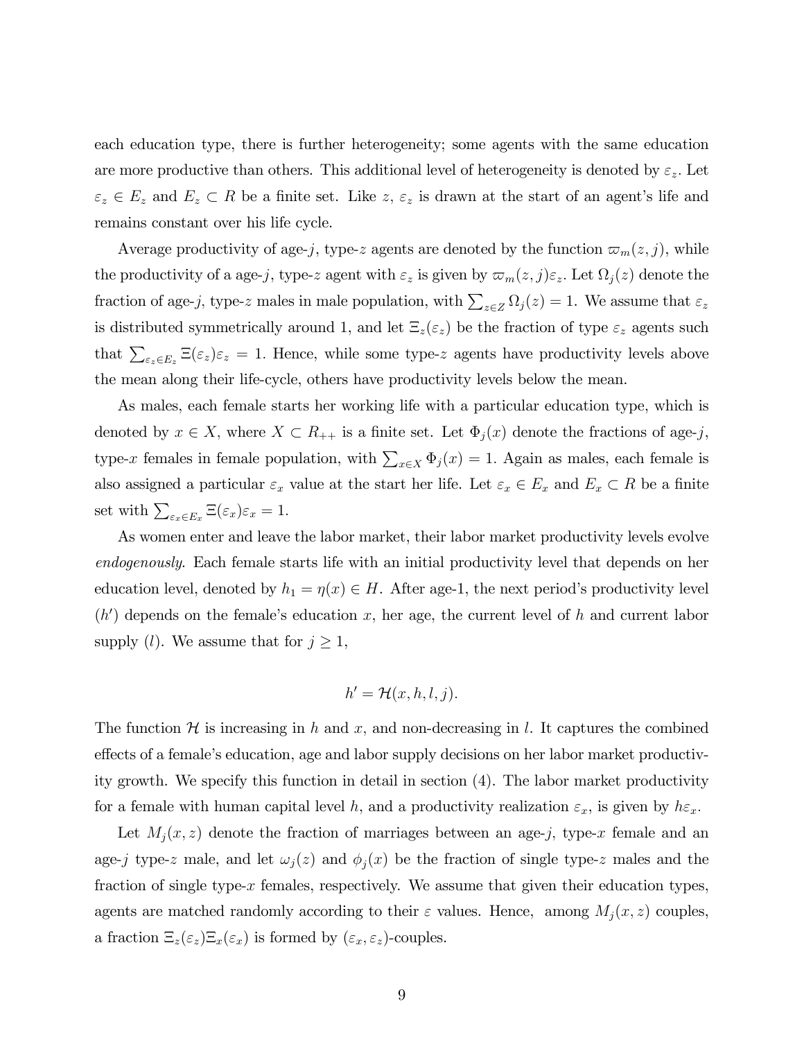each education type, there is further heterogeneity; some agents with the same education are more productive than others. This additional level of heterogeneity is denoted by $\varepsilon_z$. Let $\varepsilon_z \in E_z$ and $E_z \subset R$ be a finite set. Like $z$, $\varepsilon_z$ is drawn at the start of an agent's life and remains constant over his life cycle.

Average productivity of age-$j$, type-$z$ agents are denoted by the function $\varpi_m(z,j)$, while the productivity of a age-$j$, type-$z$ agent with $\varepsilon_z$ is given by $\varpi_m(z,j)\varepsilon_z$. Let $\Omega_j(z)$ denote the fraction of age-$j$, type-$z$ males in male population, with $\sum_{z \in Z} \Omega_j(z) = 1$. We assume that $\varepsilon_z$ is distributed symmetrically around 1, and let $\Xi_z(\varepsilon_z)$ be the fraction of type $\varepsilon_z$ agents such that $\sum_{\varepsilon_z \in E_z} \Xi(\varepsilon_z)\varepsilon_z = 1$. Hence, while some type-$z$ agents have productivity levels above the mean along their life-cycle, others have productivity levels below the mean.

As males, each female starts her working life with a particular education type, which is denoted by $x \in X$, where $X \subset R_{++}$ is a finite set. Let $\Phi_j(x)$ denote the fractions of age-$j$, type-$x$ females in female population, with $\sum_{x \in X} \Phi_j(x) = 1$. Again as males, each female is also assigned a particular $\varepsilon_x$ value at the start her life. Let $\varepsilon_x \in E_x$ and $E_x \subset R$ be a finite set with $\sum_{\varepsilon_x \in E_x} \Xi(\varepsilon_x)\varepsilon_x = 1$.

As women enter and leave the labor market, their labor market productivity levels evolve *endogenously*. Each female starts life with an initial productivity level that depends on her education level, denoted by $h_1 = \eta(x) \in H$. After age-1, the next period's productivity level ($h'$) depends on the female's education $x$, her age, the current level of $h$ and current labor supply ($l$). We assume that for $j \geq 1$,

$$h' = \mathcal{H}(x, h, l, j).$$

The function $\mathcal{H}$ is increasing in $h$ and $x$, and non-decreasing in $l$. It captures the combined effects of a female's education, age and labor supply decisions on her labor market productivity growth. We specify this function in detail in section (4). The labor market productivity for a female with human capital level $h$, and a productivity realization $\varepsilon_x$, is given by $h\varepsilon_x$.

Let $M_j(x,z)$ denote the fraction of marriages between an age-$j$, type-$x$ female and an age-$j$ type-$z$ male, and let $\omega_j(z)$ and $\phi_j(x)$ be the fraction of single type-$z$ males and the fraction of single type-$x$ females, respectively. We assume that given their education types, agents are matched randomly according to their $\varepsilon$ values. Hence, among $M_j(x,z)$ couples, a fraction $\Xi_z(\varepsilon_z)\Xi_x(\varepsilon_x)$ is formed by $(\varepsilon_x, \varepsilon_z)$-couples.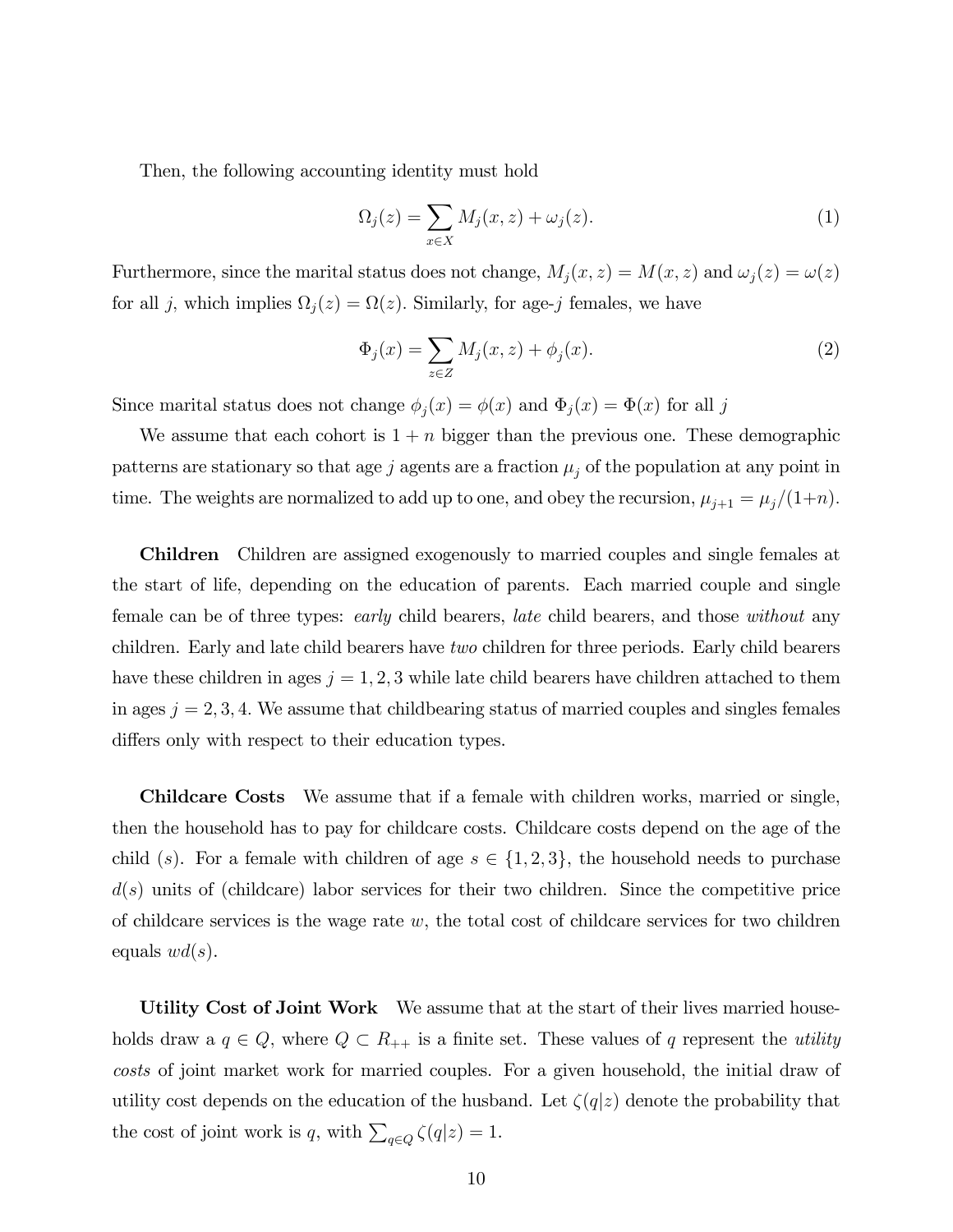Then, the following accounting identity must hold

$$\Omega_j(z) = \sum_{x \in X} M_j(x, z) + \omega_j(z). \tag{1}$$

Furthermore, since the marital status does not change, $M_j(x, z) = M(x, z)$ and $\omega_j(z) = \omega(z)$ for all $j$, which implies $\Omega_j(z) = \Omega(z)$. Similarly, for age-$j$ females, we have

$$\Phi_j(x) = \sum_{z \in Z} M_j(x, z) + \phi_j(x). \tag{2}$$

Since marital status does not change $\phi_j(x) = \phi(x)$ and $\Phi_j(x) = \Phi(x)$ for all $j$

We assume that each cohort is $1 + n$ bigger than the previous one. These demographic patterns are stationary so that age $j$ agents are a fraction $\mu_j$ of the population at any point in time. The weights are normalized to add up to one, and obey the recursion, $\mu_{j+1} = \mu_j/(1+n)$.

**Children** Children are assigned exogenously to married couples and single females at the start of life, depending on the education of parents. Each married couple and single female can be of three types: *early* child bearers, *late* child bearers, and those *without* any children. Early and late child bearers have *two* children for three periods. Early child bearers have these children in ages $j = 1, 2, 3$ while late child bearers have children attached to them in ages $j = 2, 3, 4$. We assume that childbearing status of married couples and singles females differs only with respect to their education types.

**Childcare Costs** We assume that if a female with children works, married or single, then the household has to pay for childcare costs. Childcare costs depend on the age of the child ($s$). For a female with children of age $s \in \{1, 2, 3\}$, the household needs to purchase $d(s)$ units of (childcare) labor services for their two children. Since the competitive price of childcare services is the wage rate $w$, the total cost of childcare services for two children equals $wd(s)$.

**Utility Cost of Joint Work** We assume that at the start of their lives married households draw a $q \in Q$, where $Q \subset R_{++}$ is a finite set. These values of $q$ represent the *utility costs* of joint market work for married couples. For a given household, the initial draw of utility cost depends on the education of the husband. Let $\zeta(q|z)$ denote the probability that the cost of joint work is $q$, with $\sum_{q \in Q} \zeta(q|z) = 1$.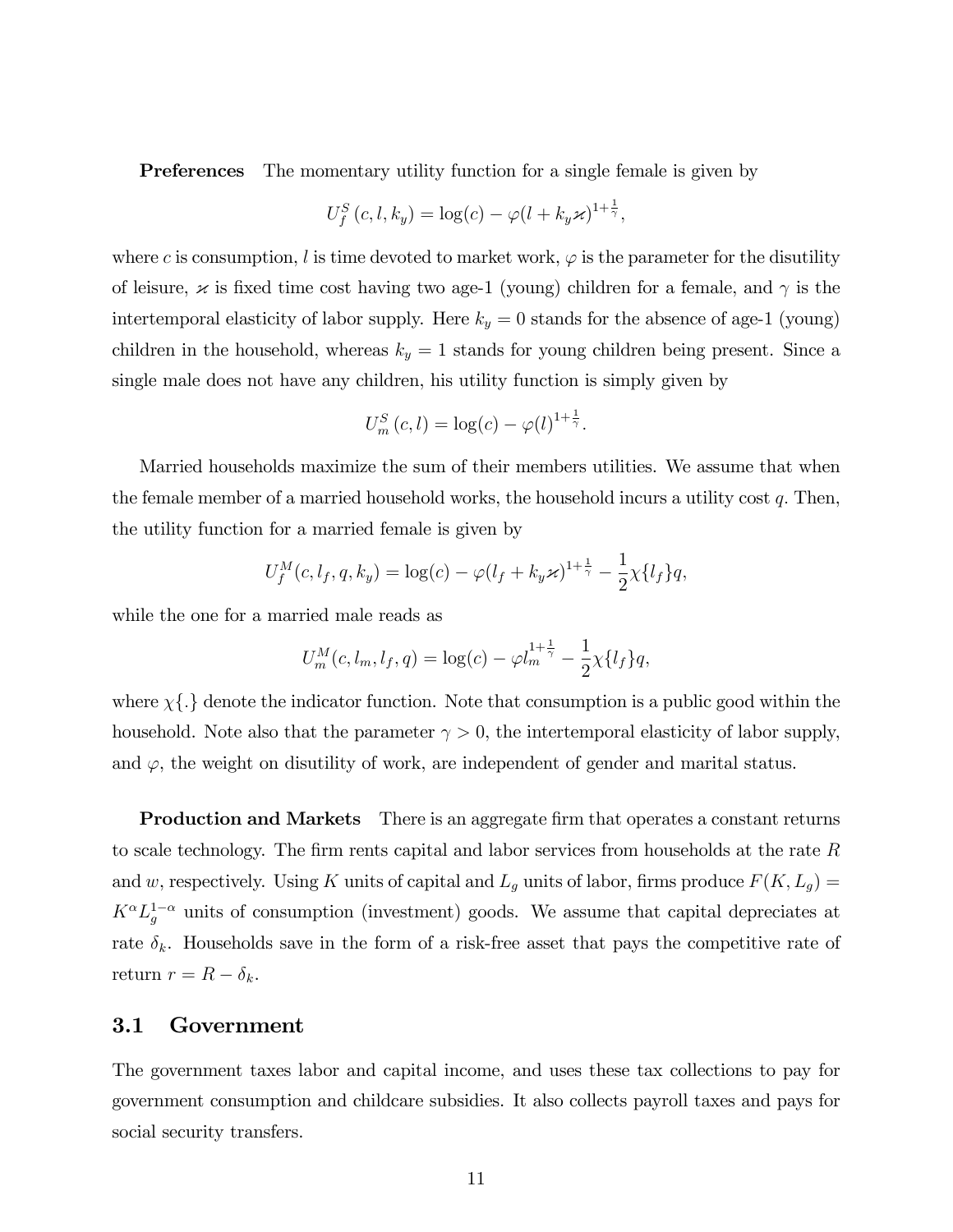**Preferences** The momentary utility function for a single female is given by

$$U_f^S(c, l, k_y) = \log(c) - \varphi(l + k_y \varkappa)^{1+\frac{1}{\gamma}},$$

where $c$ is consumption, $l$ is time devoted to market work, $\varphi$ is the parameter for the disutility of leisure, $\varkappa$ is fixed time cost having two age-1 (young) children for a female, and $\gamma$ is the intertemporal elasticity of labor supply. Here $k_y = 0$ stands for the absence of age-1 (young) children in the household, whereas $k_y = 1$ stands for young children being present. Since a single male does not have any children, his utility function is simply given by

$$U_m^S(c, l) = \log(c) - \varphi(l)^{1+\frac{1}{\gamma}}.$$

Married households maximize the sum of their members utilities. We assume that when the female member of a married household works, the household incurs a utility cost $q$. Then, the utility function for a married female is given by

$$U_f^M(c, l_f, q, k_y) = \log(c) - \varphi(l_f + k_y \varkappa)^{1+\frac{1}{\gamma}} - \frac{1}{2}\chi\{l_f\}q,$$

while the one for a married male reads as

$$U_m^M(c, l_m, l_f, q) = \log(c) - \varphi l_m^{1+\frac{1}{\gamma}} - \frac{1}{2}\chi\{l_f\}q,$$

where $\chi\{.\}$ denote the indicator function. Note that consumption is a public good within the household. Note also that the parameter $\gamma > 0$, the intertemporal elasticity of labor supply, and $\varphi$, the weight on disutility of work, are independent of gender and marital status.

**Production and Markets** There is an aggregate firm that operates a constant returns to scale technology. The firm rents capital and labor services from households at the rate $R$ and $w$, respectively. Using $K$ units of capital and $L_g$ units of labor, firms produce $F(K, L_g) = K^\alpha L_g^{1-\alpha}$ units of consumption (investment) goods. We assume that capital depreciates at rate $\delta_k$. Households save in the form of a risk-free asset that pays the competitive rate of return $r = R - \delta_k$.

## 3.1 Government

The government taxes labor and capital income, and uses these tax collections to pay for government consumption and childcare subsidies. It also collects payroll taxes and pays for social security transfers.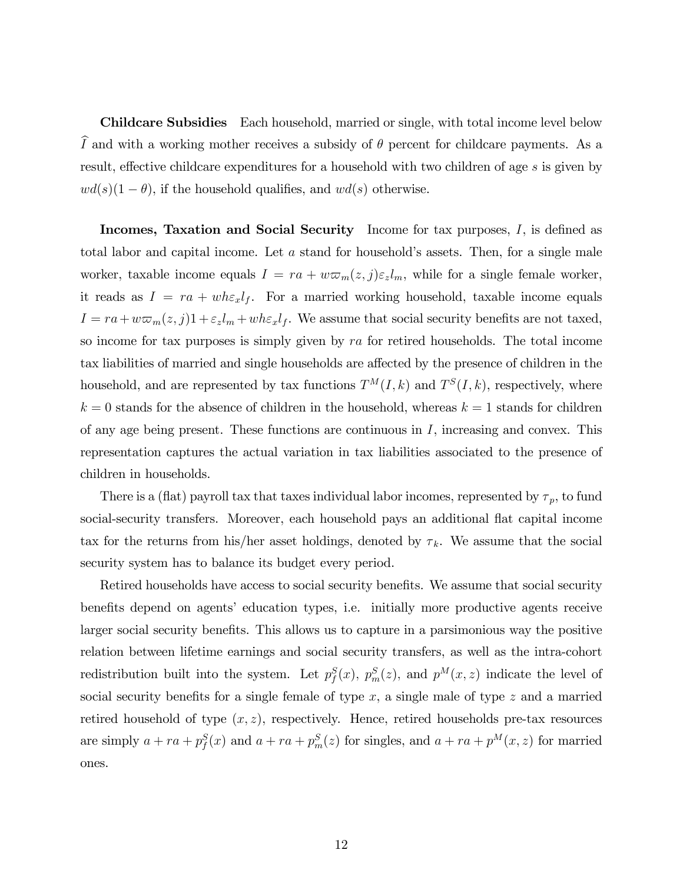**Childcare Subsidies** Each household, married or single, with total income level below $\widehat{I}$ and with a working mother receives a subsidy of $\theta$ percent for childcare payments. As a result, effective childcare expenditures for a household with two children of age $s$ is given by $wd(s)(1-\theta)$, if the household qualifies, and $wd(s)$ otherwise.

**Incomes, Taxation and Social Security** Income for tax purposes, $I$, is defined as total labor and capital income. Let $a$ stand for household's assets. Then, for a single male worker, taxable income equals $I = ra + w\varpi_m(z,j)\varepsilon_z l_m$, while for a single female worker, it reads as $I = ra + wh\varepsilon_x l_f$. For a married working household, taxable income equals $I = ra + w\varpi_m(z,j)1 + \varepsilon_z l_m + wh\varepsilon_x l_f$. We assume that social security benefits are not taxed, so income for tax purposes is simply given by $ra$ for retired households. The total income tax liabilities of married and single households are affected by the presence of children in the household, and are represented by tax functions $T^M(I,k)$ and $T^S(I,k)$, respectively, where $k=0$ stands for the absence of children in the household, whereas $k=1$ stands for children of any age being present. These functions are continuous in $I$, increasing and convex. This representation captures the actual variation in tax liabilities associated to the presence of children in households.

There is a (flat) payroll tax that taxes individual labor incomes, represented by $\tau_p$, to fund social-security transfers. Moreover, each household pays an additional flat capital income tax for the returns from his/her asset holdings, denoted by $\tau_k$. We assume that the social security system has to balance its budget every period.

Retired households have access to social security benefits. We assume that social security benefits depend on agents' education types, i.e. initially more productive agents receive larger social security benefits. This allows us to capture in a parsimonious way the positive relation between lifetime earnings and social security transfers, as well as the intra-cohort redistribution built into the system. Let $p_f^S(x)$, $p_m^S(z)$, and $p^M(x,z)$ indicate the level of social security benefits for a single female of type $x$, a single male of type $z$ and a married retired household of type $(x,z)$, respectively. Hence, retired households pre-tax resources are simply $a + ra + p_f^S(x)$ and $a + ra + p_m^S(z)$ for singles, and $a + ra + p^M(x,z)$ for married ones.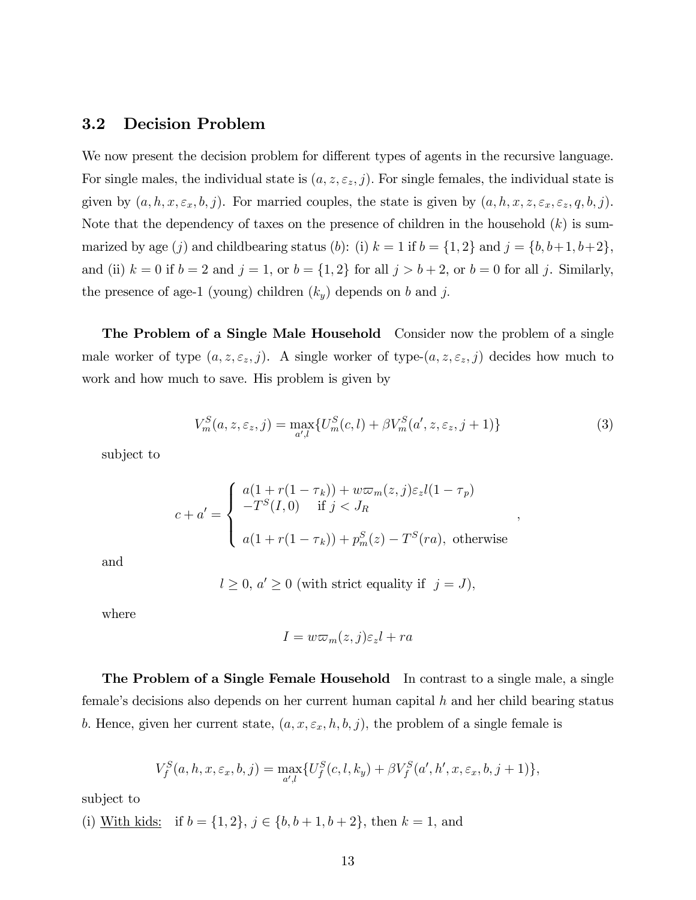## 3.2 Decision Problem

We now present the decision problem for different types of agents in the recursive language. For single males, the individual state is $(a, z, \varepsilon_z, j)$. For single females, the individual state is given by $(a, h, x, \varepsilon_x, b, j)$. For married couples, the state is given by $(a, h, x, z, \varepsilon_x, \varepsilon_z, q, b, j)$. Note that the dependency of taxes on the presence of children in the household $(k)$ is summarized by age $(j)$ and childbearing status $(b)$: (i) $k = 1$ if $b = \{1, 2\}$ and $j = \{b, b+1, b+2\}$, and (ii) $k = 0$ if $b = 2$ and $j = 1$, or $b = \{1, 2\}$ for all $j > b + 2$, or $b = 0$ for all $j$. Similarly, the presence of age-1 (young) children $(k_y)$ depends on $b$ and $j$.

**The Problem of a Single Male Household** Consider now the problem of a single male worker of type $(a, z, \varepsilon_z, j)$. A single worker of type-$(a, z, \varepsilon_z, j)$ decides how much to work and how much to save. His problem is given by

$$V_m^S(a, z, \varepsilon_z, j) = \max_{a', l} \{U_m^S(c, l) + \beta V_m^S(a', z, \varepsilon_z, j + 1)\} \tag{3}$$

subject to

$$c + a' = \begin{cases} a(1 + r(1 - \tau_k)) + w\varpi_m(z, j)\varepsilon_z l(1 - \tau_p) \\ -T^S(I, 0) \quad \text{if } j < J_R \\ \\ a(1 + r(1 - \tau_k)) + p_m^S(z) - T^S(ra), \text{ otherwise} \end{cases},$$

and

$$l \geq 0, \; a' \geq 0 \text{ (with strict equality if } \; j = J),$$

where

$$I = w\varpi_m(z, j)\varepsilon_z l + ra$$

**The Problem of a Single Female Household** In contrast to a single male, a single female's decisions also depends on her current human capital $h$ and her child bearing status $b$. Hence, given her current state, $(a, x, \varepsilon_x, h, b, j)$, the problem of a single female is

$$V_f^S(a, h, x, \varepsilon_x, b, j) = \max_{a', l} \{U_f^S(c, l, k_y) + \beta V_f^S(a', h', x, \varepsilon_x, b, j + 1)\},$$

subject to

(i) <u>With kids:</u> if $b = \{1, 2\}$, $j \in \{b, b + 1, b + 2\}$, then $k = 1$, and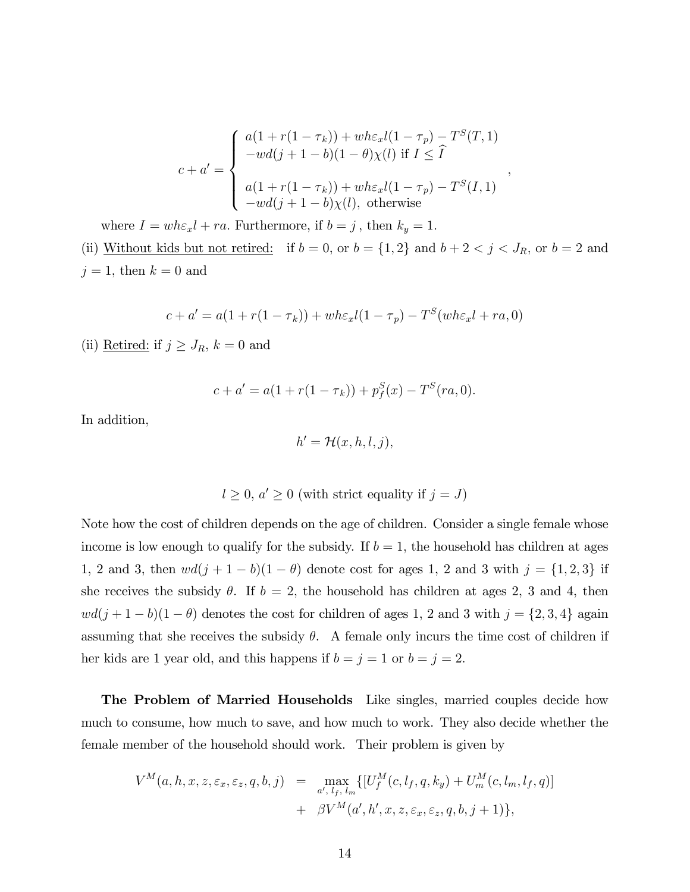$$
c + a' = \begin{cases} a(1 + r(1 - \tau_k)) + wh\varepsilon_x l(1 - \tau_p) - T^S(T, 1) \\ -wd(j + 1 - b)(1 - \theta)\chi(l) \text{ if } I \leq \widehat{I} \\ \\ a(1 + r(1 - \tau_k)) + wh\varepsilon_x l(1 - \tau_p) - T^S(I, 1) \\ -wd(j + 1 - b)\chi(l), \text{ otherwise} \end{cases},
$$

where $I = wh\varepsilon_x l + ra$. Furthermore, if $b = j$ , then $k_y = 1$.

(ii) <u>Without kids but not retired:</u> if $b = 0$, or $b = \{1, 2\}$ and $b + 2 < j < J_R$, or $b = 2$ and $j = 1$, then $k = 0$ and

$$
c + a' = a(1 + r(1 - \tau_k)) + wh\varepsilon_x l(1 - \tau_p) - T^S(wh\varepsilon_x l + ra, 0)
$$

(ii) <u>Retired:</u> if $j \geq J_R$, $k = 0$ and

$$
c + a' = a(1 + r(1 - \tau_k)) + p_f^S(x) - T^S(ra, 0).
$$

In addition,

$$
h' = \mathcal{H}(x, h, l, j),
$$

$$
l \geq 0,\ a' \geq 0 \text{ (with strict equality if } j = J\text{)}
$$

Note how the cost of children depends on the age of children. Consider a single female whose income is low enough to qualify for the subsidy. If $b = 1$, the household has children at ages 1, 2 and 3, then $wd(j + 1 - b)(1 - \theta)$ denote cost for ages 1, 2 and 3 with $j = \{1, 2, 3\}$ if she receives the subsidy $\theta$. If $b = 2$, the household has children at ages 2, 3 and 4, then $wd(j + 1 - b)(1 - \theta)$ denotes the cost for children of ages 1, 2 and 3 with $j = \{2, 3, 4\}$ again assuming that she receives the subsidy $\theta$. A female only incurs the time cost of children if her kids are 1 year old, and this happens if $b = j = 1$ or $b = j = 2$.

**The Problem of Married Households** Like singles, married couples decide how much to consume, how much to save, and how much to work. They also decide whether the female member of the household should work. Their problem is given by

$$
\begin{aligned}
V^M(a, h, x, z, \varepsilon_x, \varepsilon_z, q, b, j) &= \max_{a',\, l_f,\, l_m} \{[U_f^M(c, l_f, q, k_y) + U_m^M(c, l_m, l_f, q)] \\
&+ \beta V^M(a', h', x, z, \varepsilon_x, \varepsilon_z, q, b, j + 1)\},
\end{aligned}
$$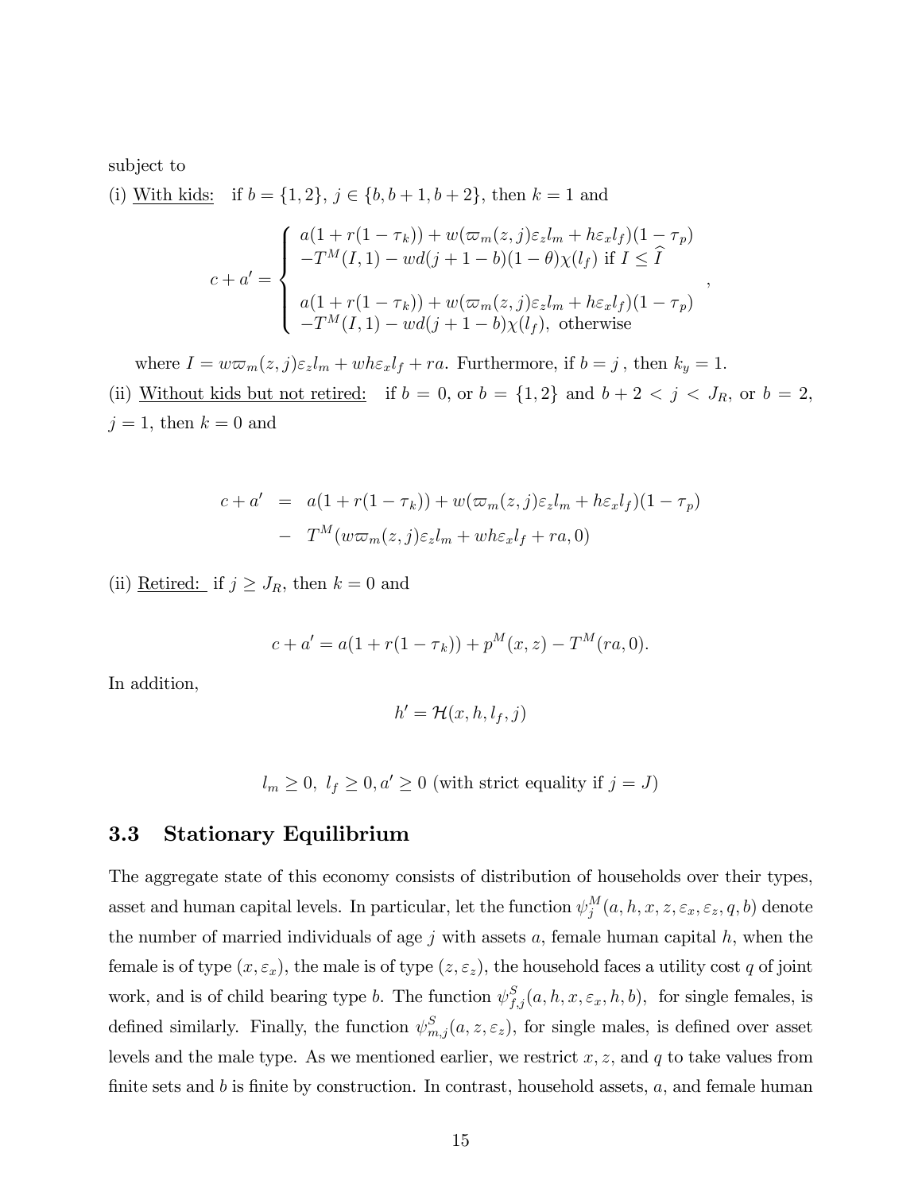subject to

(i) <u>With kids:</u> if $b = \{1, 2\}$, $j \in \{b, b+1, b+2\}$, then $k = 1$ and

$$c + a' = \begin{cases} a(1 + r(1-\tau_k)) + w(\varpi_m(z,j)\varepsilon_z l_m + h\varepsilon_x l_f)(1-\tau_p) \\ -T^M(I,1) - wd(j+1-b)(1-\theta)\chi(l_f) \text{ if } I \leq \widehat{I} \\ \\ a(1 + r(1-\tau_k)) + w(\varpi_m(z,j)\varepsilon_z l_m + h\varepsilon_x l_f)(1-\tau_p) \\ -T^M(I,1) - wd(j+1-b)\chi(l_f), \text{ otherwise} \end{cases},$$

where $I = w\varpi_m(z,j)\varepsilon_z l_m + wh\varepsilon_x l_f + ra$. Furthermore, if $b = j$ , then $k_y = 1$.

(ii) <u>Without kids but not retired:</u> if $b = 0$, or $b = \{1, 2\}$ and $b + 2 < j < J_R$, or $b = 2$, $j = 1$, then $k = 0$ and

$$\begin{aligned} c + a' &= a(1 + r(1-\tau_k)) + w(\varpi_m(z,j)\varepsilon_z l_m + h\varepsilon_x l_f)(1-\tau_p) \\ &- T^M(w\varpi_m(z,j)\varepsilon_z l_m + wh\varepsilon_x l_f + ra, 0) \end{aligned}$$

(ii) <u>Retired:</u> if $j \geq J_R$, then $k = 0$ and

$$c + a' = a(1 + r(1-\tau_k)) + p^M(x,z) - T^M(ra, 0).$$

In addition,

$$h' = \mathcal{H}(x, h, l_f, j)$$

$$l_m \geq 0,\ l_f \geq 0, a' \geq 0 \text{ (with strict equality if } j = J)$$

### 3.3 Stationary Equilibrium

The aggregate state of this economy consists of distribution of households over their types, asset and human capital levels. In particular, let the function $\psi_j^M(a, h, x, z, \varepsilon_x, \varepsilon_z, q, b)$ denote the number of married individuals of age $j$ with assets $a$, female human capital $h$, when the female is of type $(x, \varepsilon_x)$, the male is of type $(z, \varepsilon_z)$, the household faces a utility cost $q$ of joint work, and is of child bearing type $b$. The function $\psi_{f,j}^S(a, h, x, \varepsilon_x, h, b)$, for single females, is defined similarly. Finally, the function $\psi_{m,j}^S(a, z, \varepsilon_z)$, for single males, is defined over asset levels and the male type. As we mentioned earlier, we restrict $x, z$, and $q$ to take values from finite sets and $b$ is finite by construction. In contrast, household assets, $a$, and female human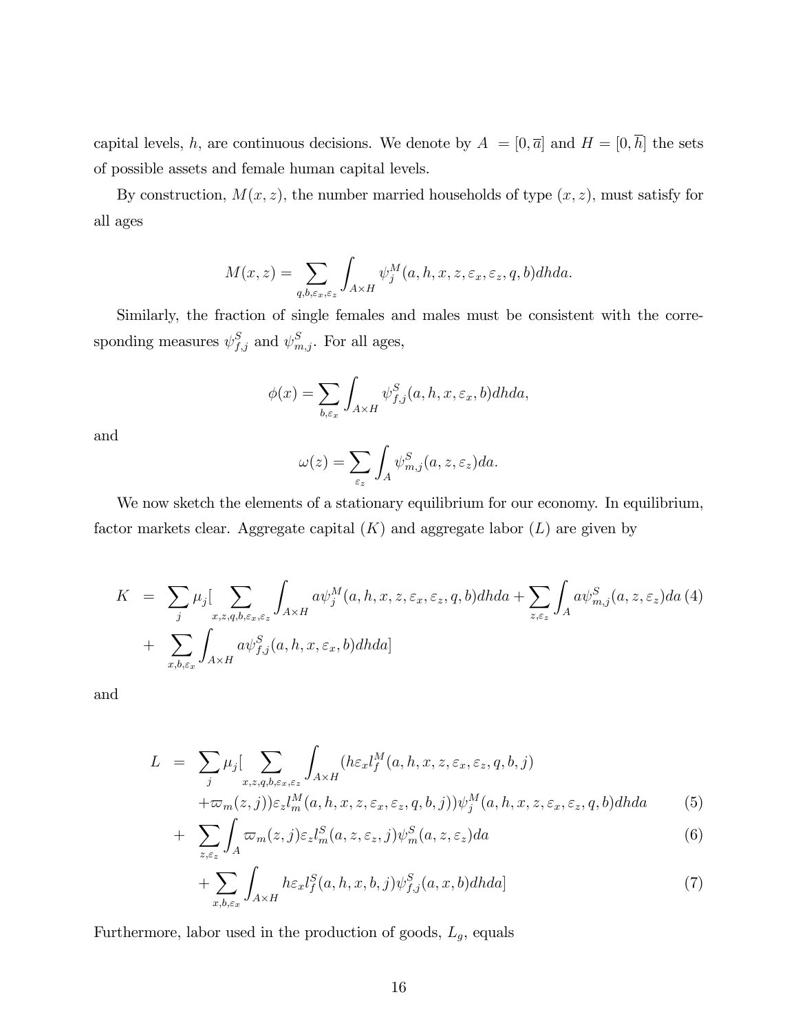capital levels, $h$, are continuous decisions. We denote by $A = [0, \overline{a}]$ and $H = [0, \overline{h}]$ the sets of possible assets and female human capital levels.

By construction, $M(x, z)$, the number married households of type $(x, z)$, must satisfy for all ages

$$M(x, z) = \sum_{q,b,\varepsilon_x,\varepsilon_z} \int_{A \times H} \psi_j^M(a, h, x, z, \varepsilon_x, \varepsilon_z, q, b) dh da.$$

Similarly, the fraction of single females and males must be consistent with the corresponding measures $\psi_{f,j}^S$ and $\psi_{m,j}^S$. For all ages,

$$\phi(x) = \sum_{b,\varepsilon_x} \int_{A \times H} \psi_{f,j}^S(a, h, x, \varepsilon_x, b) dh da,$$

and

$$\omega(z) = \sum_{\varepsilon_z} \int_A \psi_{m,j}^S(a, z, \varepsilon_z) da.$$

We now sketch the elements of a stationary equilibrium for our economy. In equilibrium, factor markets clear. Aggregate capital ($K$) and aggregate labor ($L$) are given by

$$\begin{aligned} K &= \sum_j \mu_j [ \sum_{x,z,q,b,\varepsilon_x,\varepsilon_z} \int_{A \times H} a \psi_j^M(a, h, x, z, \varepsilon_x, \varepsilon_z, q, b) dh da + \sum_{z,\varepsilon_z} \int_A a \psi_{m,j}^S(a, z, \varepsilon_z) da \qquad (4) \\ &+ \sum_{x,b,\varepsilon_x} \int_{A \times H} a \psi_{f,j}^S(a, h, x, \varepsilon_x, b) dh da ] \end{aligned}$$

and

$$\begin{aligned} L &= \sum_j \mu_j [ \sum_{x,z,q,b,\varepsilon_x,\varepsilon_z} \int_{A \times H} (h \varepsilon_x l_f^M(a, h, x, z, \varepsilon_x, \varepsilon_z, q, b, j) \\ &\quad + \varpi_m(z, j)) \varepsilon_z l_m^M(a, h, x, z, \varepsilon_x, \varepsilon_z, q, b, j)) \psi_j^M(a, h, x, z, \varepsilon_x, \varepsilon_z, q, b) dh da \qquad (5) \\ &+ \sum_{z,\varepsilon_z} \int_A \varpi_m(z, j) \varepsilon_z l_m^S(a, z, \varepsilon_z, j) \psi_m^S(a, z, \varepsilon_z) da \qquad (6) \\ &\quad + \sum_{x,b,\varepsilon_x} \int_{A \times H} h \varepsilon_x l_f^S(a, h, x, b, j) \psi_{f,j}^S(a, x, b) dh da ] \qquad (7) \end{aligned}$$

Furthermore, labor used in the production of goods, $L_g$, equals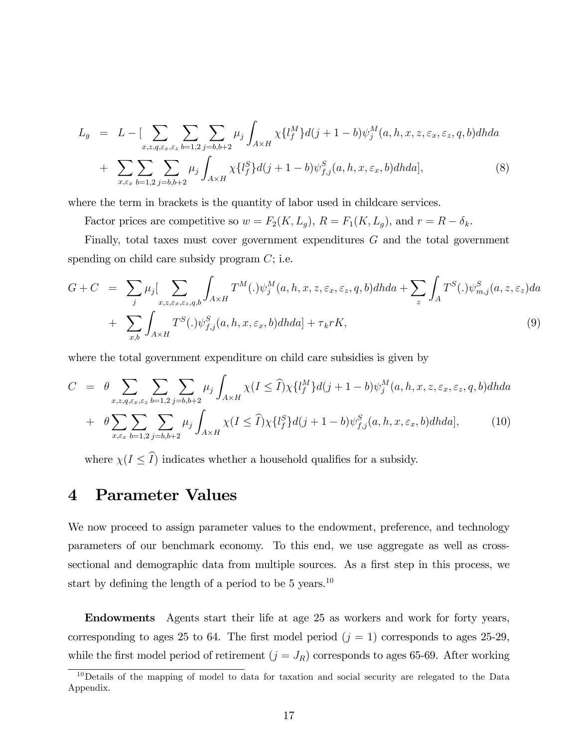$$
\begin{aligned}
L_g &= L - [\sum_{x,z,q,\varepsilon_x,\varepsilon_z} \sum_{b=1,2} \sum_{j=b,b+2} \mu_j \int_{A\times H} \chi\{l_f^M\} d(j+1-b) \psi_j^M(a,h,x,z,\varepsilon_x,\varepsilon_z,q,b) dhda \\
&+ \sum_{x,\varepsilon_x} \sum_{b=1,2} \sum_{j=b,b+2} \mu_j \int_{A\times H} \chi\{l_f^S\} d(j+1-b) \psi_{f,j}^S(a,h,x,\varepsilon_x,b) dhda], \qquad (8)
\end{aligned}
$$

where the term in brackets is the quantity of labor used in childcare services.

Factor prices are competitive so $w = F_2(K, L_g)$, $R = F_1(K, L_g)$, and $r = R - \delta_k$.

Finally, total taxes must cover government expenditures $G$ and the total government spending on child care subsidy program $C$; i.e.

$$
\begin{aligned}
G + C &= \sum_j \mu_j [\sum_{x,z,\varepsilon_x,\varepsilon_z,q,b} \int_{A\times H} T^M(.) \psi_j^M(a,h,x,z,\varepsilon_x,\varepsilon_z,q,b) dhda + \sum_z \int_A T^S(.) \psi_{m,j}^S(a,z,\varepsilon_z) da \\
&+ \sum_{x,b} \int_{A\times H} T^S(.) \psi_{f,j}^S(a,h,x,\varepsilon_x,b) dhda] + \tau_k r K, \qquad (9)
\end{aligned}
$$

where the total government expenditure on child care subsidies is given by

$$
\begin{aligned}
C &= \theta \sum_{x,z,q,\varepsilon_x,\varepsilon_z} \sum_{b=1,2} \sum_{j=b,b+2} \mu_j \int_{A\times H} \chi(I \leq \widehat{I}) \chi\{l_f^M\} d(j+1-b) \psi_j^M(a,h,x,z,\varepsilon_x,\varepsilon_z,q,b) dhda \\
&+ \theta \sum_{x,\varepsilon_x} \sum_{b=1,2} \sum_{j=b,b+2} \mu_j \int_{A\times H} \chi(I \leq \widehat{I}) \chi\{l_f^S\} d(j+1-b) \psi_{f,j}^S(a,h,x,\varepsilon_x,b) dhda], \qquad (10)
\end{aligned}
$$

where $\chi(I \leq \widehat{I})$ indicates whether a household qualifies for a subsidy.

# 4 Parameter Values

We now proceed to assign parameter values to the endowment, preference, and technology parameters of our benchmark economy. To this end, we use aggregate as well as cross-sectional and demographic data from multiple sources. As a first step in this process, we start by defining the length of a period to be 5 years.[10]

**Endowments** Agents start their life at age 25 as workers and work for forty years, corresponding to ages 25 to 64. The first model period ($j = 1$) corresponds to ages 25-29, while the first model period of retirement ($j = J_R$) corresponds to ages 65-69. After working

[10] Details of the mapping of model to data for taxation and social security are relegated to the Data Appendix.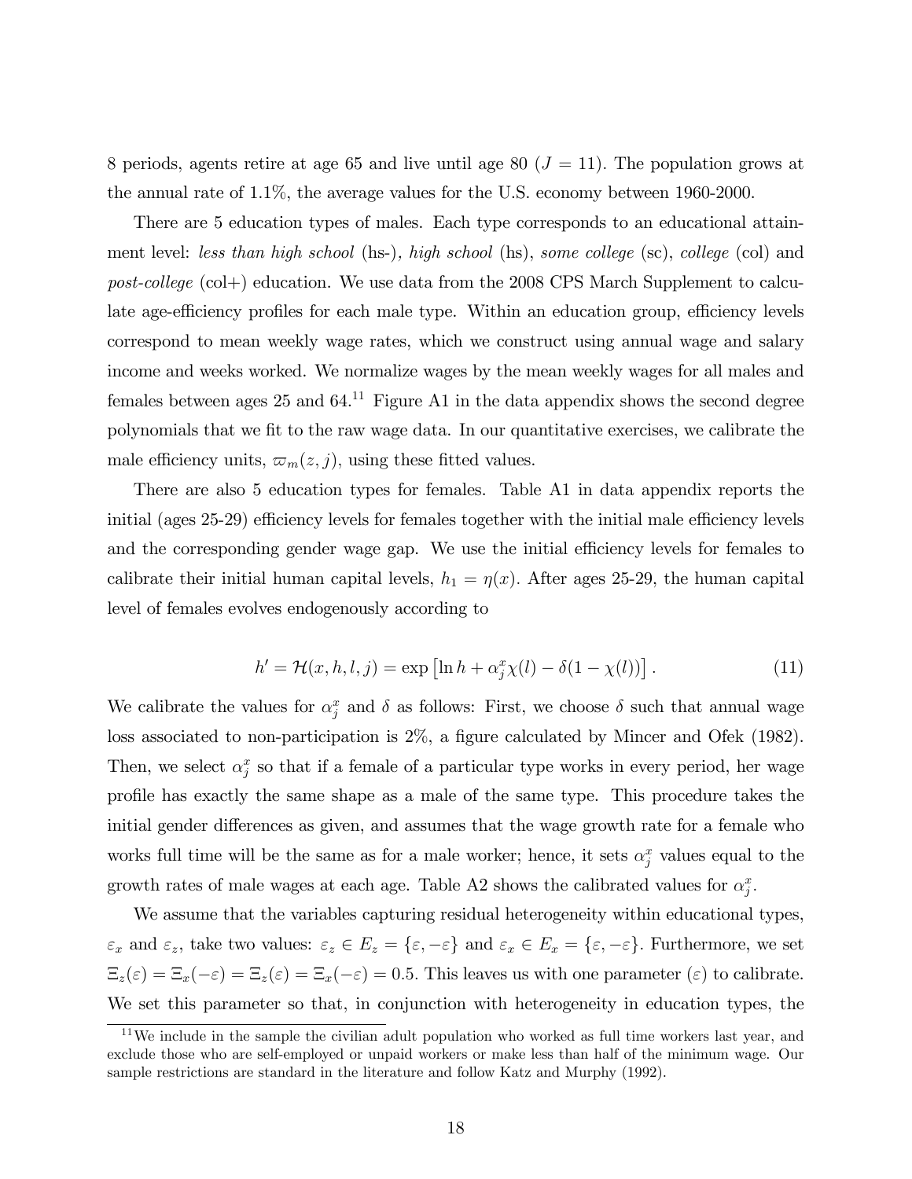8 periods, agents retire at age 65 and live until age 80 ($J = 11$). The population grows at the annual rate of 1.1%, the average values for the U.S. economy between 1960-2000.

There are 5 education types of males. Each type corresponds to an educational attainment level: *less than high school* (hs-), *high school* (hs), *some college* (sc), *college* (col) and *post-college* (col+) education. We use data from the 2008 CPS March Supplement to calculate age-efficiency profiles for each male type. Within an education group, efficiency levels correspond to mean weekly wage rates, which we construct using annual wage and salary income and weeks worked. We normalize wages by the mean weekly wages for all males and females between ages 25 and 64.[11] Figure A1 in the data appendix shows the second degree polynomials that we fit to the raw wage data. In our quantitative exercises, we calibrate the male efficiency units, $\varpi_m(z, j)$, using these fitted values.

There are also 5 education types for females. Table A1 in data appendix reports the initial (ages 25-29) efficiency levels for females together with the initial male efficiency levels and the corresponding gender wage gap. We use the initial efficiency levels for females to calibrate their initial human capital levels, $h_1 = \eta(x)$. After ages 25-29, the human capital level of females evolves endogenously according to

$$h' = \mathcal{H}(x, h, l, j) = \exp\left[\ln h + \alpha_j^x \chi(l) - \delta(1 - \chi(l))\right]. \tag{11}$$

We calibrate the values for $\alpha_j^x$ and $\delta$ as follows: First, we choose $\delta$ such that annual wage loss associated to non-participation is 2%, a figure calculated by Mincer and Ofek (1982). Then, we select $\alpha_j^x$ so that if a female of a particular type works in every period, her wage profile has exactly the same shape as a male of the same type. This procedure takes the initial gender differences as given, and assumes that the wage growth rate for a female who works full time will be the same as for a male worker; hence, it sets $\alpha_j^x$ values equal to the growth rates of male wages at each age. Table A2 shows the calibrated values for $\alpha_j^x$.

We assume that the variables capturing residual heterogeneity within educational types, $\varepsilon_x$ and $\varepsilon_z$, take two values: $\varepsilon_z \in E_z = \{\varepsilon, -\varepsilon\}$ and $\varepsilon_x \in E_x = \{\varepsilon, -\varepsilon\}$. Furthermore, we set $\Xi_z(\varepsilon) = \Xi_x(-\varepsilon) = \Xi_z(\varepsilon) = \Xi_x(-\varepsilon) = 0.5$. This leaves us with one parameter ($\varepsilon$) to calibrate. We set this parameter so that, in conjunction with heterogeneity in education types, the

[11] We include in the sample the civilian adult population who worked as full time workers last year, and exclude those who are self-employed or unpaid workers or make less than half of the minimum wage. Our sample restrictions are standard in the literature and follow Katz and Murphy (1992).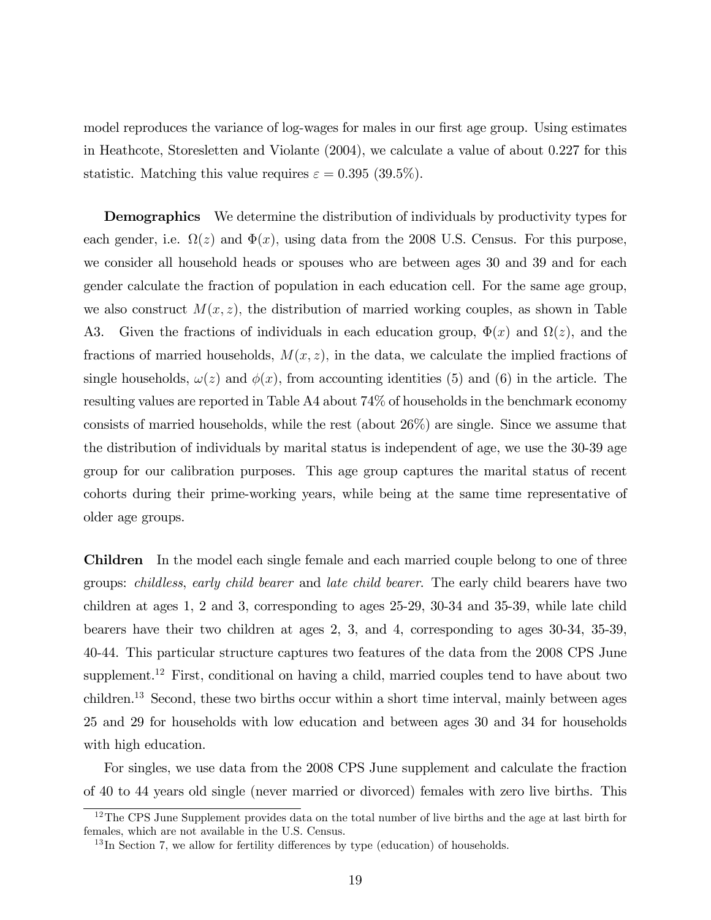model reproduces the variance of log-wages for males in our first age group. Using estimates in Heathcote, Storesletten and Violante (2004), we calculate a value of about 0.227 for this statistic. Matching this value requires $\varepsilon = 0.395$ (39.5%).

**Demographics** We determine the distribution of individuals by productivity types for each gender, i.e. $\Omega(z)$ and $\Phi(x)$, using data from the 2008 U.S. Census. For this purpose, we consider all household heads or spouses who are between ages 30 and 39 and for each gender calculate the fraction of population in each education cell. For the same age group, we also construct $M(x, z)$, the distribution of married working couples, as shown in Table A3. Given the fractions of individuals in each education group, $\Phi(x)$ and $\Omega(z)$, and the fractions of married households, $M(x, z)$, in the data, we calculate the implied fractions of single households, $\omega(z)$ and $\phi(x)$, from accounting identities (5) and (6) in the article. The resulting values are reported in Table A4 about 74% of households in the benchmark economy consists of married households, while the rest (about 26%) are single. Since we assume that the distribution of individuals by marital status is independent of age, we use the 30-39 age group for our calibration purposes. This age group captures the marital status of recent cohorts during their prime-working years, while being at the same time representative of older age groups.

**Children** In the model each single female and each married couple belong to one of three groups: *childless*, *early child bearer* and *late child bearer*. The early child bearers have two children at ages 1, 2 and 3, corresponding to ages 25-29, 30-34 and 35-39, while late child bearers have their two children at ages 2, 3, and 4, corresponding to ages 30-34, 35-39, 40-44. This particular structure captures two features of the data from the 2008 CPS June supplement.[12] First, conditional on having a child, married couples tend to have about two children.[13] Second, these two births occur within a short time interval, mainly between ages 25 and 29 for households with low education and between ages 30 and 34 for households with high education.

For singles, we use data from the 2008 CPS June supplement and calculate the fraction of 40 to 44 years old single (never married or divorced) females with zero live births. This

[12] The CPS June Supplement provides data on the total number of live births and the age at last birth for females, which are not available in the U.S. Census.

[13] In Section 7, we allow for fertility differences by type (education) of households.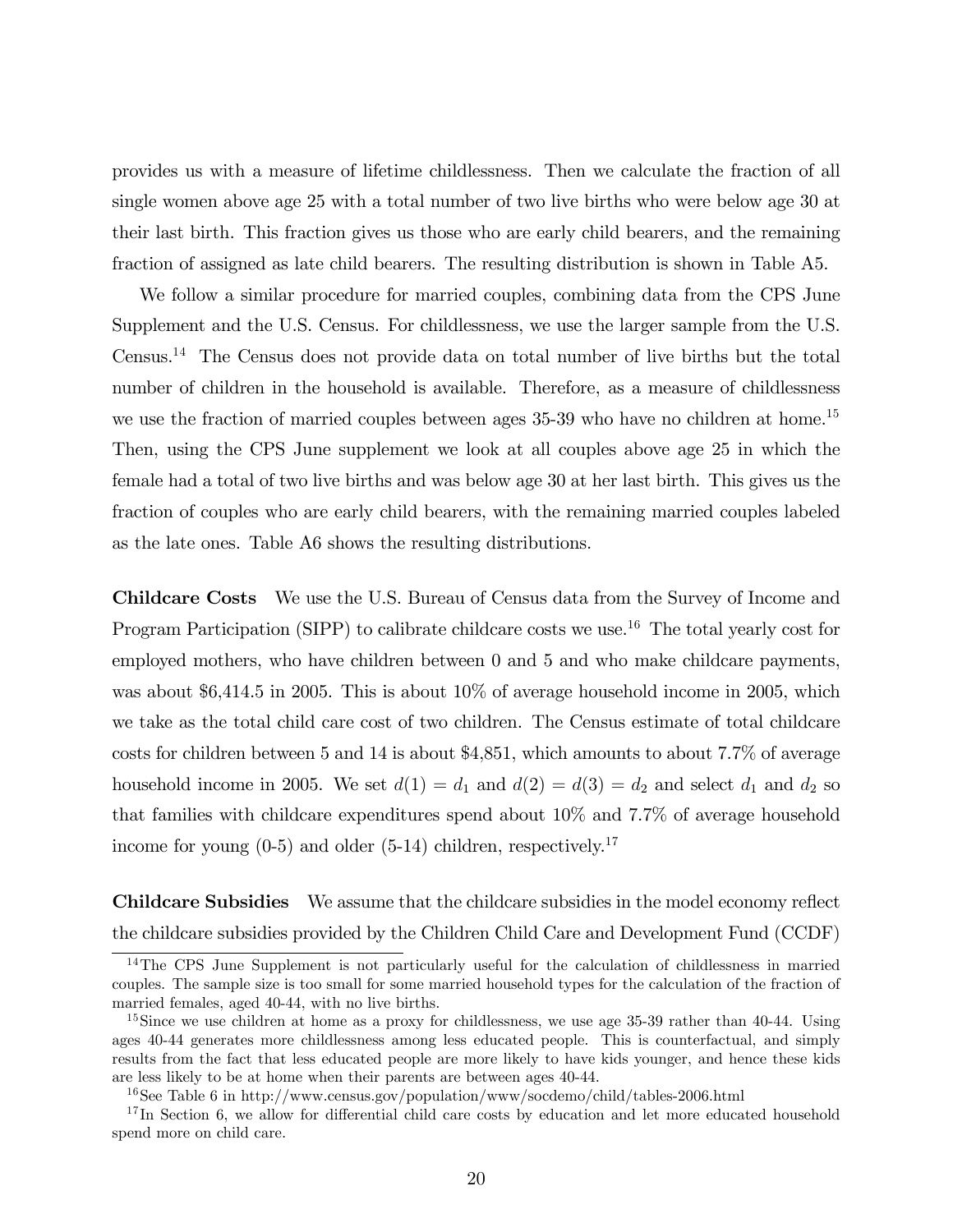provides us with a measure of lifetime childlessness. Then we calculate the fraction of all single women above age 25 with a total number of two live births who were below age 30 at their last birth. This fraction gives us those who are early child bearers, and the remaining fraction of assigned as late child bearers. The resulting distribution is shown in Table A5.

We follow a similar procedure for married couples, combining data from the CPS June Supplement and the U.S. Census. For childlessness, we use the larger sample from the U.S. Census.[14] The Census does not provide data on total number of live births but the total number of children in the household is available. Therefore, as a measure of childlessness we use the fraction of married couples between ages 35-39 who have no children at home.[15] Then, using the CPS June supplement we look at all couples above age 25 in which the female had a total of two live births and was below age 30 at her last birth. This gives us the fraction of couples who are early child bearers, with the remaining married couples labeled as the late ones. Table A6 shows the resulting distributions.

**Childcare Costs** We use the U.S. Bureau of Census data from the Survey of Income and Program Participation (SIPP) to calibrate childcare costs we use.[16] The total yearly cost for employed mothers, who have children between 0 and 5 and who make childcare payments, was about $6,414.5 in 2005. This is about 10% of average household income in 2005, which we take as the total child care cost of two children. The Census estimate of total childcare costs for children between 5 and 14 is about $4,851, which amounts to about 7.7% of average household income in 2005. We set $d(1) = d_1$ and $d(2) = d(3) = d_2$ and select $d_1$ and $d_2$ so that families with childcare expenditures spend about 10% and 7.7% of average household income for young (0-5) and older (5-14) children, respectively.[17]

**Childcare Subsidies** We assume that the childcare subsidies in the model economy reflect the childcare subsidies provided by the Children Child Care and Development Fund (CCDF)

[14] The CPS June Supplement is not particularly useful for the calculation of childlessness in married couples. The sample size is too small for some married household types for the calculation of the fraction of married females, aged 40-44, with no live births.

[15] Since we use children at home as a proxy for childlessness, we use age 35-39 rather than 40-44. Using ages 40-44 generates more childlessness among less educated people. This is counterfactual, and simply results from the fact that less educated people are more likely to have kids younger, and hence these kids are less likely to be at home when their parents are between ages 40-44.

[16] See Table 6 in http://www.census.gov/population/www/socdemo/child/tables-2006.html

[17] In Section 6, we allow for differential child care costs by education and let more educated household spend more on child care.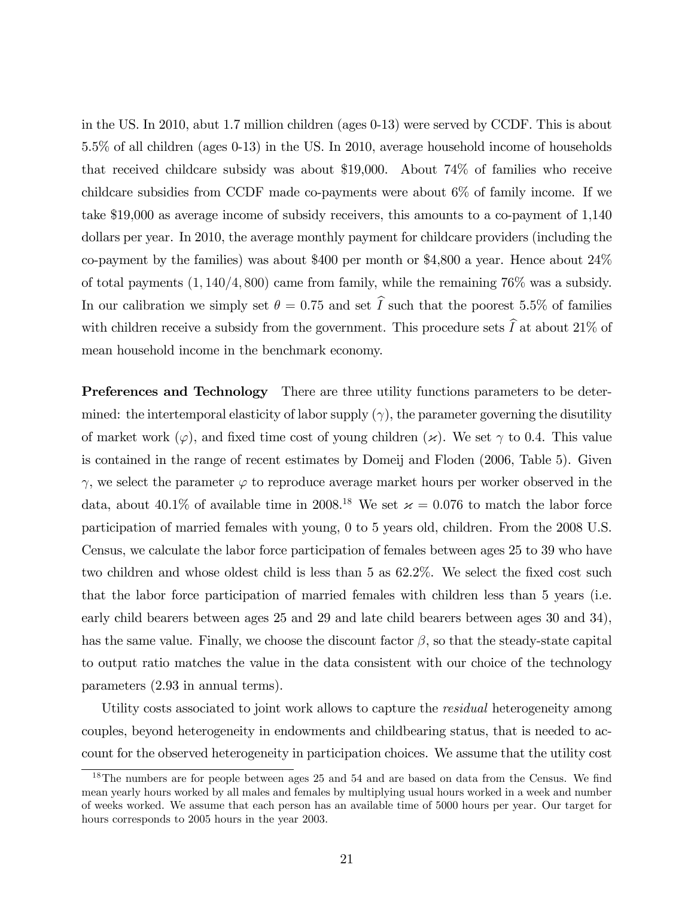in the US. In 2010, abut 1.7 million children (ages 0-13) were served by CCDF. This is about 5.5% of all children (ages 0-13) in the US. In 2010, average household income of households that received childcare subsidy was about \$19,000. About 74% of families who receive childcare subsidies from CCDF made co-payments were about 6% of family income. If we take \$19,000 as average income of subsidy receivers, this amounts to a co-payment of 1,140 dollars per year. In 2010, the average monthly payment for childcare providers (including the co-payment by the families) was about \$400 per month or \$4,800 a year. Hence about 24% of total payments $(1,140/4,800)$ came from family, while the remaining 76% was a subsidy. In our calibration we simply set $\theta = 0.75$ and set $\widehat{I}$ such that the poorest 5.5% of families with children receive a subsidy from the government. This procedure sets $\widehat{I}$ at about 21% of mean household income in the benchmark economy.

**Preferences and Technology** There are three utility functions parameters to be determined: the intertemporal elasticity of labor supply ($\gamma$), the parameter governing the disutility of market work ($\varphi$), and fixed time cost of young children ($\varkappa$). We set $\gamma$ to 0.4. This value is contained in the range of recent estimates by Domeij and Floden (2006, Table 5). Given $\gamma$, we select the parameter $\varphi$ to reproduce average market hours per worker observed in the data, about 40.1% of available time in 2008.[18] We set $\varkappa = 0.076$ to match the labor force participation of married females with young, 0 to 5 years old, children. From the 2008 U.S. Census, we calculate the labor force participation of females between ages 25 to 39 who have two children and whose oldest child is less than 5 as 62.2%. We select the fixed cost such that the labor force participation of married females with children less than 5 years (i.e. early child bearers between ages 25 and 29 and late child bearers between ages 30 and 34), has the same value. Finally, we choose the discount factor $\beta$, so that the steady-state capital to output ratio matches the value in the data consistent with our choice of the technology parameters (2.93 in annual terms).

Utility costs associated to joint work allows to capture the *residual* heterogeneity among couples, beyond heterogeneity in endowments and childbearing status, that is needed to account for the observed heterogeneity in participation choices. We assume that the utility cost

[18] The numbers are for people between ages 25 and 54 and are based on data from the Census. We find mean yearly hours worked by all males and females by multiplying usual hours worked in a week and number of weeks worked. We assume that each person has an available time of 5000 hours per year. Our target for hours corresponds to 2005 hours in the year 2003.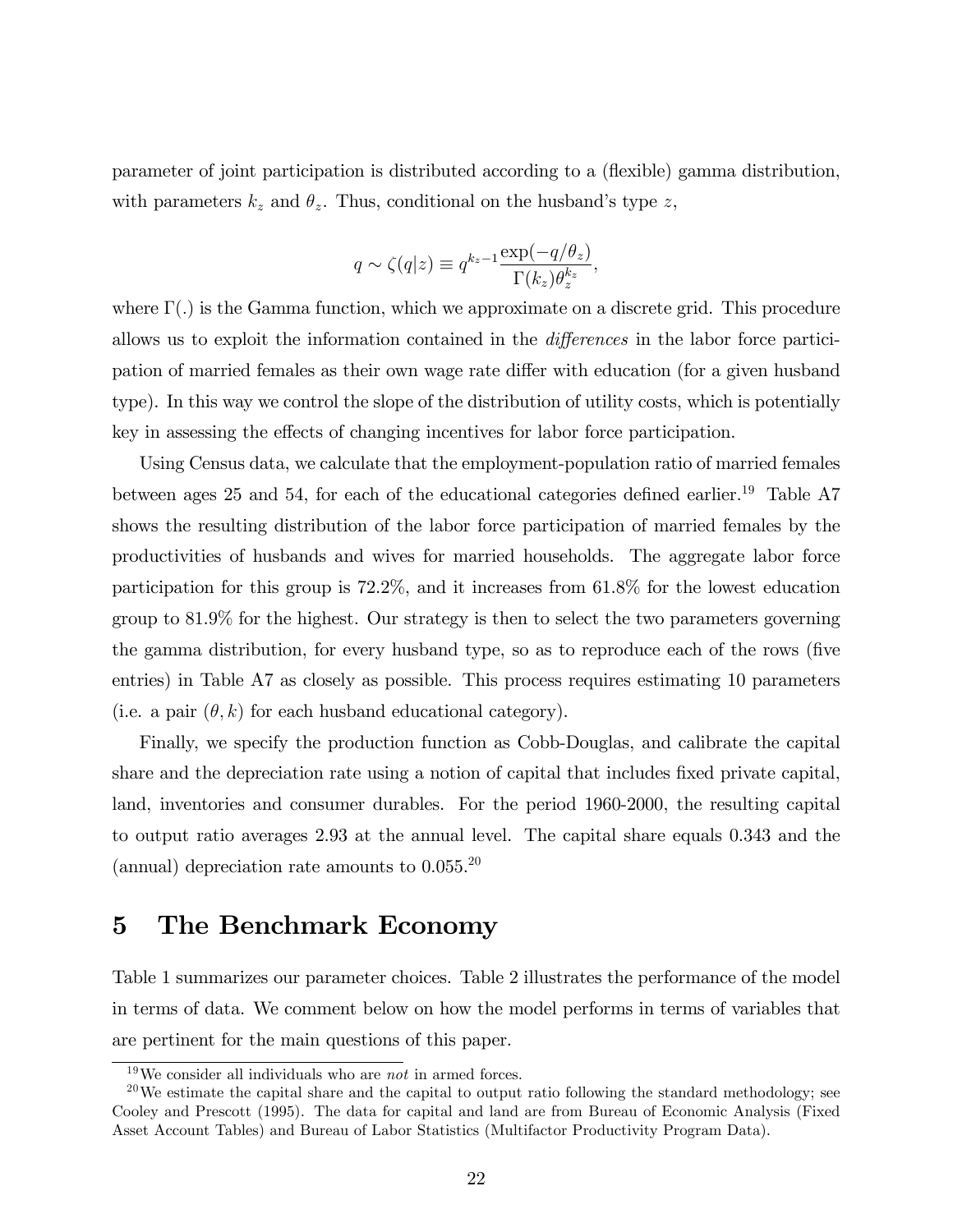parameter of joint participation is distributed according to a (flexible) gamma distribution, with parameters $k_z$ and $\theta_z$. Thus, conditional on the husband's type $z$,

$$q \sim \zeta(q|z) \equiv q^{k_z - 1} \frac{\exp(-q/\theta_z)}{\Gamma(k_z)\theta_z^{k_z}},$$

where $\Gamma(.)$ is the Gamma function, which we approximate on a discrete grid. This procedure allows us to exploit the information contained in the *differences* in the labor force participation of married females as their own wage rate differ with education (for a given husband type). In this way we control the slope of the distribution of utility costs, which is potentially key in assessing the effects of changing incentives for labor force participation.

Using Census data, we calculate that the employment-population ratio of married females between ages 25 and 54, for each of the educational categories defined earlier.[19] Table A7 shows the resulting distribution of the labor force participation of married females by the productivities of husbands and wives for married households. The aggregate labor force participation for this group is 72.2%, and it increases from 61.8% for the lowest education group to 81.9% for the highest. Our strategy is then to select the two parameters governing the gamma distribution, for every husband type, so as to reproduce each of the rows (five entries) in Table A7 as closely as possible. This process requires estimating 10 parameters (i.e. a pair $(\theta, k)$ for each husband educational category).

Finally, we specify the production function as Cobb-Douglas, and calibrate the capital share and the depreciation rate using a notion of capital that includes fixed private capital, land, inventories and consumer durables. For the period 1960-2000, the resulting capital to output ratio averages 2.93 at the annual level. The capital share equals 0.343 and the (annual) depreciation rate amounts to 0.055.[20]

# 5 The Benchmark Economy

Table 1 summarizes our parameter choices. Table 2 illustrates the performance of the model in terms of data. We comment below on how the model performs in terms of variables that are pertinent for the main questions of this paper.

[19] We consider all individuals who are *not* in armed forces.

[20] We estimate the capital share and the capital to output ratio following the standard methodology; see Cooley and Prescott (1995). The data for capital and land are from Bureau of Economic Analysis (Fixed Asset Account Tables) and Bureau of Labor Statistics (Multifactor Productivity Program Data).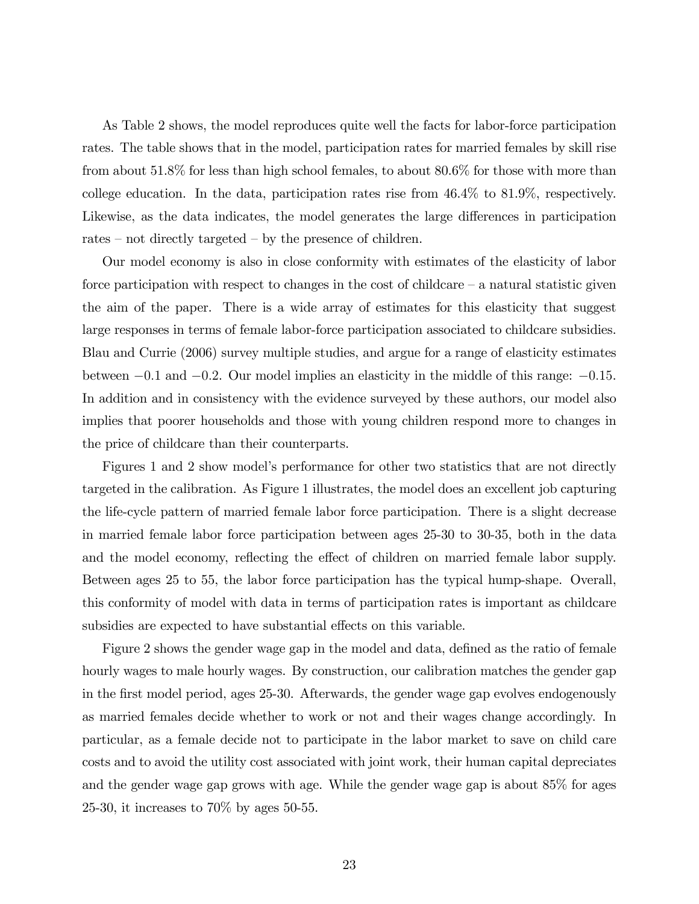As Table 2 shows, the model reproduces quite well the facts for labor-force participation rates. The table shows that in the model, participation rates for married females by skill rise from about 51.8% for less than high school females, to about 80.6% for those with more than college education. In the data, participation rates rise from 46.4% to 81.9%, respectively. Likewise, as the data indicates, the model generates the large differences in participation rates – not directly targeted – by the presence of children.

Our model economy is also in close conformity with estimates of the elasticity of labor force participation with respect to changes in the cost of childcare – a natural statistic given the aim of the paper. There is a wide array of estimates for this elasticity that suggest large responses in terms of female labor-force participation associated to childcare subsidies. Blau and Currie (2006) survey multiple studies, and argue for a range of elasticity estimates between $-0.1$ and $-0.2$. Our model implies an elasticity in the middle of this range: $-0.15$. In addition and in consistency with the evidence surveyed by these authors, our model also implies that poorer households and those with young children respond more to changes in the price of childcare than their counterparts.

Figures 1 and 2 show model's performance for other two statistics that are not directly targeted in the calibration. As Figure 1 illustrates, the model does an excellent job capturing the life-cycle pattern of married female labor force participation. There is a slight decrease in married female labor force participation between ages 25-30 to 30-35, both in the data and the model economy, reflecting the effect of children on married female labor supply. Between ages 25 to 55, the labor force participation has the typical hump-shape. Overall, this conformity of model with data in terms of participation rates is important as childcare subsidies are expected to have substantial effects on this variable.

Figure 2 shows the gender wage gap in the model and data, defined as the ratio of female hourly wages to male hourly wages. By construction, our calibration matches the gender gap in the first model period, ages 25-30. Afterwards, the gender wage gap evolves endogenously as married females decide whether to work or not and their wages change accordingly. In particular, as a female decide not to participate in the labor market to save on child care costs and to avoid the utility cost associated with joint work, their human capital depreciates and the gender wage gap grows with age. While the gender wage gap is about 85% for ages 25-30, it increases to 70% by ages 50-55.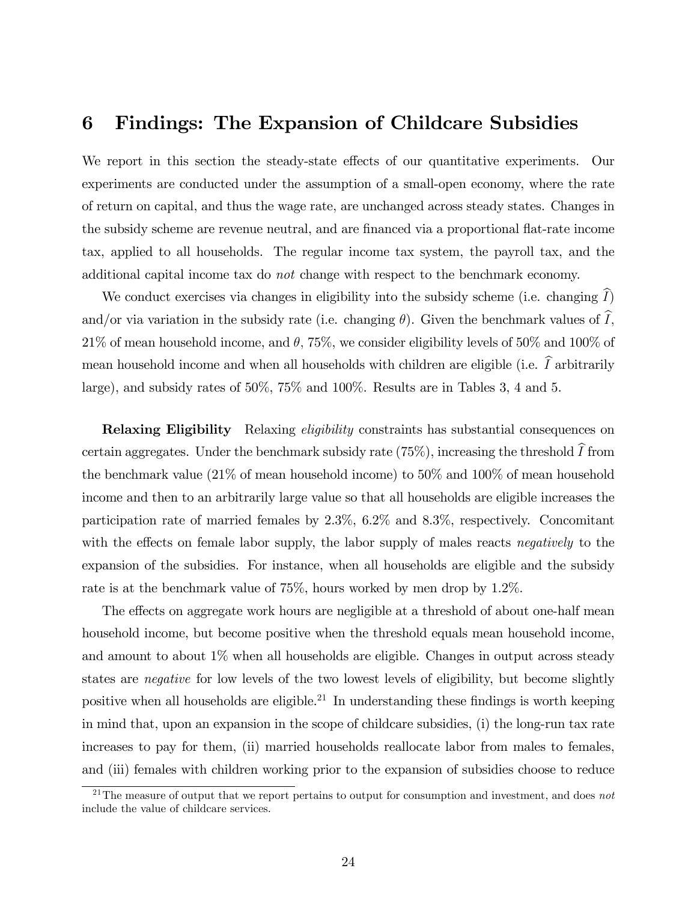# 6 Findings: The Expansion of Childcare Subsidies

We report in this section the steady-state effects of our quantitative experiments. Our experiments are conducted under the assumption of a small-open economy, where the rate of return on capital, and thus the wage rate, are unchanged across steady states. Changes in the subsidy scheme are revenue neutral, and are financed via a proportional flat-rate income tax, applied to all households. The regular income tax system, the payroll tax, and the additional capital income tax do *not* change with respect to the benchmark economy.

We conduct exercises via changes in eligibility into the subsidy scheme (i.e. changing $\widehat{I}$) and/or via variation in the subsidy rate (i.e. changing $\theta$). Given the benchmark values of $\widehat{I}$, 21% of mean household income, and $\theta$, 75%, we consider eligibility levels of 50% and 100% of mean household income and when all households with children are eligible (i.e. $\widehat{I}$ arbitrarily large), and subsidy rates of 50%, 75% and 100%. Results are in Tables 3, 4 and 5.

**Relaxing Eligibility** Relaxing *eligibility* constraints has substantial consequences on certain aggregates. Under the benchmark subsidy rate (75%), increasing the threshold $\widehat{I}$ from the benchmark value (21% of mean household income) to 50% and 100% of mean household income and then to an arbitrarily large value so that all households are eligible increases the participation rate of married females by 2.3%, 6.2% and 8.3%, respectively. Concomitant with the effects on female labor supply, the labor supply of males reacts *negatively* to the expansion of the subsidies. For instance, when all households are eligible and the subsidy rate is at the benchmark value of 75%, hours worked by men drop by 1.2%.

The effects on aggregate work hours are negligible at a threshold of about one-half mean household income, but become positive when the threshold equals mean household income, and amount to about 1% when all households are eligible. Changes in output across steady states are *negative* for low levels of the two lowest levels of eligibility, but become slightly positive when all households are eligible.[21] In understanding these findings is worth keeping in mind that, upon an expansion in the scope of childcare subsidies, (i) the long-run tax rate increases to pay for them, (ii) married households reallocate labor from males to females, and (iii) females with children working prior to the expansion of subsidies choose to reduce

[21] The measure of output that we report pertains to output for consumption and investment, and does *not* include the value of childcare services.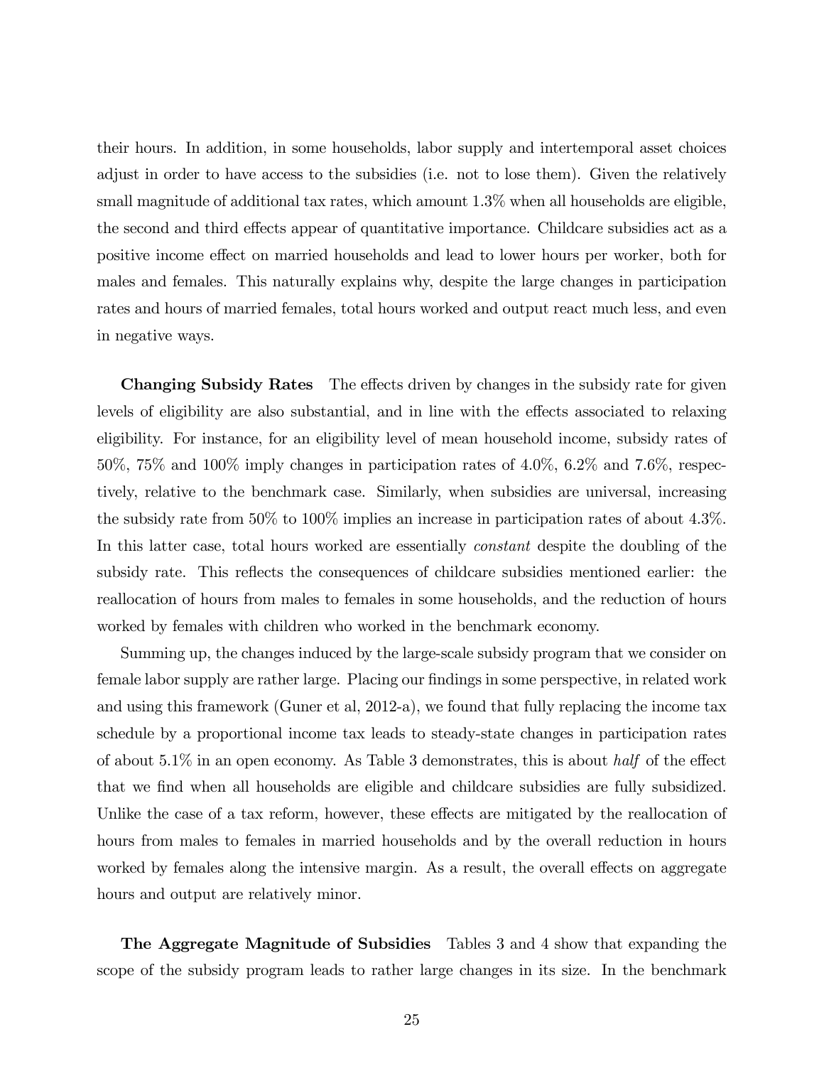their hours. In addition, in some households, labor supply and intertemporal asset choices adjust in order to have access to the subsidies (i.e. not to lose them). Given the relatively small magnitude of additional tax rates, which amount 1.3% when all households are eligible, the second and third effects appear of quantitative importance. Childcare subsidies act as a positive income effect on married households and lead to lower hours per worker, both for males and females. This naturally explains why, despite the large changes in participation rates and hours of married females, total hours worked and output react much less, and even in negative ways.

**Changing Subsidy Rates** The effects driven by changes in the subsidy rate for given levels of eligibility are also substantial, and in line with the effects associated to relaxing eligibility. For instance, for an eligibility level of mean household income, subsidy rates of 50%, 75% and 100% imply changes in participation rates of 4.0%, 6.2% and 7.6%, respectively, relative to the benchmark case. Similarly, when subsidies are universal, increasing the subsidy rate from 50% to 100% implies an increase in participation rates of about 4.3%. In this latter case, total hours worked are essentially *constant* despite the doubling of the subsidy rate. This reflects the consequences of childcare subsidies mentioned earlier: the reallocation of hours from males to females in some households, and the reduction of hours worked by females with children who worked in the benchmark economy.

Summing up, the changes induced by the large-scale subsidy program that we consider on female labor supply are rather large. Placing our findings in some perspective, in related work and using this framework (Guner et al, 2012-a), we found that fully replacing the income tax schedule by a proportional income tax leads to steady-state changes in participation rates of about 5.1% in an open economy. As Table 3 demonstrates, this is about *half* of the effect that we find when all households are eligible and childcare subsidies are fully subsidized. Unlike the case of a tax reform, however, these effects are mitigated by the reallocation of hours from males to females in married households and by the overall reduction in hours worked by females along the intensive margin. As a result, the overall effects on aggregate hours and output are relatively minor.

**The Aggregate Magnitude of Subsidies** Tables 3 and 4 show that expanding the scope of the subsidy program leads to rather large changes in its size. In the benchmark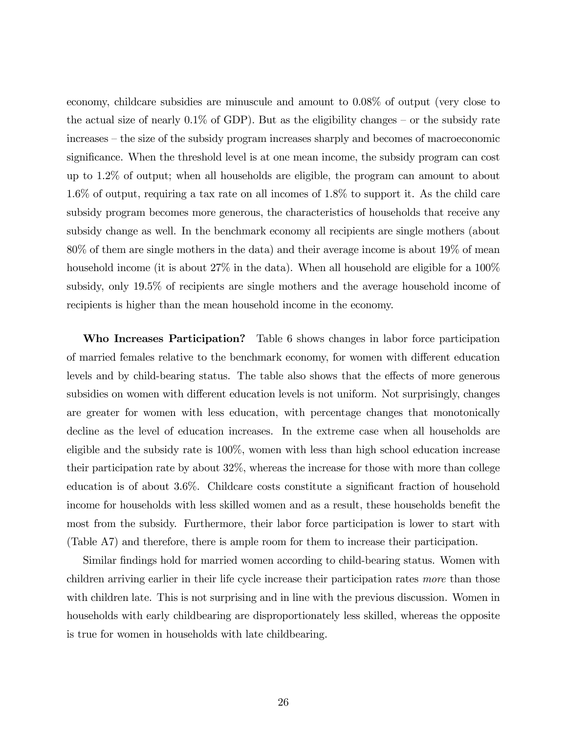economy, childcare subsidies are minuscule and amount to 0.08% of output (very close to the actual size of nearly 0.1% of GDP). But as the eligibility changes – or the subsidy rate increases – the size of the subsidy program increases sharply and becomes of macroeconomic significance. When the threshold level is at one mean income, the subsidy program can cost up to 1.2% of output; when all households are eligible, the program can amount to about 1.6% of output, requiring a tax rate on all incomes of 1.8% to support it. As the child care subsidy program becomes more generous, the characteristics of households that receive any subsidy change as well. In the benchmark economy all recipients are single mothers (about 80% of them are single mothers in the data) and their average income is about 19% of mean household income (it is about 27% in the data). When all household are eligible for a 100% subsidy, only 19.5% of recipients are single mothers and the average household income of recipients is higher than the mean household income in the economy.

**Who Increases Participation?** Table 6 shows changes in labor force participation of married females relative to the benchmark economy, for women with different education levels and by child-bearing status. The table also shows that the effects of more generous subsidies on women with different education levels is not uniform. Not surprisingly, changes are greater for women with less education, with percentage changes that monotonically decline as the level of education increases. In the extreme case when all households are eligible and the subsidy rate is 100%, women with less than high school education increase their participation rate by about 32%, whereas the increase for those with more than college education is of about 3.6%. Childcare costs constitute a significant fraction of household income for households with less skilled women and as a result, these households benefit the most from the subsidy. Furthermore, their labor force participation is lower to start with (Table A7) and therefore, there is ample room for them to increase their participation.

Similar findings hold for married women according to child-bearing status. Women with children arriving earlier in their life cycle increase their participation rates *more* than those with children late. This is not surprising and in line with the previous discussion. Women in households with early childbearing are disproportionately less skilled, whereas the opposite is true for women in households with late childbearing.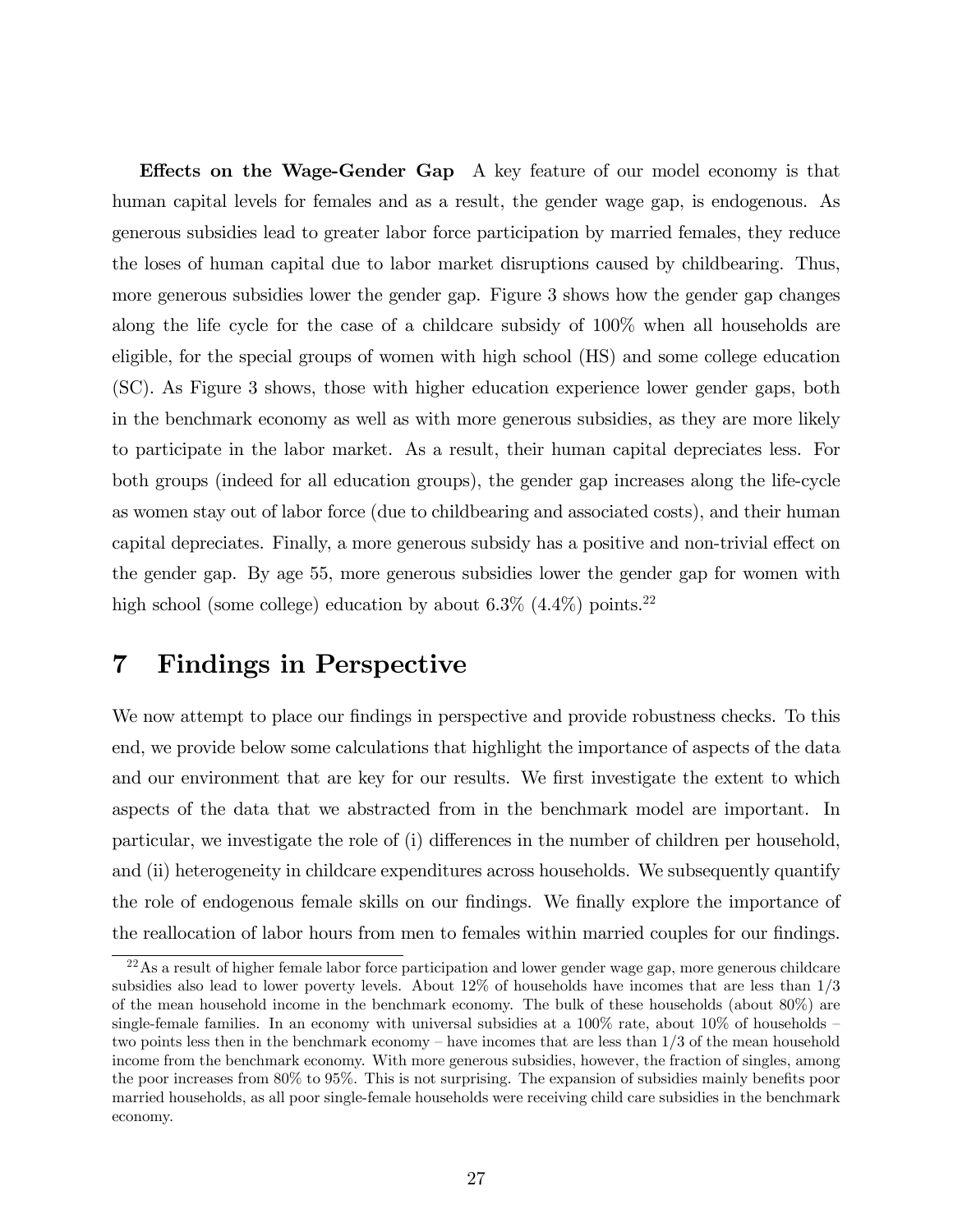**Effects on the Wage-Gender Gap** A key feature of our model economy is that human capital levels for females and as a result, the gender wage gap, is endogenous. As generous subsidies lead to greater labor force participation by married females, they reduce the loses of human capital due to labor market disruptions caused by childbearing. Thus, more generous subsidies lower the gender gap. Figure 3 shows how the gender gap changes along the life cycle for the case of a childcare subsidy of 100% when all households are eligible, for the special groups of women with high school (HS) and some college education (SC). As Figure 3 shows, those with higher education experience lower gender gaps, both in the benchmark economy as well as with more generous subsidies, as they are more likely to participate in the labor market. As a result, their human capital depreciates less. For both groups (indeed for all education groups), the gender gap increases along the life-cycle as women stay out of labor force (due to childbearing and associated costs), and their human capital depreciates. Finally, a more generous subsidy has a positive and non-trivial effect on the gender gap. By age 55, more generous subsidies lower the gender gap for women with high school (some college) education by about 6.3% (4.4%) points.[22]

# 7 Findings in Perspective

We now attempt to place our findings in perspective and provide robustness checks. To this end, we provide below some calculations that highlight the importance of aspects of the data and our environment that are key for our results. We first investigate the extent to which aspects of the data that we abstracted from in the benchmark model are important. In particular, we investigate the role of (i) differences in the number of children per household, and (ii) heterogeneity in childcare expenditures across households. We subsequently quantify the role of endogenous female skills on our findings. We finally explore the importance of the reallocation of labor hours from men to females within married couples for our findings.

[22] As a result of higher female labor force participation and lower gender wage gap, more generous childcare subsidies also lead to lower poverty levels. About 12% of households have incomes that are less than 1/3 of the mean household income in the benchmark economy. The bulk of these households (about 80%) are single-female families. In an economy with universal subsidies at a 100% rate, about 10% of households – two points less then in the benchmark economy – have incomes that are less than 1/3 of the mean household income from the benchmark economy. With more generous subsidies, however, the fraction of singles, among the poor increases from 80% to 95%. This is not surprising. The expansion of subsidies mainly benefits poor married households, as all poor single-female households were receiving child care subsidies in the benchmark economy.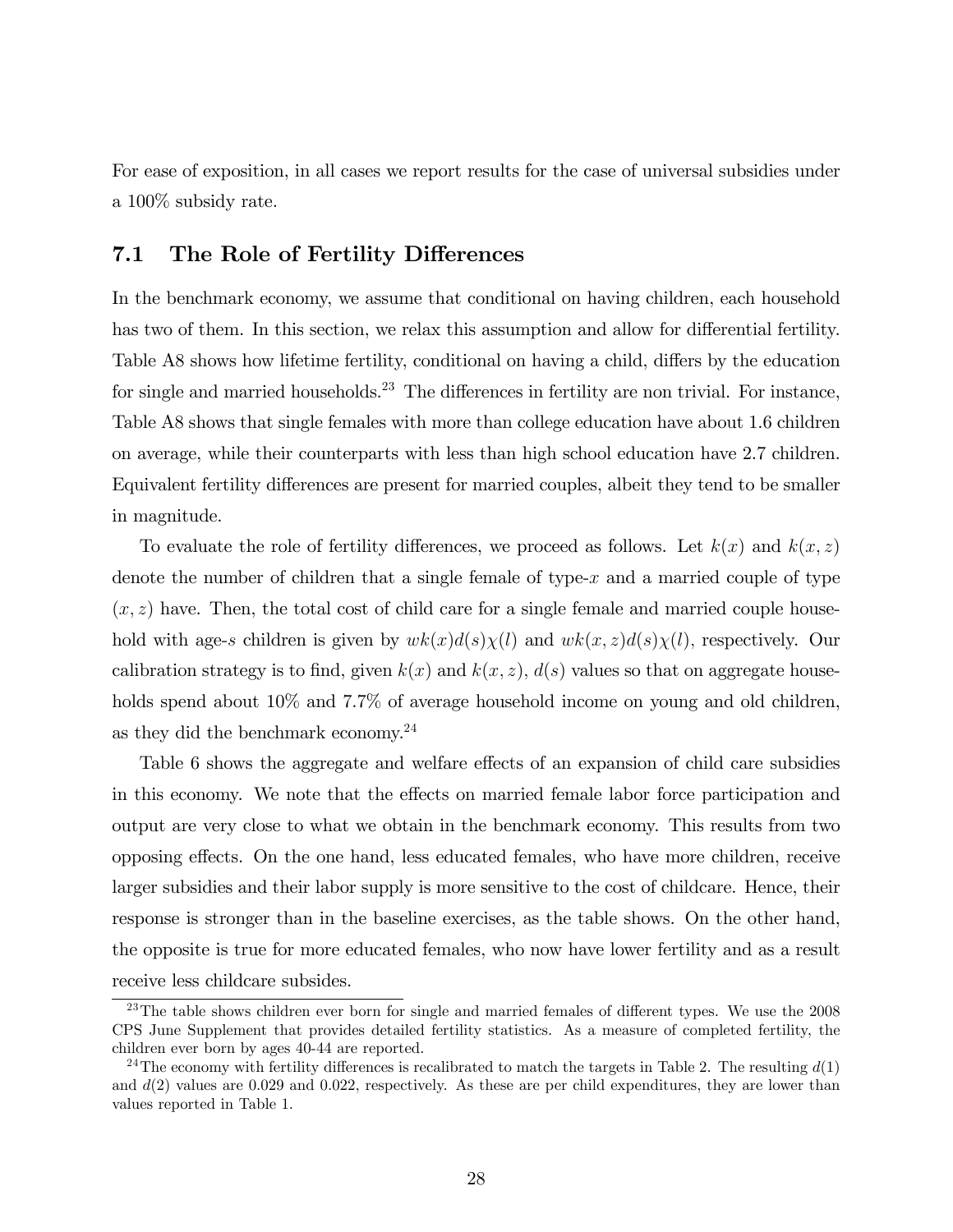For ease of exposition, in all cases we report results for the case of universal subsidies under a 100% subsidy rate.

## 7.1 The Role of Fertility Differences

In the benchmark economy, we assume that conditional on having children, each household has two of them. In this section, we relax this assumption and allow for differential fertility. Table A8 shows how lifetime fertility, conditional on having a child, differs by the education for single and married households.[23] The differences in fertility are non trivial. For instance, Table A8 shows that single females with more than college education have about 1.6 children on average, while their counterparts with less than high school education have 2.7 children. Equivalent fertility differences are present for married couples, albeit they tend to be smaller in magnitude.

To evaluate the role of fertility differences, we proceed as follows. Let $k(x)$ and $k(x,z)$ denote the number of children that a single female of type-$x$ and a married couple of type $(x,z)$ have. Then, the total cost of child care for a single female and married couple household with age-$s$ children is given by $wk(x)d(s)\chi(l)$ and $wk(x,z)d(s)\chi(l)$, respectively. Our calibration strategy is to find, given $k(x)$ and $k(x,z)$, $d(s)$ values so that on aggregate households spend about 10% and 7.7% of average household income on young and old children, as they did the benchmark economy.[24]

Table 6 shows the aggregate and welfare effects of an expansion of child care subsidies in this economy. We note that the effects on married female labor force participation and output are very close to what we obtain in the benchmark economy. This results from two opposing effects. On the one hand, less educated females, who have more children, receive larger subsidies and their labor supply is more sensitive to the cost of childcare. Hence, their response is stronger than in the baseline exercises, as the table shows. On the other hand, the opposite is true for more educated females, who now have lower fertility and as a result receive less childcare subsides.

[23] The table shows children ever born for single and married females of different types. We use the 2008 CPS June Supplement that provides detailed fertility statistics. As a measure of completed fertility, the children ever born by ages 40-44 are reported.

[24] The economy with fertility differences is recalibrated to match the targets in Table 2. The resulting $d(1)$ and $d(2)$ values are 0.029 and 0.022, respectively. As these are per child expenditures, they are lower than values reported in Table 1.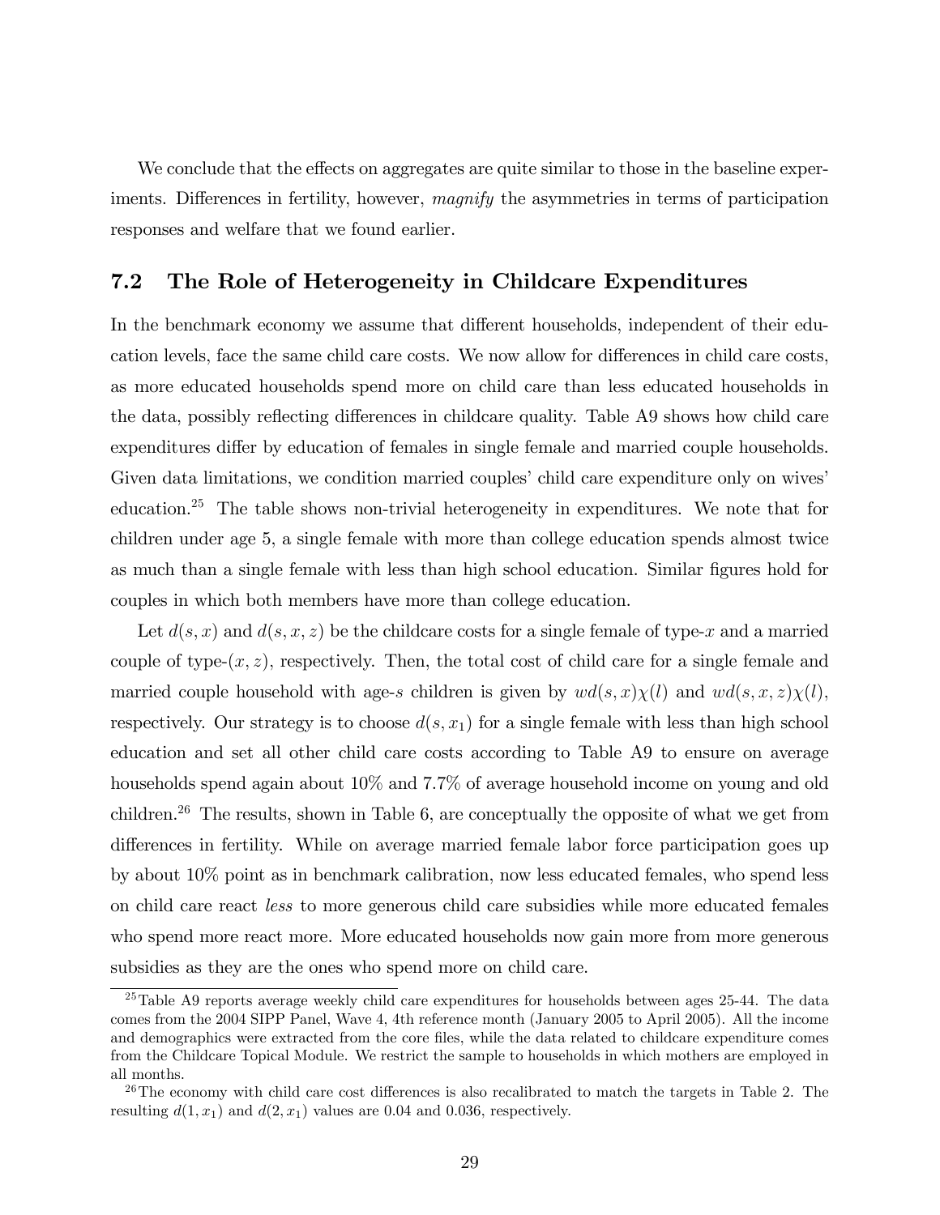We conclude that the effects on aggregates are quite similar to those in the baseline experiments. Differences in fertility, however, *magnify* the asymmetries in terms of participation responses and welfare that we found earlier.

## 7.2 The Role of Heterogeneity in Childcare Expenditures

In the benchmark economy we assume that different households, independent of their education levels, face the same child care costs. We now allow for differences in child care costs, as more educated households spend more on child care than less educated households in the data, possibly reflecting differences in childcare quality. Table A9 shows how child care expenditures differ by education of females in single female and married couple households. Given data limitations, we condition married couples' child care expenditure only on wives' education.[25] The table shows non-trivial heterogeneity in expenditures. We note that for children under age 5, a single female with more than college education spends almost twice as much than a single female with less than high school education. Similar figures hold for couples in which both members have more than college education.

Let $d(s, x)$ and $d(s, x, z)$ be the childcare costs for a single female of type-$x$ and a married couple of type-$(x, z)$, respectively. Then, the total cost of child care for a single female and married couple household with age-$s$ children is given by $wd(s, x)\chi(l)$ and $wd(s, x, z)\chi(l)$, respectively. Our strategy is to choose $d(s, x_1)$ for a single female with less than high school education and set all other child care costs according to Table A9 to ensure on average households spend again about 10% and 7.7% of average household income on young and old children.[26] The results, shown in Table 6, are conceptually the opposite of what we get from differences in fertility. While on average married female labor force participation goes up by about 10% point as in benchmark calibration, now less educated females, who spend less on child care react *less* to more generous child care subsidies while more educated females who spend more react more. More educated households now gain more from more generous subsidies as they are the ones who spend more on child care.

[25] Table A9 reports average weekly child care expenditures for households between ages 25-44. The data comes from the 2004 SIPP Panel, Wave 4, 4th reference month (January 2005 to April 2005). All the income and demographics were extracted from the core files, while the data related to childcare expenditure comes from the Childcare Topical Module. We restrict the sample to households in which mothers are employed in all months.

[26] The economy with child care cost differences is also recalibrated to match the targets in Table 2. The resulting $d(1, x_1)$ and $d(2, x_1)$ values are 0.04 and 0.036, respectively.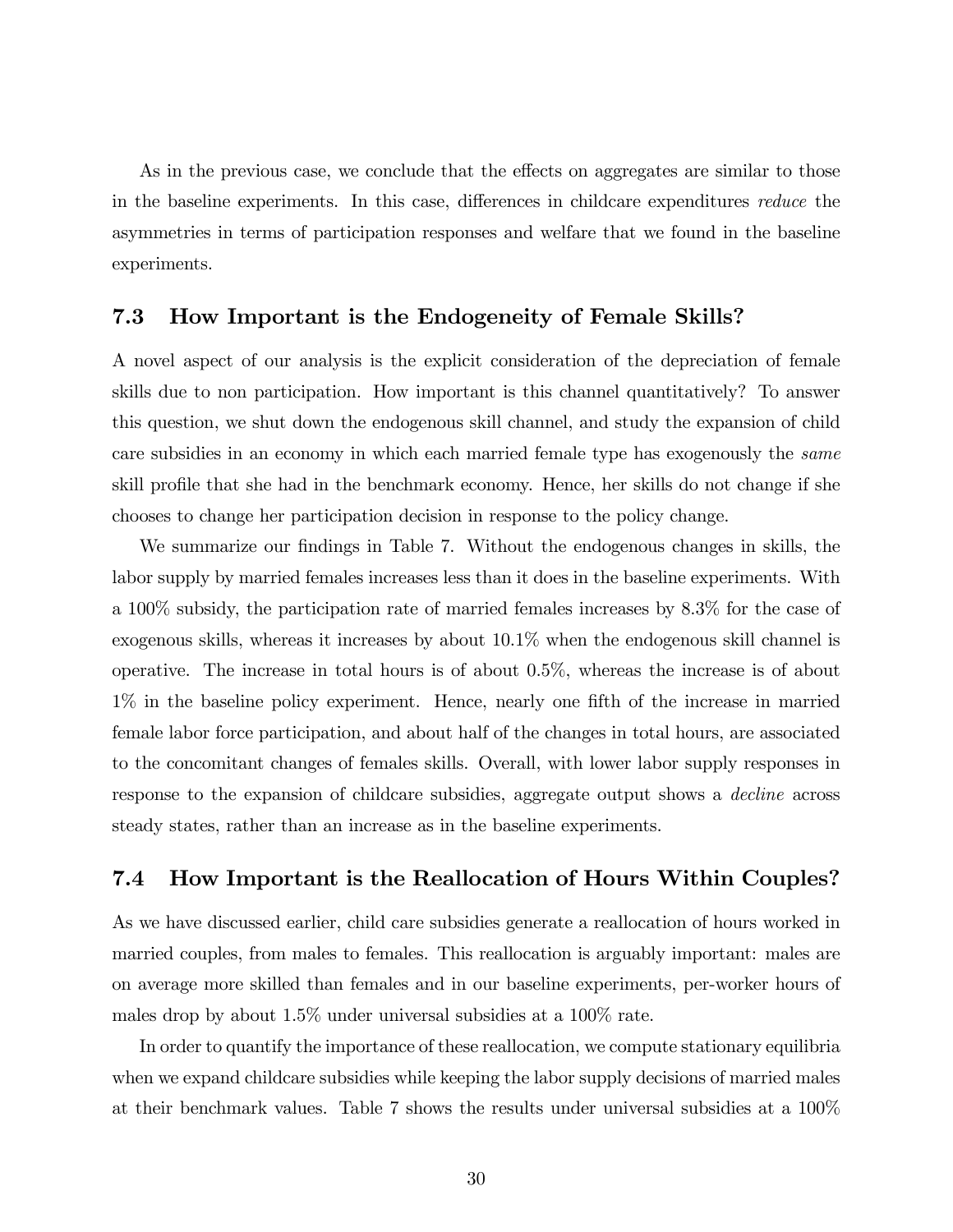As in the previous case, we conclude that the effects on aggregates are similar to those in the baseline experiments. In this case, differences in childcare expenditures *reduce* the asymmetries in terms of participation responses and welfare that we found in the baseline experiments.

## 7.3 How Important is the Endogeneity of Female Skills?

A novel aspect of our analysis is the explicit consideration of the depreciation of female skills due to non participation. How important is this channel quantitatively? To answer this question, we shut down the endogenous skill channel, and study the expansion of child care subsidies in an economy in which each married female type has exogenously the *same* skill profile that she had in the benchmark economy. Hence, her skills do not change if she chooses to change her participation decision in response to the policy change.

We summarize our findings in Table 7. Without the endogenous changes in skills, the labor supply by married females increases less than it does in the baseline experiments. With a 100% subsidy, the participation rate of married females increases by 8.3% for the case of exogenous skills, whereas it increases by about 10.1% when the endogenous skill channel is operative. The increase in total hours is of about 0.5%, whereas the increase is of about 1% in the baseline policy experiment. Hence, nearly one fifth of the increase in married female labor force participation, and about half of the changes in total hours, are associated to the concomitant changes of females skills. Overall, with lower labor supply responses in response to the expansion of childcare subsidies, aggregate output shows a *decline* across steady states, rather than an increase as in the baseline experiments.

## 7.4 How Important is the Reallocation of Hours Within Couples?

As we have discussed earlier, child care subsidies generate a reallocation of hours worked in married couples, from males to females. This reallocation is arguably important: males are on average more skilled than females and in our baseline experiments, per-worker hours of males drop by about 1.5% under universal subsidies at a 100% rate.

In order to quantify the importance of these reallocation, we compute stationary equilibria when we expand childcare subsidies while keeping the labor supply decisions of married males at their benchmark values. Table 7 shows the results under universal subsidies at a 100%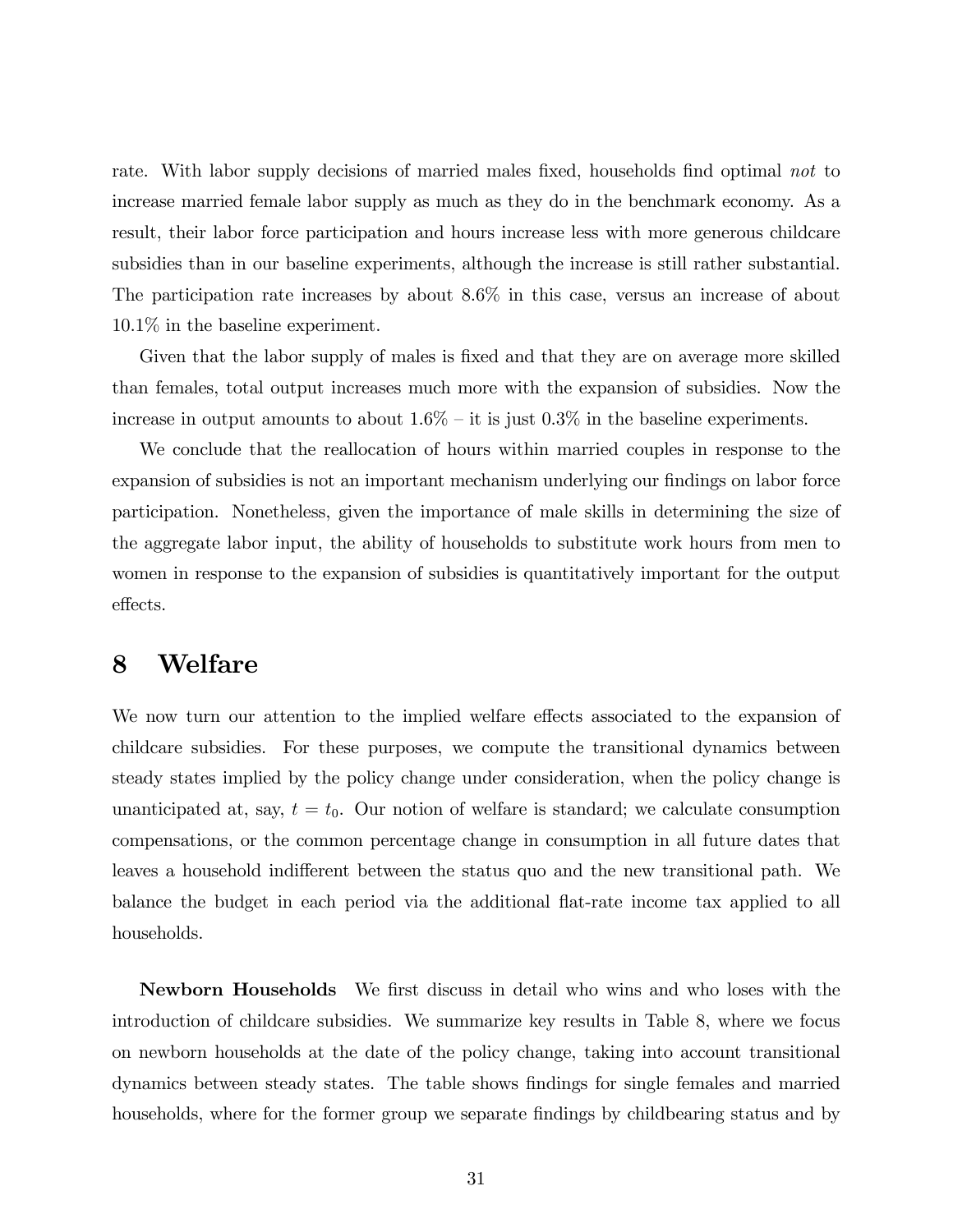rate. With labor supply decisions of married males fixed, households find optimal *not* to increase married female labor supply as much as they do in the benchmark economy. As a result, their labor force participation and hours increase less with more generous childcare subsidies than in our baseline experiments, although the increase is still rather substantial. The participation rate increases by about 8.6% in this case, versus an increase of about 10.1% in the baseline experiment.

Given that the labor supply of males is fixed and that they are on average more skilled than females, total output increases much more with the expansion of subsidies. Now the increase in output amounts to about 1.6% – it is just 0.3% in the baseline experiments.

We conclude that the reallocation of hours within married couples in response to the expansion of subsidies is not an important mechanism underlying our findings on labor force participation. Nonetheless, given the importance of male skills in determining the size of the aggregate labor input, the ability of households to substitute work hours from men to women in response to the expansion of subsidies is quantitatively important for the output effects.

# 8 Welfare

We now turn our attention to the implied welfare effects associated to the expansion of childcare subsidies. For these purposes, we compute the transitional dynamics between steady states implied by the policy change under consideration, when the policy change is unanticipated at, say, $t = t_0$. Our notion of welfare is standard; we calculate consumption compensations, or the common percentage change in consumption in all future dates that leaves a household indifferent between the status quo and the new transitional path. We balance the budget in each period via the additional flat-rate income tax applied to all households.

**Newborn Households** We first discuss in detail who wins and who loses with the introduction of childcare subsidies. We summarize key results in Table 8, where we focus on newborn households at the date of the policy change, taking into account transitional dynamics between steady states. The table shows findings for single females and married households, where for the former group we separate findings by childbearing status and by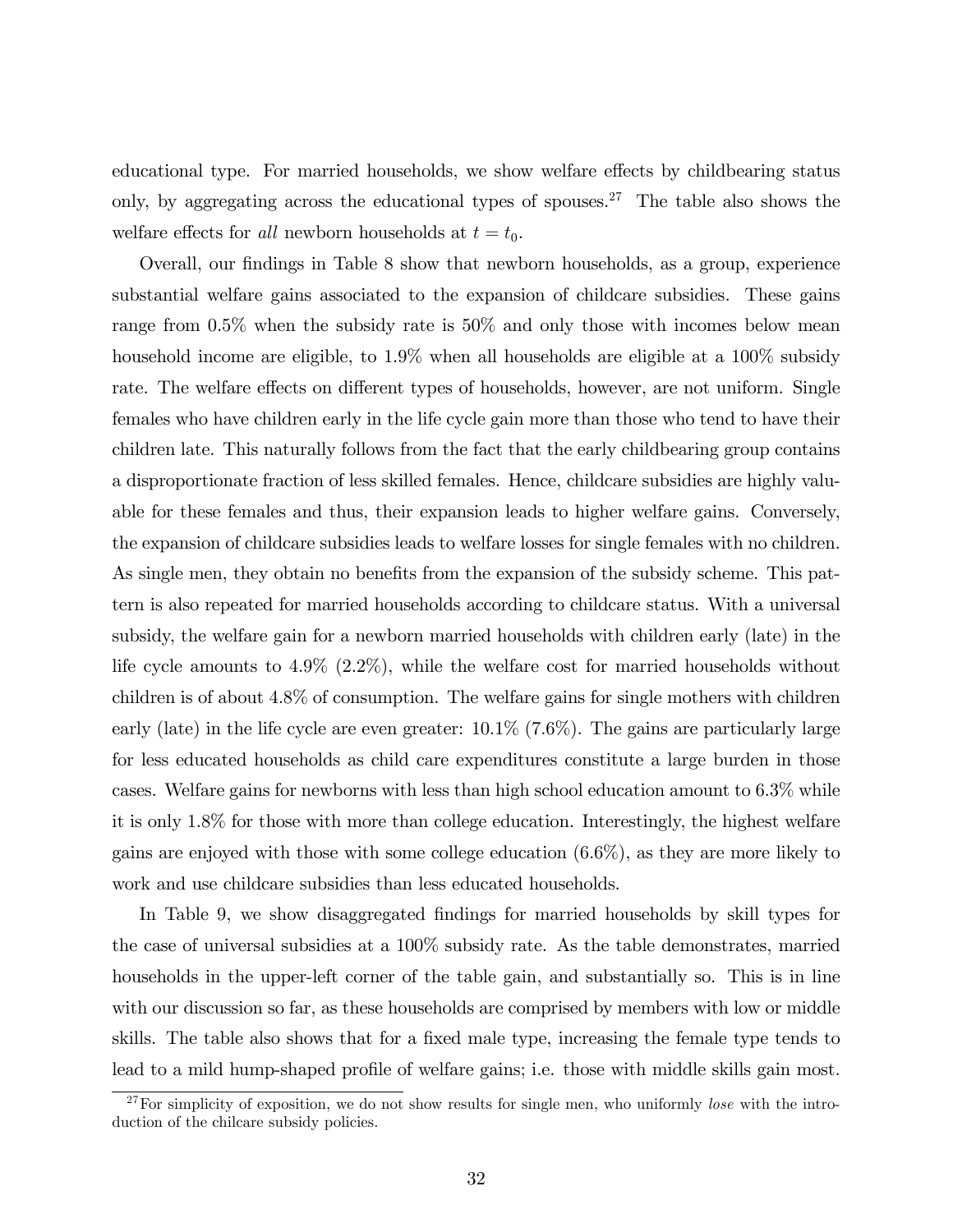educational type. For married households, we show welfare effects by childbearing status only, by aggregating across the educational types of spouses.[27] The table also shows the welfare effects for *all* newborn households at $t = t_0$.

Overall, our findings in Table 8 show that newborn households, as a group, experience substantial welfare gains associated to the expansion of childcare subsidies. These gains range from 0.5% when the subsidy rate is 50% and only those with incomes below mean household income are eligible, to 1.9% when all households are eligible at a 100% subsidy rate. The welfare effects on different types of households, however, are not uniform. Single females who have children early in the life cycle gain more than those who tend to have their children late. This naturally follows from the fact that the early childbearing group contains a disproportionate fraction of less skilled females. Hence, childcare subsidies are highly valuable for these females and thus, their expansion leads to higher welfare gains. Conversely, the expansion of childcare subsidies leads to welfare losses for single females with no children. As single men, they obtain no benefits from the expansion of the subsidy scheme. This pattern is also repeated for married households according to childcare status. With a universal subsidy, the welfare gain for a newborn married households with children early (late) in the life cycle amounts to 4.9% (2.2%), while the welfare cost for married households without children is of about 4.8% of consumption. The welfare gains for single mothers with children early (late) in the life cycle are even greater: 10.1% (7.6%). The gains are particularly large for less educated households as child care expenditures constitute a large burden in those cases. Welfare gains for newborns with less than high school education amount to 6.3% while it is only 1.8% for those with more than college education. Interestingly, the highest welfare gains are enjoyed with those with some college education (6.6%), as they are more likely to work and use childcare subsidies than less educated households.

In Table 9, we show disaggregated findings for married households by skill types for the case of universal subsidies at a 100% subsidy rate. As the table demonstrates, married households in the upper-left corner of the table gain, and substantially so. This is in line with our discussion so far, as these households are comprised by members with low or middle skills. The table also shows that for a fixed male type, increasing the female type tends to lead to a mild hump-shaped profile of welfare gains; i.e. those with middle skills gain most.

[27] For simplicity of exposition, we do not show results for single men, who uniformly *lose* with the introduction of the chilcare subsidy policies.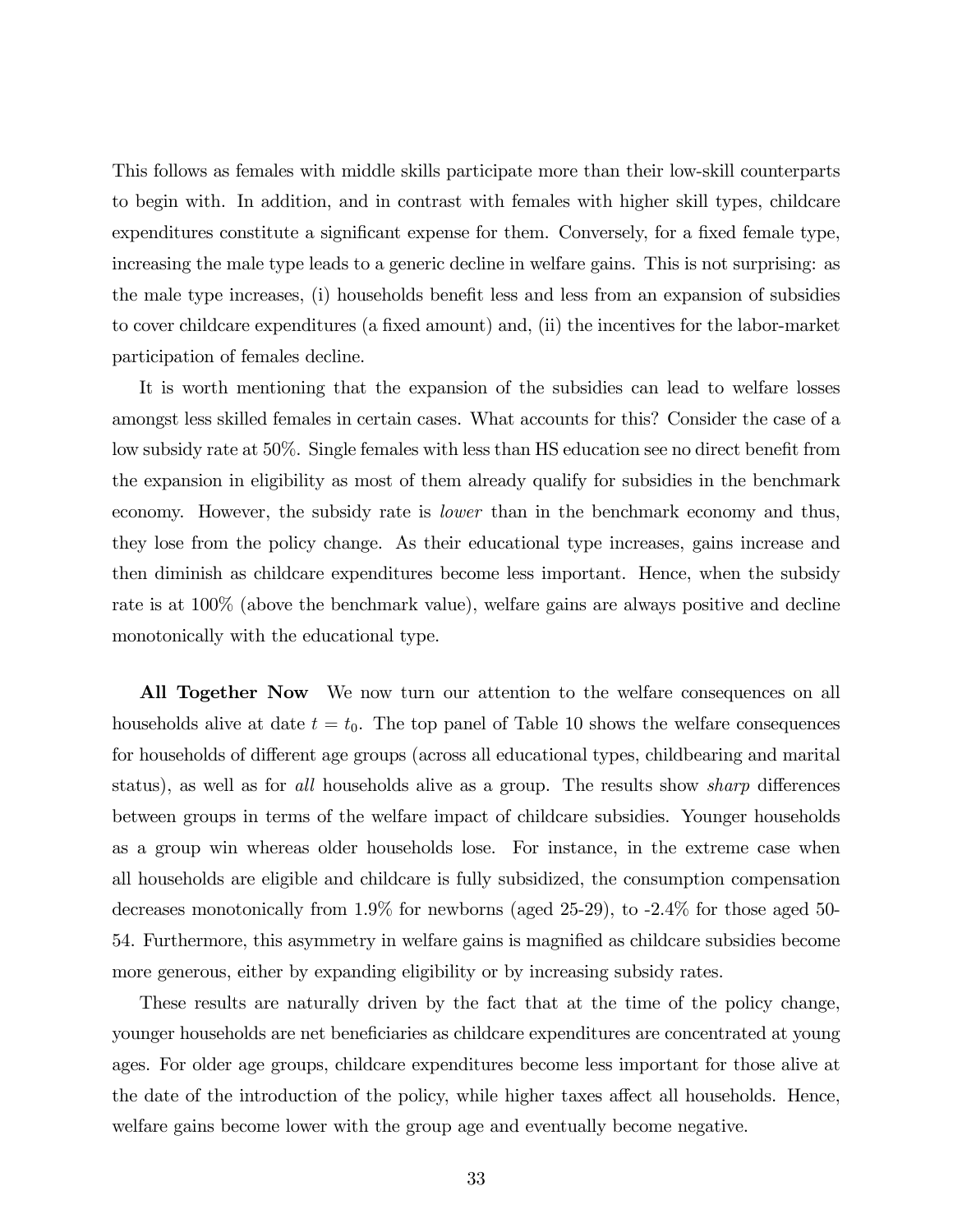This follows as females with middle skills participate more than their low-skill counterparts to begin with. In addition, and in contrast with females with higher skill types, childcare expenditures constitute a significant expense for them. Conversely, for a fixed female type, increasing the male type leads to a generic decline in welfare gains. This is not surprising: as the male type increases, (i) households benefit less and less from an expansion of subsidies to cover childcare expenditures (a fixed amount) and, (ii) the incentives for the labor-market participation of females decline.

It is worth mentioning that the expansion of the subsidies can lead to welfare losses amongst less skilled females in certain cases. What accounts for this? Consider the case of a low subsidy rate at 50%. Single females with less than HS education see no direct benefit from the expansion in eligibility as most of them already qualify for subsidies in the benchmark economy. However, the subsidy rate is *lower* than in the benchmark economy and thus, they lose from the policy change. As their educational type increases, gains increase and then diminish as childcare expenditures become less important. Hence, when the subsidy rate is at 100% (above the benchmark value), welfare gains are always positive and decline monotonically with the educational type.

**All Together Now** We now turn our attention to the welfare consequences on all households alive at date $t = t_0$. The top panel of Table 10 shows the welfare consequences for households of different age groups (across all educational types, childbearing and marital status), as well as for *all* households alive as a group. The results show *sharp* differences between groups in terms of the welfare impact of childcare subsidies. Younger households as a group win whereas older households lose. For instance, in the extreme case when all households are eligible and childcare is fully subsidized, the consumption compensation decreases monotonically from 1.9% for newborns (aged 25-29), to -2.4% for those aged 50-54. Furthermore, this asymmetry in welfare gains is magnified as childcare subsidies become more generous, either by expanding eligibility or by increasing subsidy rates.

These results are naturally driven by the fact that at the time of the policy change, younger households are net beneficiaries as childcare expenditures are concentrated at young ages. For older age groups, childcare expenditures become less important for those alive at the date of the introduction of the policy, while higher taxes affect all households. Hence, welfare gains become lower with the group age and eventually become negative.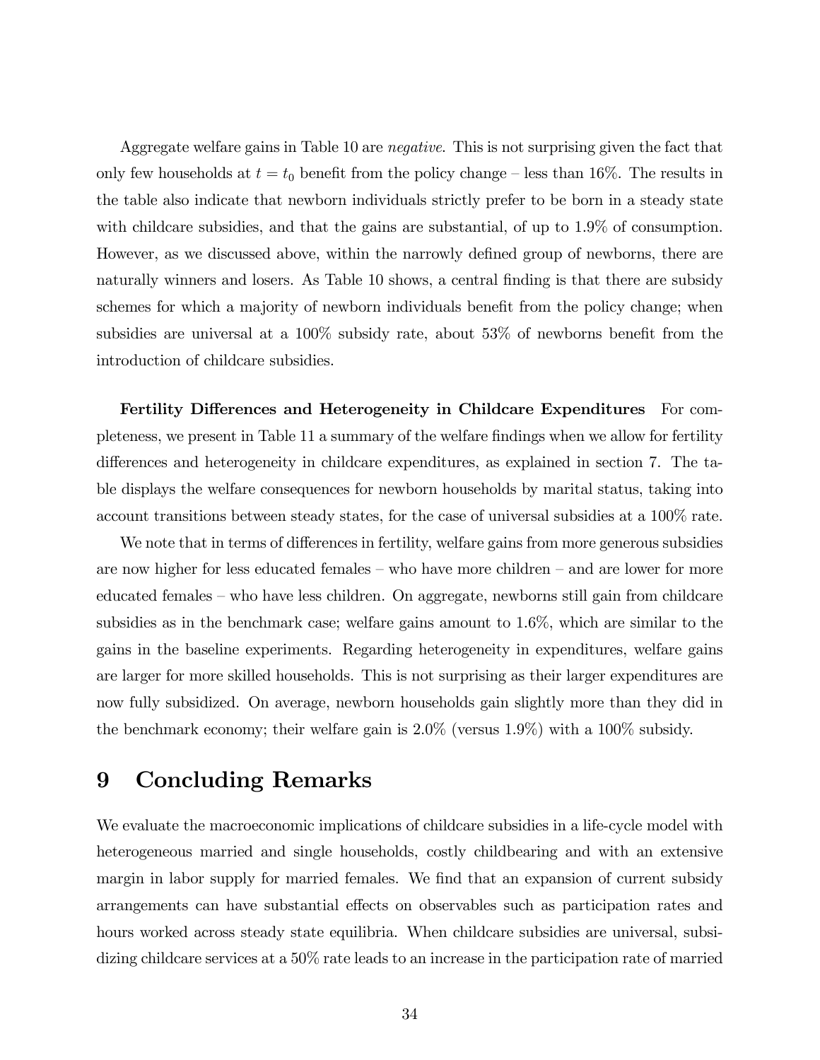Aggregate welfare gains in Table 10 are *negative*. This is not surprising given the fact that only few households at $t = t_0$ benefit from the policy change – less than 16%. The results in the table also indicate that newborn individuals strictly prefer to be born in a steady state with childcare subsidies, and that the gains are substantial, of up to 1.9% of consumption. However, as we discussed above, within the narrowly defined group of newborns, there are naturally winners and losers. As Table 10 shows, a central finding is that there are subsidy schemes for which a majority of newborn individuals benefit from the policy change; when subsidies are universal at a 100% subsidy rate, about 53% of newborns benefit from the introduction of childcare subsidies.

**Fertility Differences and Heterogeneity in Childcare Expenditures** For completeness, we present in Table 11 a summary of the welfare findings when we allow for fertility differences and heterogeneity in childcare expenditures, as explained in section 7. The table displays the welfare consequences for newborn households by marital status, taking into account transitions between steady states, for the case of universal subsidies at a 100% rate.

We note that in terms of differences in fertility, welfare gains from more generous subsidies are now higher for less educated females – who have more children – and are lower for more educated females – who have less children. On aggregate, newborns still gain from childcare subsidies as in the benchmark case; welfare gains amount to 1.6%, which are similar to the gains in the baseline experiments. Regarding heterogeneity in expenditures, welfare gains are larger for more skilled households. This is not surprising as their larger expenditures are now fully subsidized. On average, newborn households gain slightly more than they did in the benchmark economy; their welfare gain is 2.0% (versus 1.9%) with a 100% subsidy.

# 9 Concluding Remarks

We evaluate the macroeconomic implications of childcare subsidies in a life-cycle model with heterogeneous married and single households, costly childbearing and with an extensive margin in labor supply for married females. We find that an expansion of current subsidy arrangements can have substantial effects on observables such as participation rates and hours worked across steady state equilibria. When childcare subsidies are universal, subsidizing childcare services at a 50% rate leads to an increase in the participation rate of married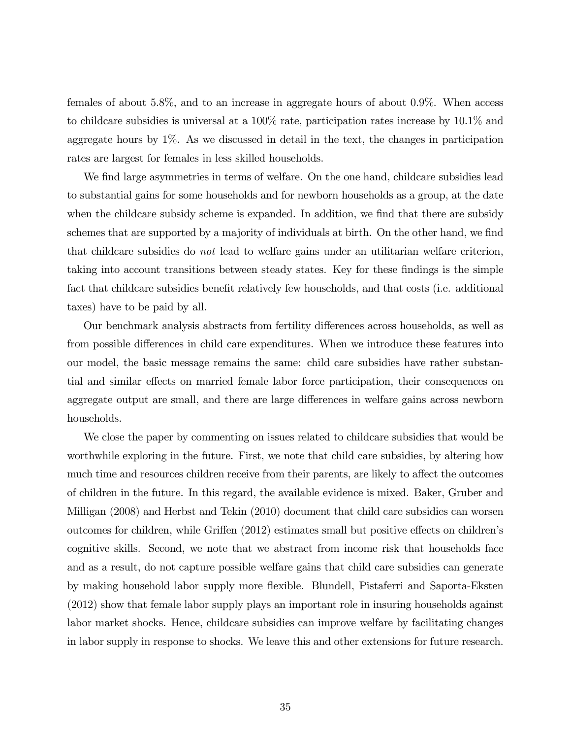females of about 5.8%, and to an increase in aggregate hours of about 0.9%. When access to childcare subsidies is universal at a 100% rate, participation rates increase by 10.1% and aggregate hours by 1%. As we discussed in detail in the text, the changes in participation rates are largest for females in less skilled households.

We find large asymmetries in terms of welfare. On the one hand, childcare subsidies lead to substantial gains for some households and for newborn households as a group, at the date when the childcare subsidy scheme is expanded. In addition, we find that there are subsidy schemes that are supported by a majority of individuals at birth. On the other hand, we find that childcare subsidies do *not* lead to welfare gains under an utilitarian welfare criterion, taking into account transitions between steady states. Key for these findings is the simple fact that childcare subsidies benefit relatively few households, and that costs (i.e. additional taxes) have to be paid by all.

Our benchmark analysis abstracts from fertility differences across households, as well as from possible differences in child care expenditures. When we introduce these features into our model, the basic message remains the same: child care subsidies have rather substantial and similar effects on married female labor force participation, their consequences on aggregate output are small, and there are large differences in welfare gains across newborn households.

We close the paper by commenting on issues related to childcare subsidies that would be worthwhile exploring in the future. First, we note that child care subsidies, by altering how much time and resources children receive from their parents, are likely to affect the outcomes of children in the future. In this regard, the available evidence is mixed. Baker, Gruber and Milligan (2008) and Herbst and Tekin (2010) document that child care subsidies can worsen outcomes for children, while Griffen (2012) estimates small but positive effects on children's cognitive skills. Second, we note that we abstract from income risk that households face and as a result, do not capture possible welfare gains that child care subsidies can generate by making household labor supply more flexible. Blundell, Pistaferri and Saporta-Eksten (2012) show that female labor supply plays an important role in insuring households against labor market shocks. Hence, childcare subsidies can improve welfare by facilitating changes in labor supply in response to shocks. We leave this and other extensions for future research.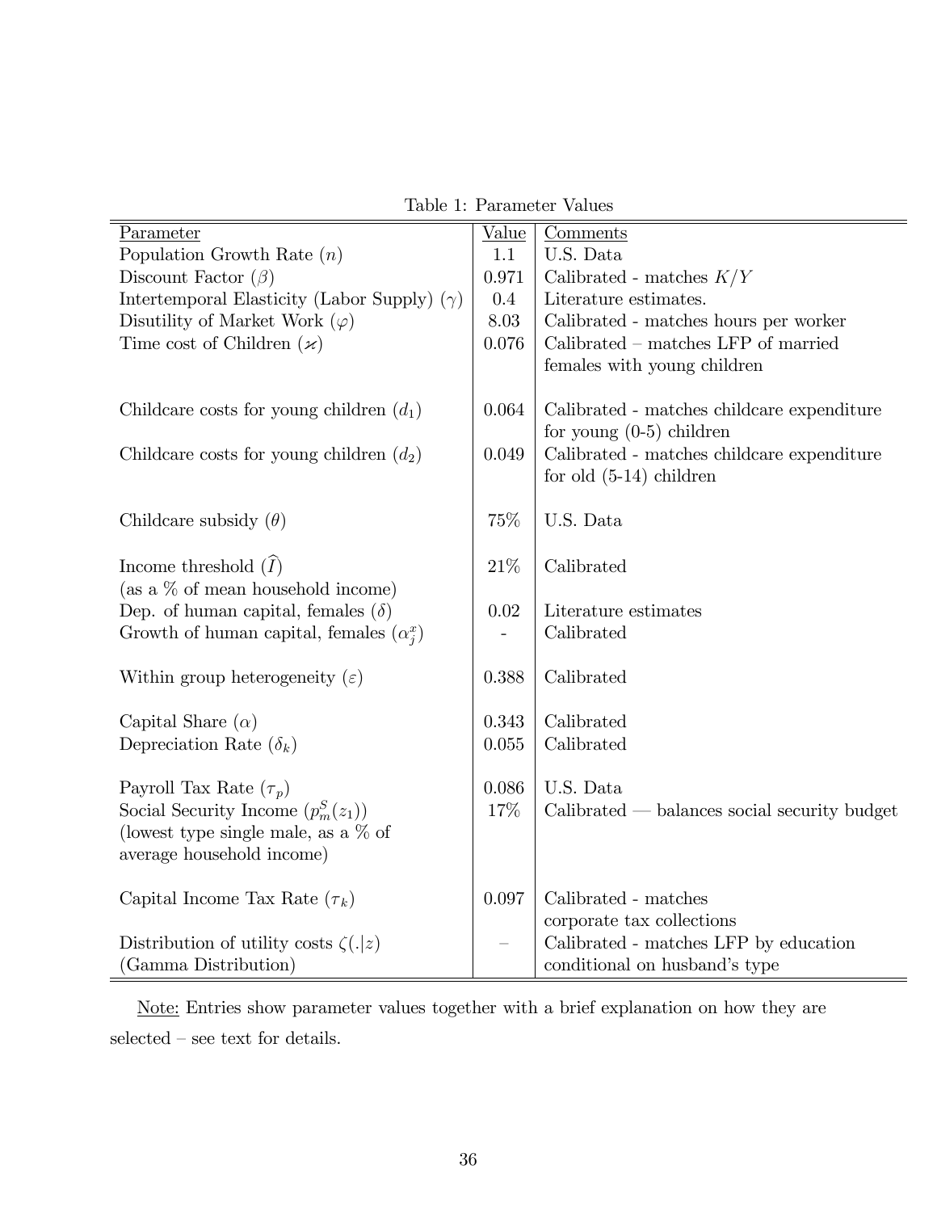Table 1: Parameter Values

| Parameter | Value | Comments |
|---|---|---|
| Population Growth Rate ($n$) | 1.1 | U.S. Data |
| Discount Factor ($\beta$) | 0.971 | Calibrated - matches $K/Y$ |
| Intertemporal Elasticity (Labor Supply) ($\gamma$) | 0.4 | Literature estimates. |
| Disutility of Market Work ($\varphi$) | 8.03 | Calibrated - matches hours per worker |
| Time cost of Children ($\varkappa$) | 0.076 | Calibrated – matches LFP of married females with young children |
| Childcare costs for young children ($d_1$) | 0.064 | Calibrated - matches childcare expenditure for young (0-5) children |
| Childcare costs for young children ($d_2$) | 0.049 | Calibrated - matches childcare expenditure for old (5-14) children |
| Childcare subsidy ($\theta$) | 75% | U.S. Data |
| Income threshold ($\widehat{I}$) (as a % of mean household income) | 21% | Calibrated |
| Dep. of human capital, females ($\delta$) | 0.02 | Literature estimates |
| Growth of human capital, females ($\alpha_j^x$) | - | Calibrated |
| Within group heterogeneity ($\varepsilon$) | 0.388 | Calibrated |
| Capital Share ($\alpha$) | 0.343 | Calibrated |
| Depreciation Rate ($\delta_k$) | 0.055 | Calibrated |
| Payroll Tax Rate ($\tau_p$) | 0.086 | U.S. Data |
| Social Security Income ($p_m^S(z_1)$) (lowest type single male, as a % of average household income) | 17% | Calibrated — balances social security budget |
| Capital Income Tax Rate ($\tau_k$) | 0.097 | Calibrated - matches corporate tax collections |
| Distribution of utility costs $\zeta(.\|z)$ (Gamma Distribution) | – | Calibrated - matches LFP by education conditional on husband's type |

Note: Entries show parameter values together with a brief explanation on how they are selected – see text for details.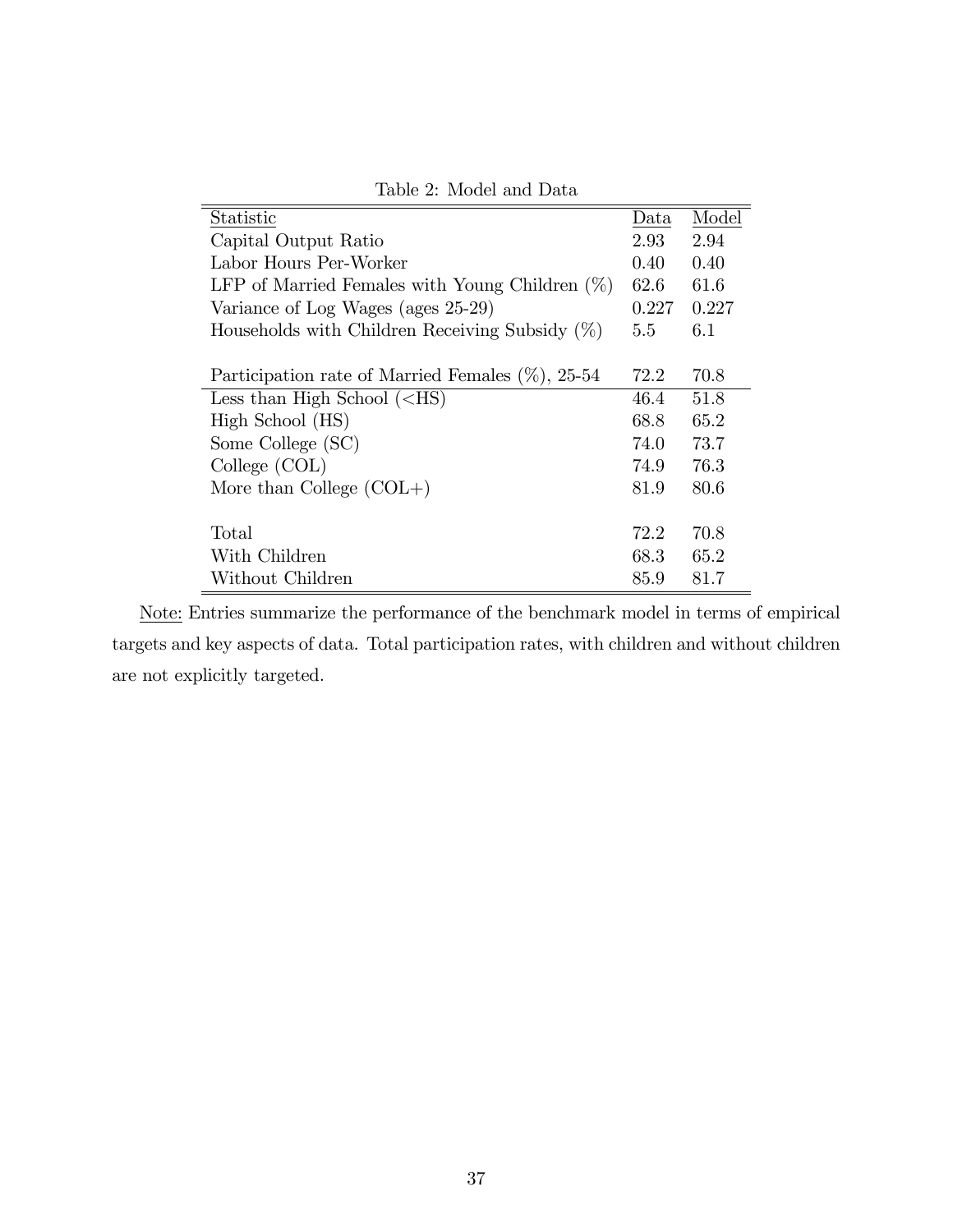Table 2: Model and Data

| Statistic | Data | Model |
|---|---|---|
| Capital Output Ratio | 2.93 | 2.94 |
| Labor Hours Per-Worker | 0.40 | 0.40 |
| LFP of Married Females with Young Children (%) | 62.6 | 61.6 |
| Variance of Log Wages (ages 25-29) | 0.227 | 0.227 |
| Households with Children Receiving Subsidy (%) | 5.5 | 6.1 |
| | | |
| Participation rate of Married Females (%), 25-54 | 72.2 | 70.8 |
| Less than High School (<HS) | 46.4 | 51.8 |
| High School (HS) | 68.8 | 65.2 |
| Some College (SC) | 74.0 | 73.7 |
| College (COL) | 74.9 | 76.3 |
| More than College (COL+) | 81.9 | 80.6 |
| | | |
| Total | 72.2 | 70.8 |
| With Children | 68.3 | 65.2 |
| Without Children | 85.9 | 81.7 |

Note: Entries summarize the performance of the benchmark model in terms of empirical targets and key aspects of data. Total participation rates, with children and without children are not explicitly targeted.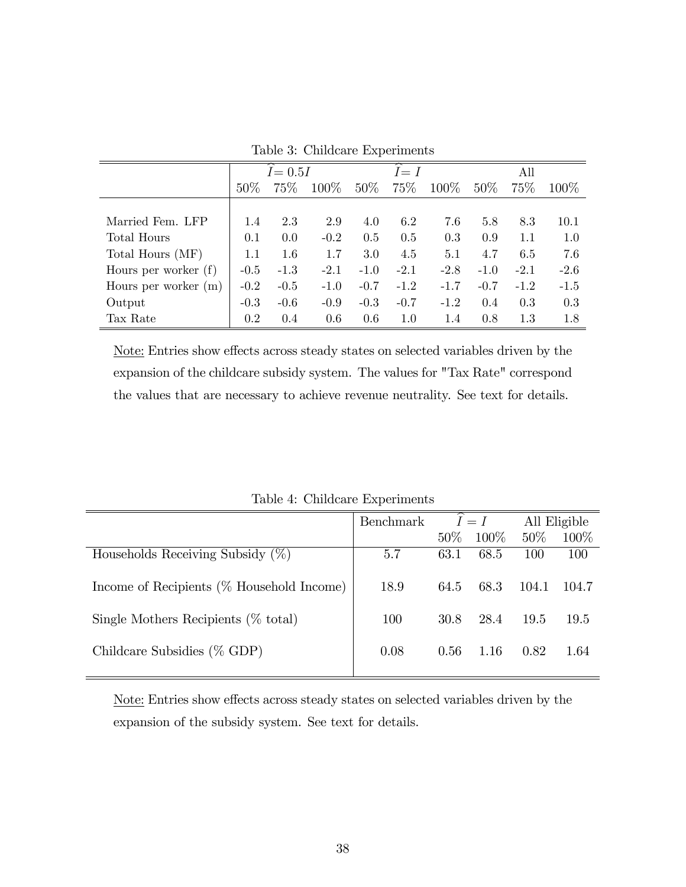Table 3: Childcare Experiments

| | $\widehat{I}= 0.5I$ | | | $\widehat{I}= I$ | | | All | | |
|---|---|---|---|---|---|---|---|---|---|
| | 50% | 75% | 100% | 50% | 75% | 100% | 50% | 75% | 100% |
| Married Fem. LFP | 1.4 | 2.3 | 2.9 | 4.0 | 6.2 | 7.6 | 5.8 | 8.3 | 10.1 |
| Total Hours | 0.1 | 0.0 | -0.2 | 0.5 | 0.5 | 0.3 | 0.9 | 1.1 | 1.0 |
| Total Hours (MF) | 1.1 | 1.6 | 1.7 | 3.0 | 4.5 | 5.1 | 4.7 | 6.5 | 7.6 |
| Hours per worker (f) | -0.5 | -1.3 | -2.1 | -1.0 | -2.1 | -2.8 | -1.0 | -2.1 | -2.6 |
| Hours per worker (m) | -0.2 | -0.5 | -1.0 | -0.7 | -1.2 | -1.7 | -0.7 | -1.2 | -1.5 |
| Output | -0.3 | -0.6 | -0.9 | -0.3 | -0.7 | -1.2 | 0.4 | 0.3 | 0.3 |
| Tax Rate | 0.2 | 0.4 | 0.6 | 0.6 | 1.0 | 1.4 | 0.8 | 1.3 | 1.8 |

Note: Entries show effects across steady states on selected variables driven by the expansion of the childcare subsidy system. The values for "Tax Rate" correspond the values that are necessary to achieve revenue neutrality. See text for details.

Table 4: Childcare Experiments

| | Benchmark | $\widehat{I} = I$ | | All Eligible | |
|---|---|---|---|---|---|
| | | 50% | 100% | 50% | 100% |
| Households Receiving Subsidy (%) | 5.7 | 63.1 | 68.5 | 100 | 100 |
| Income of Recipients (% Household Income) | 18.9 | 64.5 | 68.3 | 104.1 | 104.7 |
| Single Mothers Recipients (% total) | 100 | 30.8 | 28.4 | 19.5 | 19.5 |
| Childcare Subsidies (% GDP) | 0.08 | 0.56 | 1.16 | 0.82 | 1.64 |

Note: Entries show effects across steady states on selected variables driven by the expansion of the subsidy system. See text for details.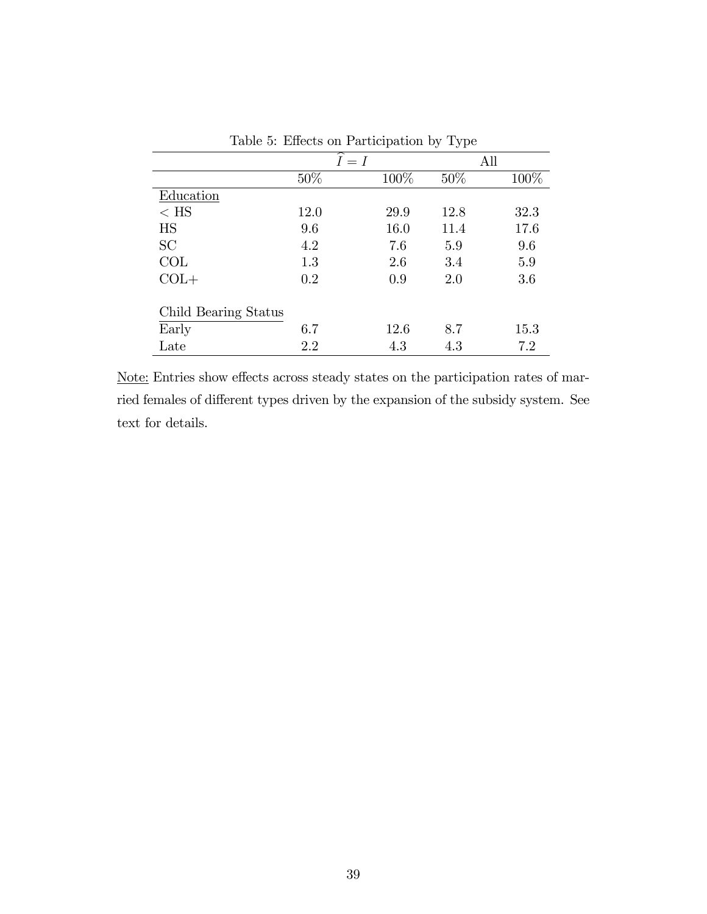Table 5: Effects on Participation by Type

| | $\widehat{I} = I$ | | All | |
|---|---|---|---|---|
| | 50% | 100% | 50% | 100% |
| Education | | | | |
| < HS | 12.0 | 29.9 | 12.8 | 32.3 |
| HS | 9.6 | 16.0 | 11.4 | 17.6 |
| SC | 4.2 | 7.6 | 5.9 | 9.6 |
| COL | 1.3 | 2.6 | 3.4 | 5.9 |
| COL+ | 0.2 | 0.9 | 2.0 | 3.6 |
| | | | | |
| Child Bearing Status | | | | |
| Early | 6.7 | 12.6 | 8.7 | 15.3 |
| Late | 2.2 | 4.3 | 4.3 | 7.2 |

Note: Entries show effects across steady states on the participation rates of married females of different types driven by the expansion of the subsidy system. See text for details.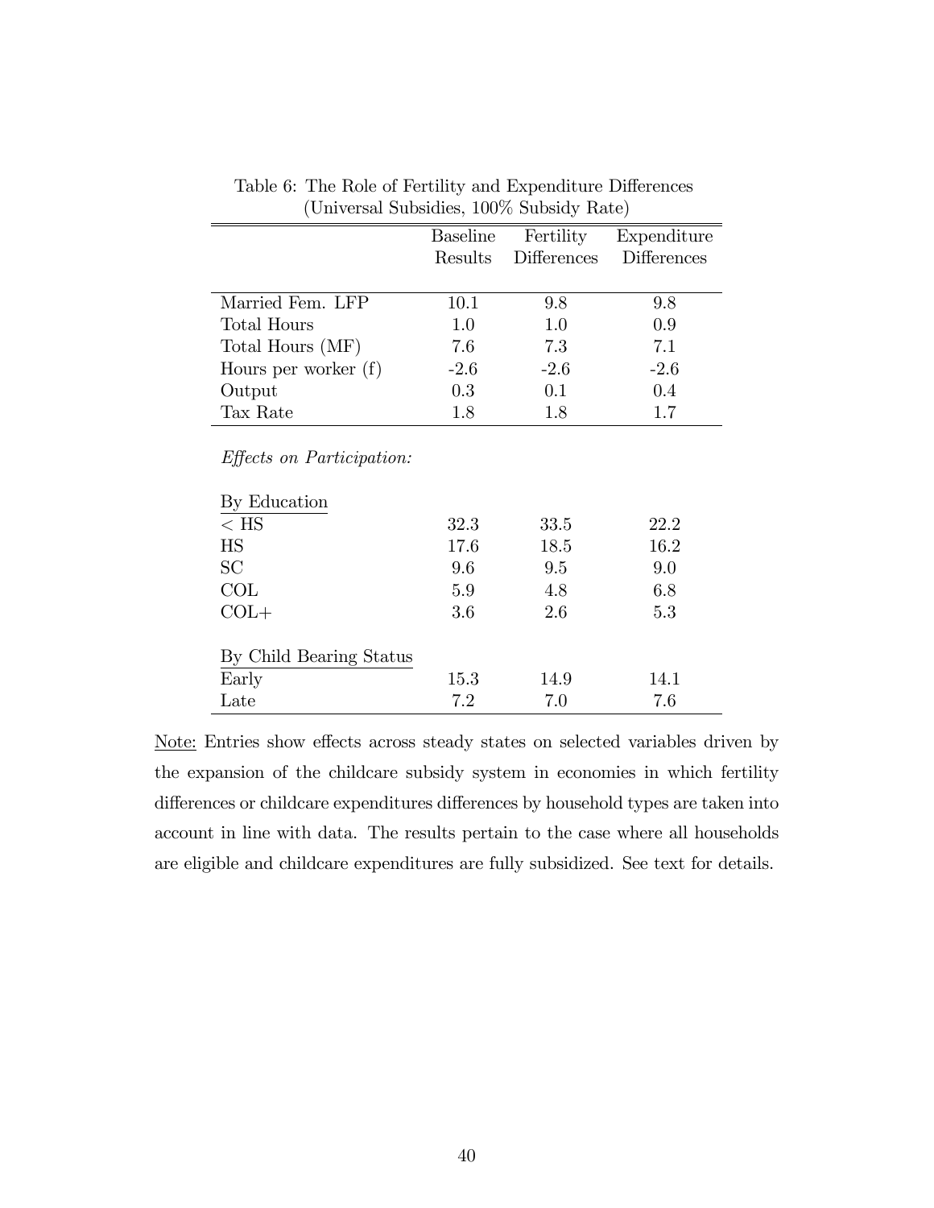Table 6: The Role of Fertility and Expenditure Differences
(Universal Subsidies, 100% Subsidy Rate)

| | Baseline Results | Fertility Differences | Expenditure Differences |
|---|---|---|---|
| Married Fem. LFP | 10.1 | 9.8 | 9.8 |
| Total Hours | 1.0 | 1.0 | 0.9 |
| Total Hours (MF) | 7.6 | 7.3 | 7.1 |
| Hours per worker (f) | -2.6 | -2.6 | -2.6 |
| Output | 0.3 | 0.1 | 0.4 |
| Tax Rate | 1.8 | 1.8 | 1.7 |
| *Effects on Participation:* | | | |
| By Education | | | |
| < HS | 32.3 | 33.5 | 22.2 |
| HS | 17.6 | 18.5 | 16.2 |
| SC | 9.6 | 9.5 | 9.0 |
| COL | 5.9 | 4.8 | 6.8 |
| COL+ | 3.6 | 2.6 | 5.3 |
| By Child Bearing Status | | | |
| Early | 15.3 | 14.9 | 14.1 |
| Late | 7.2 | 7.0 | 7.6 |

Note: Entries show effects across steady states on selected variables driven by the expansion of the childcare subsidy system in economies in which fertility differences or childcare expenditures differences by household types are taken into account in line with data. The results pertain to the case where all households are eligible and childcare expenditures are fully subsidized. See text for details.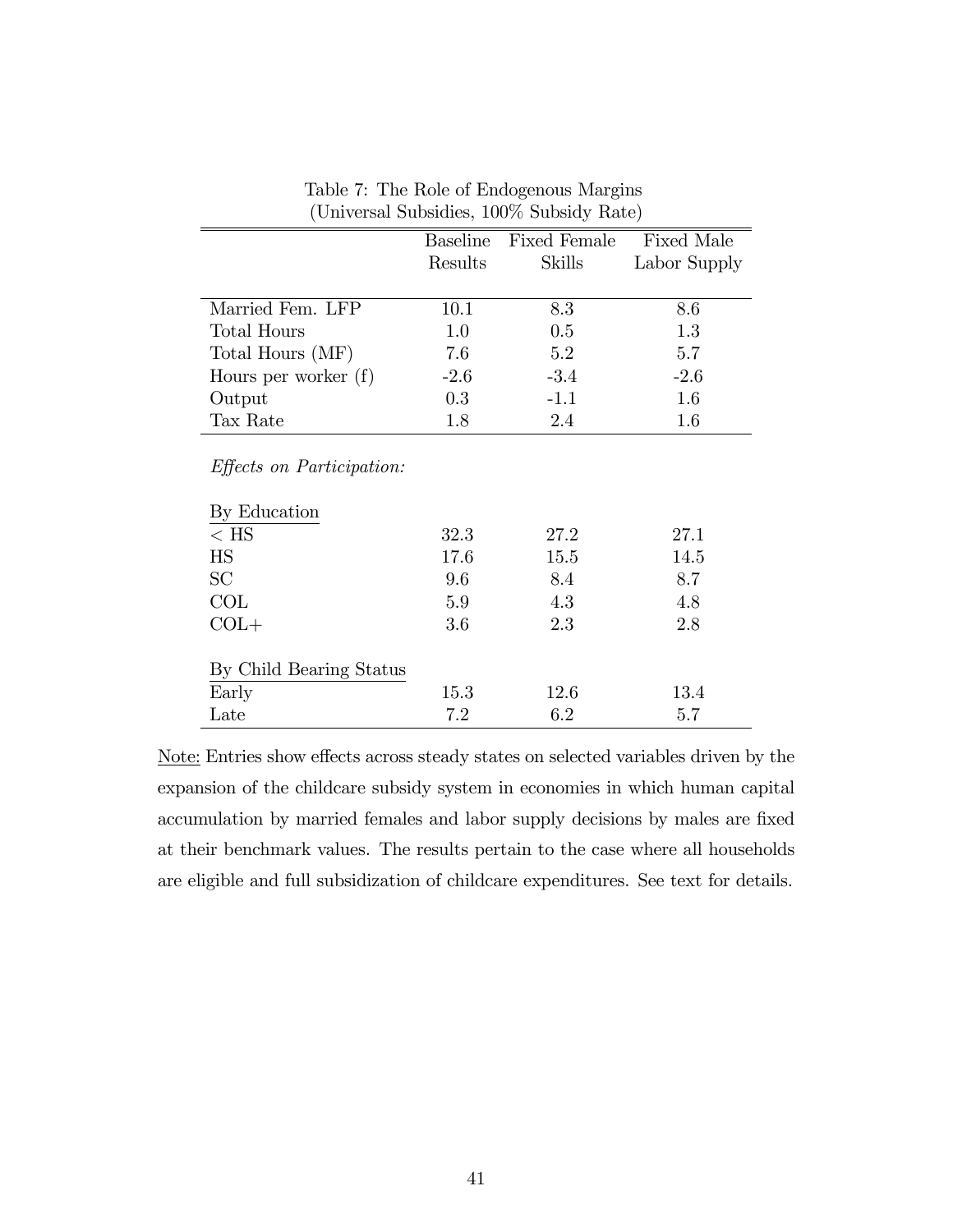Table 7: The Role of Endogenous Margins
(Universal Subsidies, 100% Subsidy Rate)

| | Baseline Results | Fixed Female Skills | Fixed Male Labor Supply |
|---|---|---|---|
| Married Fem. LFP | 10.1 | 8.3 | 8.6 |
| Total Hours | 1.0 | 0.5 | 1.3 |
| Total Hours (MF) | 7.6 | 5.2 | 5.7 |
| Hours per worker (f) | -2.6 | -3.4 | -2.6 |
| Output | 0.3 | -1.1 | 1.6 |
| Tax Rate | 1.8 | 2.4 | 1.6 |
| *Effects on Participation:* | | | |
| By Education | | | |
| < HS | 32.3 | 27.2 | 27.1 |
| HS | 17.6 | 15.5 | 14.5 |
| SC | 9.6 | 8.4 | 8.7 |
| COL | 5.9 | 4.3 | 4.8 |
| COL+ | 3.6 | 2.3 | 2.8 |
| By Child Bearing Status | | | |
| Early | 15.3 | 12.6 | 13.4 |
| Late | 7.2 | 6.2 | 5.7 |

Note: Entries show effects across steady states on selected variables driven by the expansion of the childcare subsidy system in economies in which human capital accumulation by married females and labor supply decisions by males are fixed at their benchmark values. The results pertain to the case where all households are eligible and full subsidization of childcare expenditures. See text for details.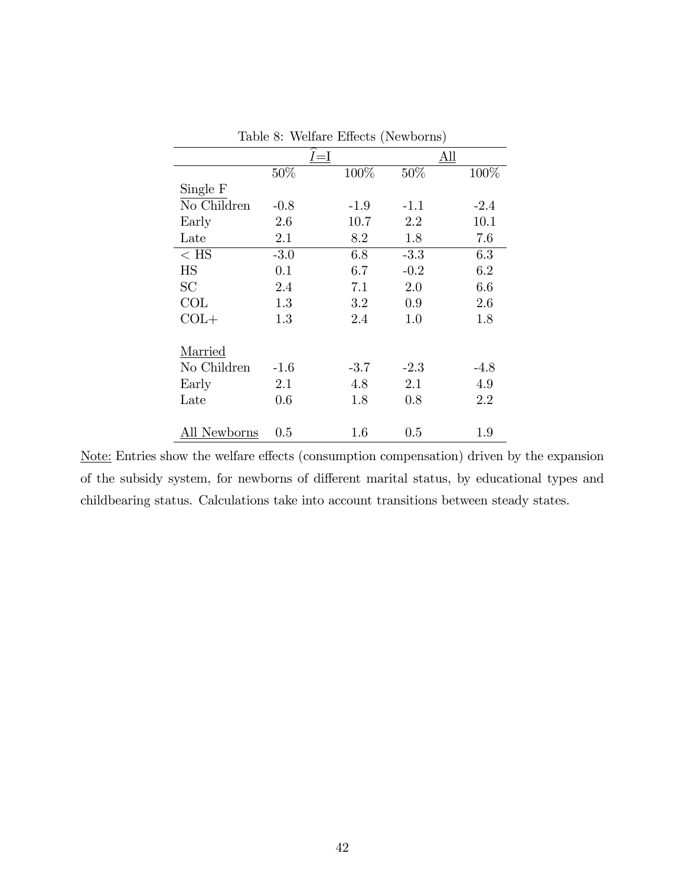Table 8: Welfare Effects (Newborns)

| | $\widehat{I}$=I | | All | |
|---|---|---|---|---|
| | 50% | 100% | 50% | 100% |
| Single F | | | | |
| No Children | -0.8 | -1.9 | -1.1 | -2.4 |
| Early | 2.6 | 10.7 | 2.2 | 10.1 |
| Late | 2.1 | 8.2 | 1.8 | 7.6 |
| < HS | -3.0 | 6.8 | -3.3 | 6.3 |
| HS | 0.1 | 6.7 | -0.2 | 6.2 |
| SC | 2.4 | 7.1 | 2.0 | 6.6 |
| COL | 1.3 | 3.2 | 0.9 | 2.6 |
| COL+ | 1.3 | 2.4 | 1.0 | 1.8 |
| Married | | | | |
| No Children | -1.6 | -3.7 | -2.3 | -4.8 |
| Early | 2.1 | 4.8 | 2.1 | 4.9 |
| Late | 0.6 | 1.8 | 0.8 | 2.2 |
| All Newborns | 0.5 | 1.6 | 0.5 | 1.9 |

Note: Entries show the welfare effects (consumption compensation) driven by the expansion of the subsidy system, for newborns of different marital status, by educational types and childbearing status. Calculations take into account transitions between steady states.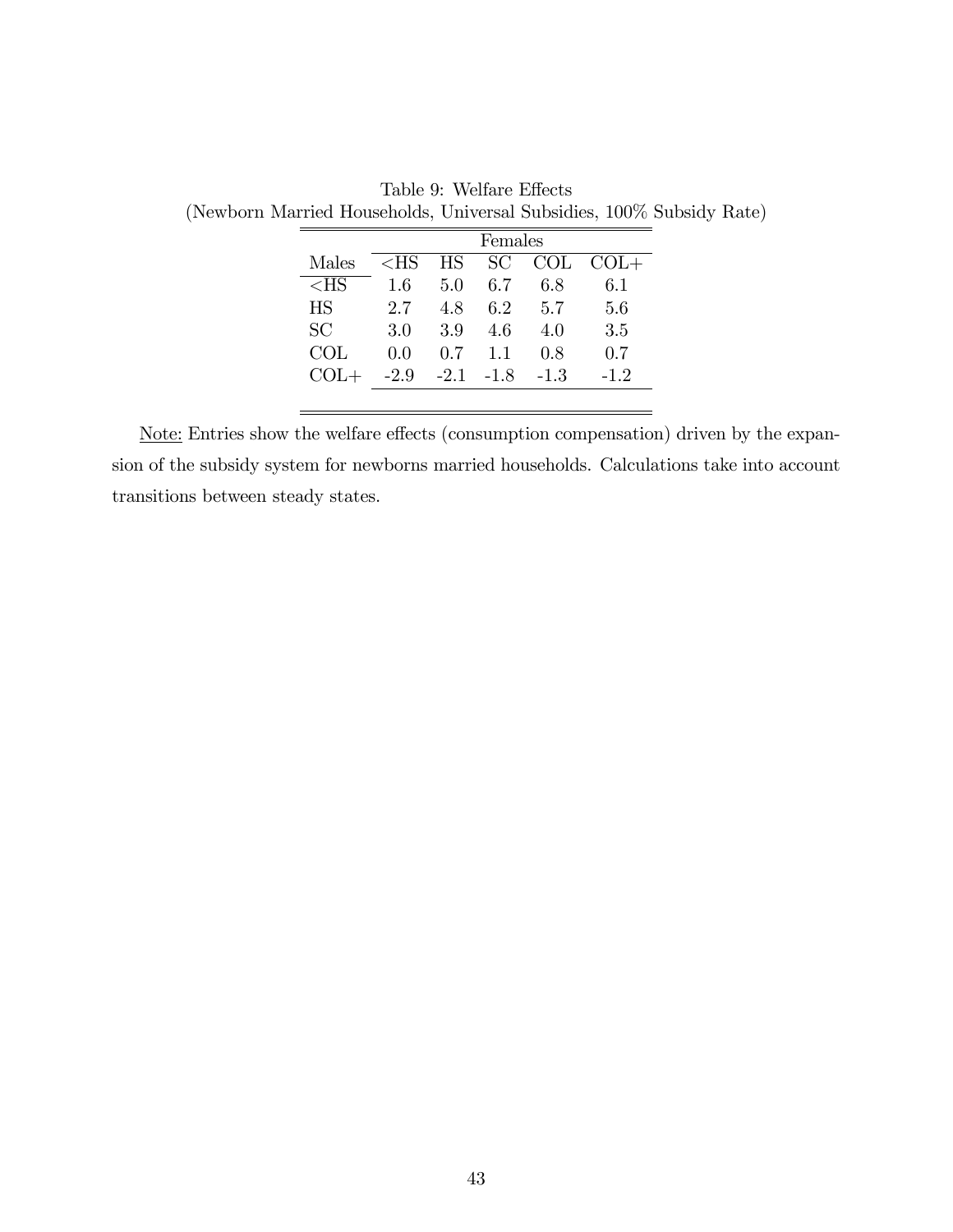Table 9: Welfare Effects
(Newborn Married Households, Universal Subsidies, 100% Subsidy Rate)

| | Females | | | | |
|---|---|---|---|---|---|
| Males | <HS | HS | SC | COL | COL+ |
| <HS | 1.6 | 5.0 | 6.7 | 6.8 | 6.1 |
| HS | 2.7 | 4.8 | 6.2 | 5.7 | 5.6 |
| SC | 3.0 | 3.9 | 4.6 | 4.0 | 3.5 |
| COL | 0.0 | 0.7 | 1.1 | 0.8 | 0.7 |
| COL+ | -2.9 | -2.1 | -1.8 | -1.3 | -1.2 |

Note: Entries show the welfare effects (consumption compensation) driven by the expansion of the subsidy system for newborns married households. Calculations take into account transitions between steady states.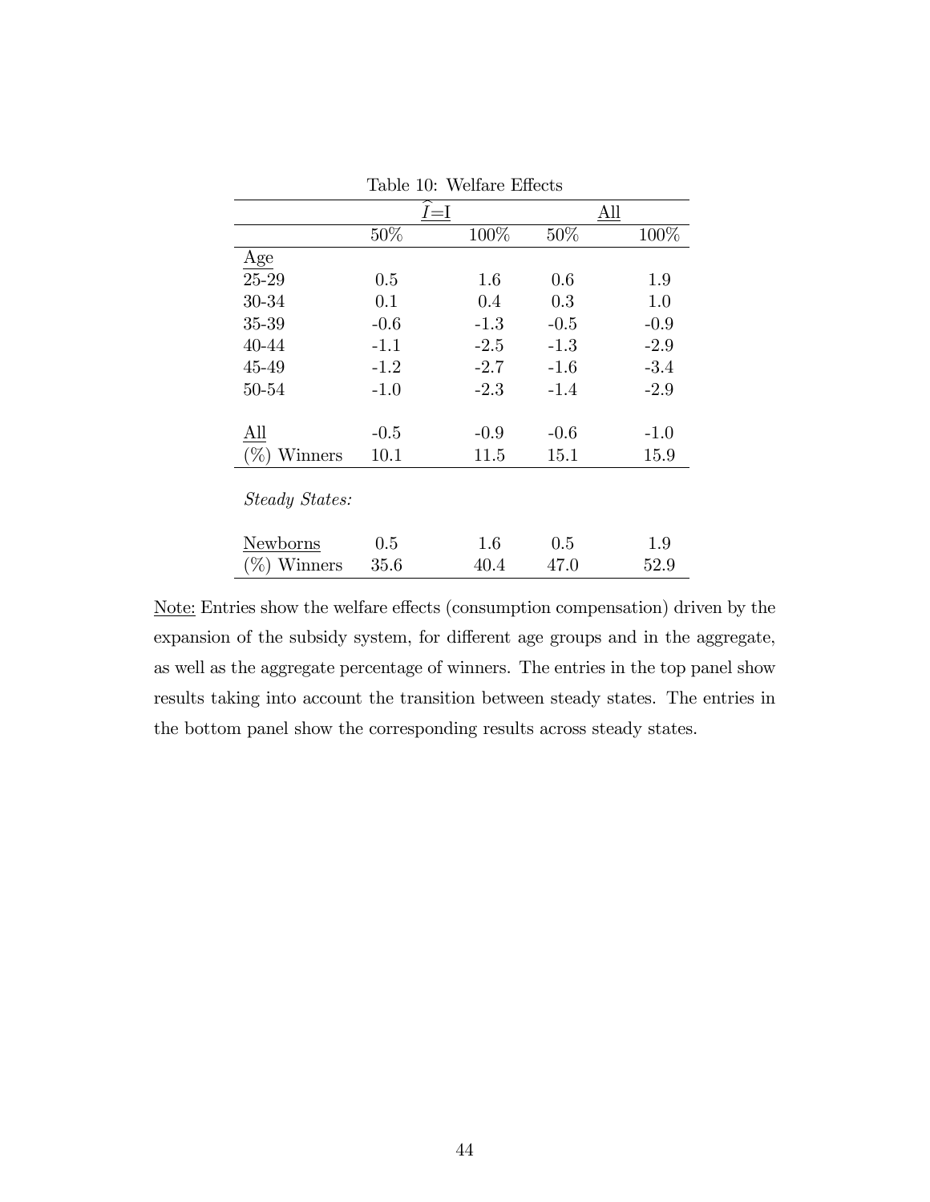Table 10: Welfare Effects

| | $\widehat{I}$=I | | All | |
|---|---|---|---|---|
| | 50% | 100% | 50% | 100% |
| Age | | | | |
| 25-29 | 0.5 | 1.6 | 0.6 | 1.9 |
| 30-34 | 0.1 | 0.4 | 0.3 | 1.0 |
| 35-39 | -0.6 | -1.3 | -0.5 | -0.9 |
| 40-44 | -1.1 | -2.5 | -1.3 | -2.9 |
| 45-49 | -1.2 | -2.7 | -1.6 | -3.4 |
| 50-54 | -1.0 | -2.3 | -1.4 | -2.9 |
| | | | | |
| All | -0.5 | -0.9 | -0.6 | -1.0 |
| (%) Winners | 10.1 | 11.5 | 15.1 | 15.9 |
| *Steady States:* | | | | |
| Newborns | 0.5 | 1.6 | 0.5 | 1.9 |
| (%) Winners | 35.6 | 40.4 | 47.0 | 52.9 |

Note: Entries show the welfare effects (consumption compensation) driven by the expansion of the subsidy system, for different age groups and in the aggregate, as well as the aggregate percentage of winners. The entries in the top panel show results taking into account the transition between steady states. The entries in the bottom panel show the corresponding results across steady states.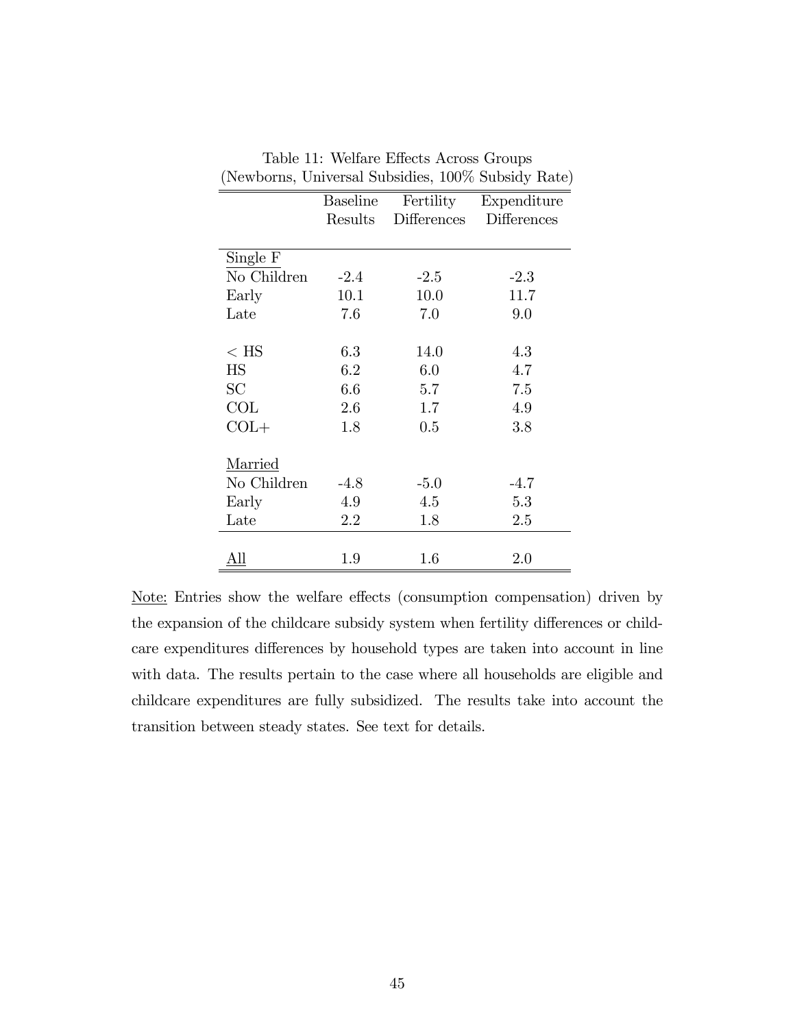Table 11: Welfare Effects Across Groups
(Newborns, Universal Subsidies, 100% Subsidy Rate)

| | Baseline Results | Fertility Differences | Expenditure Differences |
|---|---|---|---|
| <u>Single F</u> | | | |
| No Children | -2.4 | -2.5 | -2.3 |
| Early | 10.1 | 10.0 | 11.7 |
| Late | 7.6 | 7.0 | 9.0 |
| | | | |
| < HS | 6.3 | 14.0 | 4.3 |
| HS | 6.2 | 6.0 | 4.7 |
| SC | 6.6 | 5.7 | 7.5 |
| COL | 2.6 | 1.7 | 4.9 |
| COL+ | 1.8 | 0.5 | 3.8 |
| | | | |
| <u>Married</u> | | | |
| No Children | -4.8 | -5.0 | -4.7 |
| Early | 4.9 | 4.5 | 5.3 |
| Late | 2.2 | 1.8 | 2.5 |
| <u>All</u> | 1.9 | 1.6 | 2.0 |

<u>Note:</u> Entries show the welfare effects (consumption compensation) driven by the expansion of the childcare subsidy system when fertility differences or childcare expenditures differences by household types are taken into account in line with data. The results pertain to the case where all households are eligible and childcare expenditures are fully subsidized. The results take into account the transition between steady states. See text for details.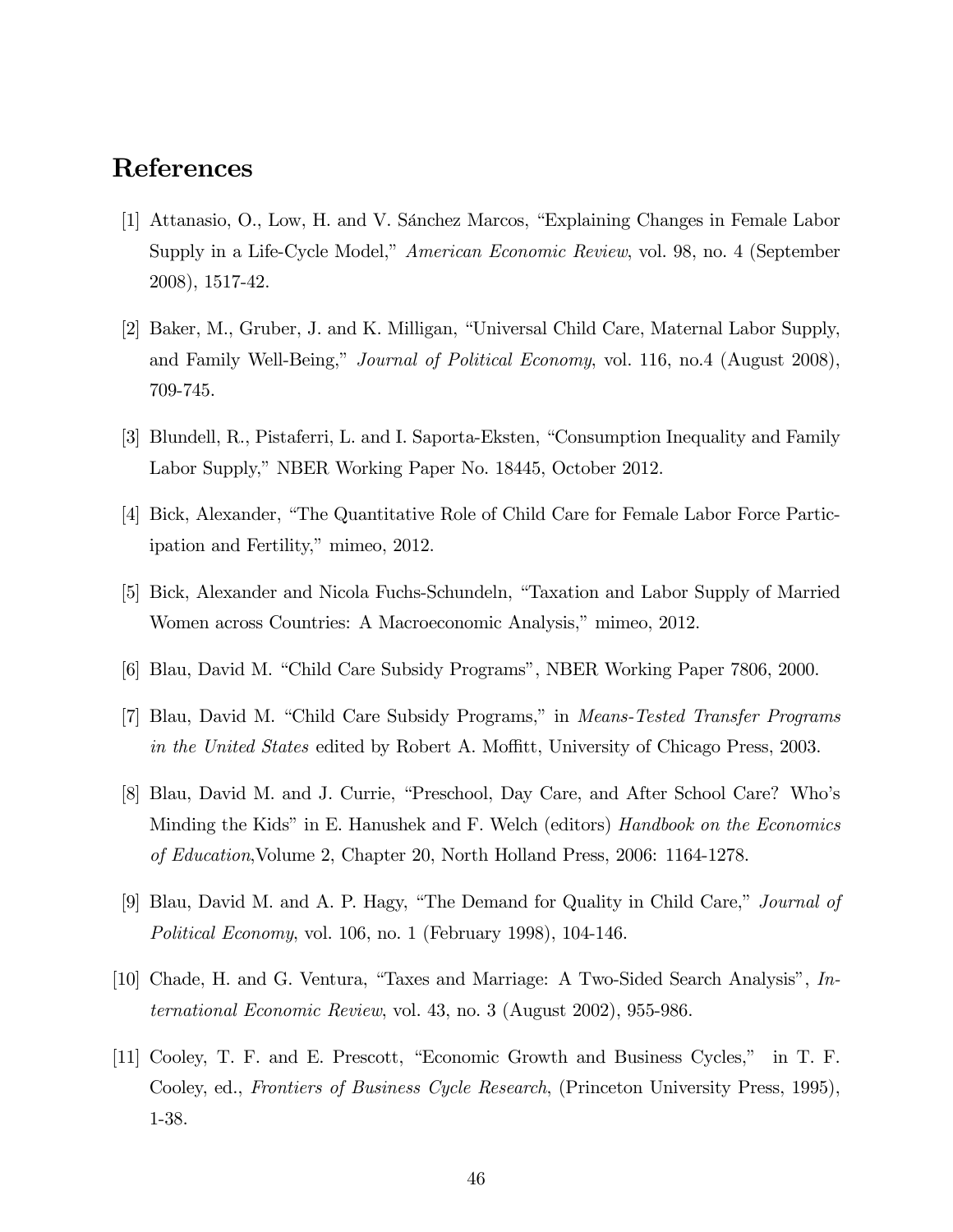# References

[1] Attanasio, O., Low, H. and V. Sánchez Marcos, "Explaining Changes in Female Labor Supply in a Life-Cycle Model," *American Economic Review*, vol. 98, no. 4 (September 2008), 1517-42.

[2] Baker, M., Gruber, J. and K. Milligan, "Universal Child Care, Maternal Labor Supply, and Family Well-Being," *Journal of Political Economy*, vol. 116, no.4 (August 2008), 709-745.

[3] Blundell, R., Pistaferri, L. and I. Saporta-Eksten, "Consumption Inequality and Family Labor Supply," NBER Working Paper No. 18445, October 2012.

[4] Bick, Alexander, "The Quantitative Role of Child Care for Female Labor Force Participation and Fertility," mimeo, 2012.

[5] Bick, Alexander and Nicola Fuchs-Schundeln, "Taxation and Labor Supply of Married Women across Countries: A Macroeconomic Analysis," mimeo, 2012.

[6] Blau, David M. "Child Care Subsidy Programs", NBER Working Paper 7806, 2000.

[7] Blau, David M. "Child Care Subsidy Programs," in *Means-Tested Transfer Programs in the United States* edited by Robert A. Moffitt, University of Chicago Press, 2003.

[8] Blau, David M. and J. Currie, "Preschool, Day Care, and After School Care? Who's Minding the Kids" in E. Hanushek and F. Welch (editors) *Handbook on the Economics of Education*,Volume 2, Chapter 20, North Holland Press, 2006: 1164-1278.

[9] Blau, David M. and A. P. Hagy, "The Demand for Quality in Child Care," *Journal of Political Economy*, vol. 106, no. 1 (February 1998), 104-146.

[10] Chade, H. and G. Ventura, "Taxes and Marriage: A Two-Sided Search Analysis", *International Economic Review*, vol. 43, no. 3 (August 2002), 955-986.

[11] Cooley, T. F. and E. Prescott, "Economic Growth and Business Cycles," in T. F. Cooley, ed., *Frontiers of Business Cycle Research*, (Princeton University Press, 1995), 1-38.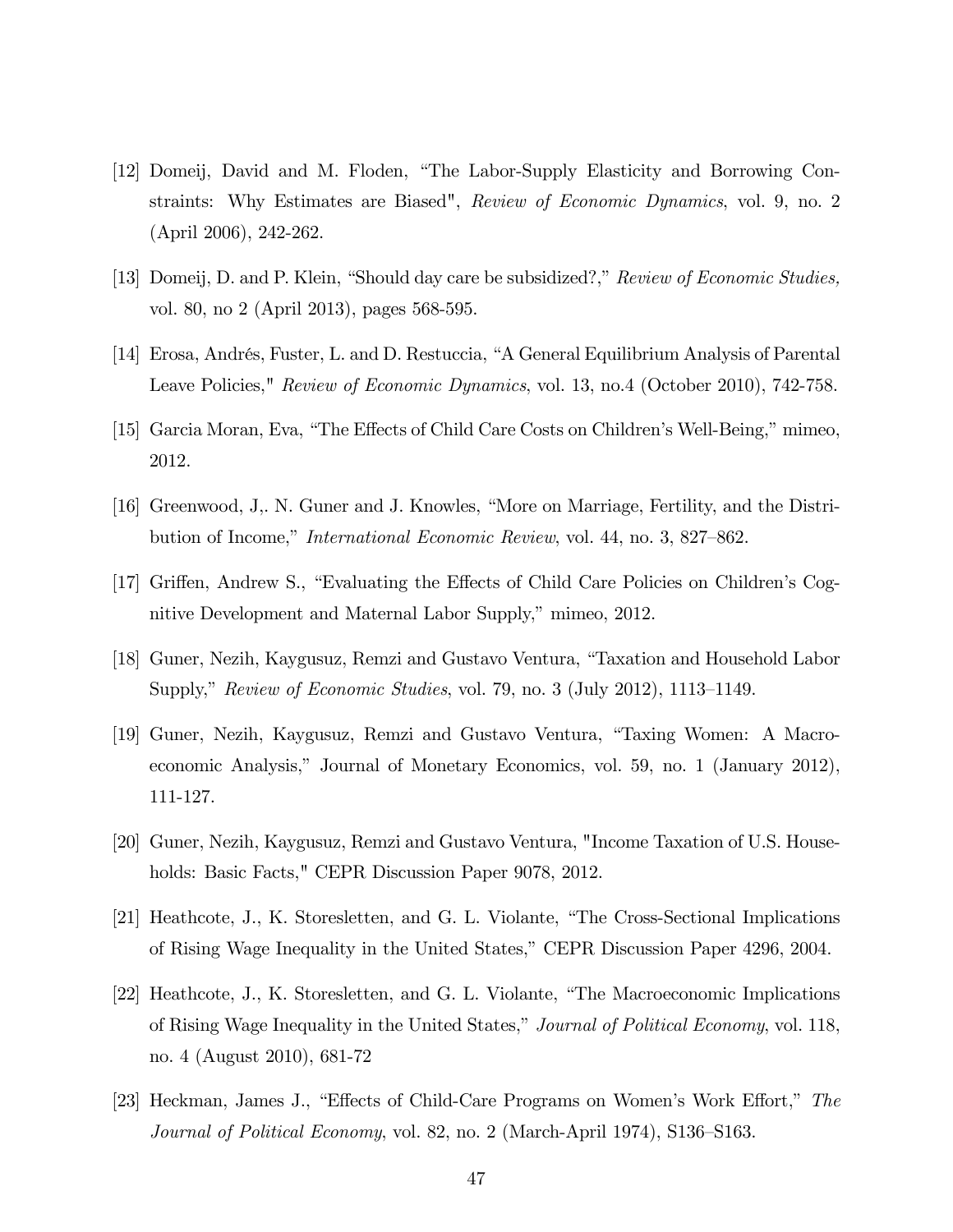[12] Domeij, David and M. Floden, "The Labor-Supply Elasticity and Borrowing Constraints: Why Estimates are Biased", *Review of Economic Dynamics*, vol. 9, no. 2 (April 2006), 242-262.

[13] Domeij, D. and P. Klein, "Should day care be subsidized?," *Review of Economic Studies,* vol. 80, no 2 (April 2013), pages 568-595.

[14] Erosa, Andrés, Fuster, L. and D. Restuccia, "A General Equilibrium Analysis of Parental Leave Policies," *Review of Economic Dynamics*, vol. 13, no.4 (October 2010), 742-758.

[15] Garcia Moran, Eva, "The Effects of Child Care Costs on Children's Well-Being," mimeo, 2012.

[16] Greenwood, J,. N. Guner and J. Knowles, "More on Marriage, Fertility, and the Distribution of Income," *International Economic Review*, vol. 44, no. 3, 827–862.

[17] Griffen, Andrew S., "Evaluating the Effects of Child Care Policies on Children's Cognitive Development and Maternal Labor Supply," mimeo, 2012.

[18] Guner, Nezih, Kaygusuz, Remzi and Gustavo Ventura, "Taxation and Household Labor Supply," *Review of Economic Studies*, vol. 79, no. 3 (July 2012), 1113–1149.

[19] Guner, Nezih, Kaygusuz, Remzi and Gustavo Ventura, "Taxing Women: A Macroeconomic Analysis," Journal of Monetary Economics, vol. 59, no. 1 (January 2012), 111-127.

[20] Guner, Nezih, Kaygusuz, Remzi and Gustavo Ventura, "Income Taxation of U.S. Households: Basic Facts," CEPR Discussion Paper 9078, 2012.

[21] Heathcote, J., K. Storesletten, and G. L. Violante, "The Cross-Sectional Implications of Rising Wage Inequality in the United States," CEPR Discussion Paper 4296, 2004.

[22] Heathcote, J., K. Storesletten, and G. L. Violante, "The Macroeconomic Implications of Rising Wage Inequality in the United States," *Journal of Political Economy*, vol. 118, no. 4 (August 2010), 681-72

[23] Heckman, James J., "Effects of Child-Care Programs on Women's Work Effort," *The Journal of Political Economy*, vol. 82, no. 2 (March-April 1974), S136–S163.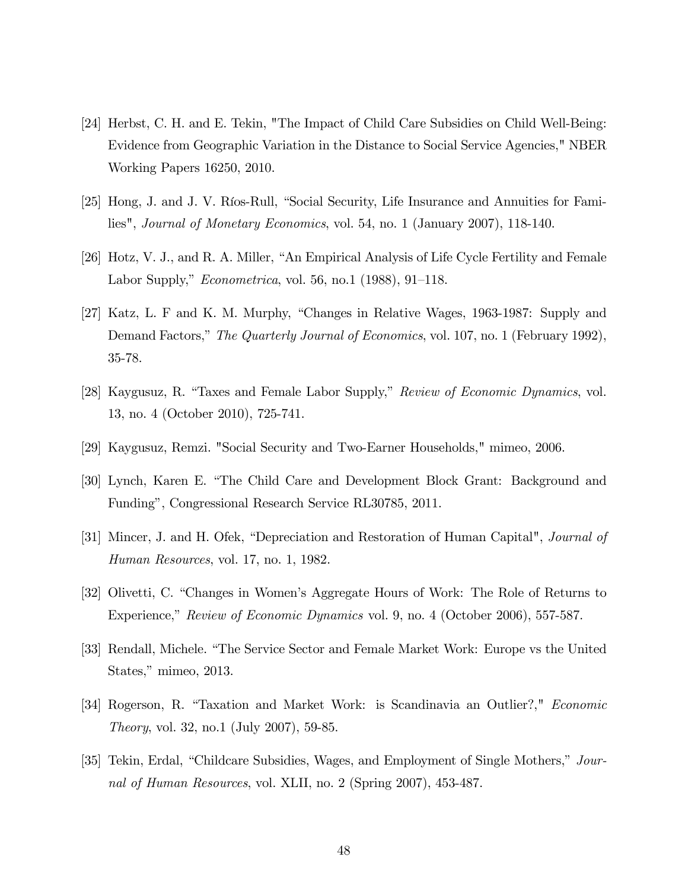[24] Herbst, C. H. and E. Tekin, "The Impact of Child Care Subsidies on Child Well-Being: Evidence from Geographic Variation in the Distance to Social Service Agencies," NBER Working Papers 16250, 2010.

[25] Hong, J. and J. V. Ríos-Rull, "Social Security, Life Insurance and Annuities for Families", *Journal of Monetary Economics*, vol. 54, no. 1 (January 2007), 118-140.

[26] Hotz, V. J., and R. A. Miller, "An Empirical Analysis of Life Cycle Fertility and Female Labor Supply," *Econometrica*, vol. 56, no.1 (1988), 91–118.

[27] Katz, L. F and K. M. Murphy, "Changes in Relative Wages, 1963-1987: Supply and Demand Factors," *The Quarterly Journal of Economics*, vol. 107, no. 1 (February 1992), 35-78.

[28] Kaygusuz, R. "Taxes and Female Labor Supply," *Review of Economic Dynamics*, vol. 13, no. 4 (October 2010), 725-741.

[29] Kaygusuz, Remzi. "Social Security and Two-Earner Households," mimeo, 2006.

[30] Lynch, Karen E. "The Child Care and Development Block Grant: Background and Funding", Congressional Research Service RL30785, 2011.

[31] Mincer, J. and H. Ofek, "Depreciation and Restoration of Human Capital", *Journal of Human Resources*, vol. 17, no. 1, 1982.

[32] Olivetti, C. "Changes in Women's Aggregate Hours of Work: The Role of Returns to Experience," *Review of Economic Dynamics* vol. 9, no. 4 (October 2006), 557-587.

[33] Rendall, Michele. "The Service Sector and Female Market Work: Europe vs the United States," mimeo, 2013.

[34] Rogerson, R. "Taxation and Market Work: is Scandinavia an Outlier?," *Economic Theory*, vol. 32, no.1 (July 2007), 59-85.

[35] Tekin, Erdal, "Childcare Subsidies, Wages, and Employment of Single Mothers," *Journal of Human Resources*, vol. XLII, no. 2 (Spring 2007), 453-487.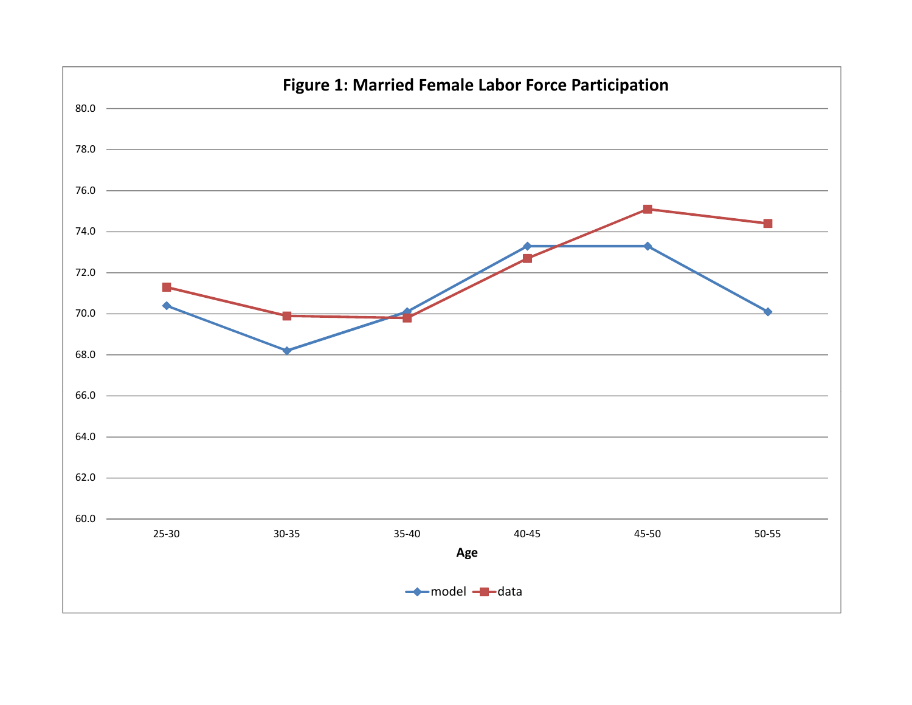**Figure 1: Married Female Labor Force Participation**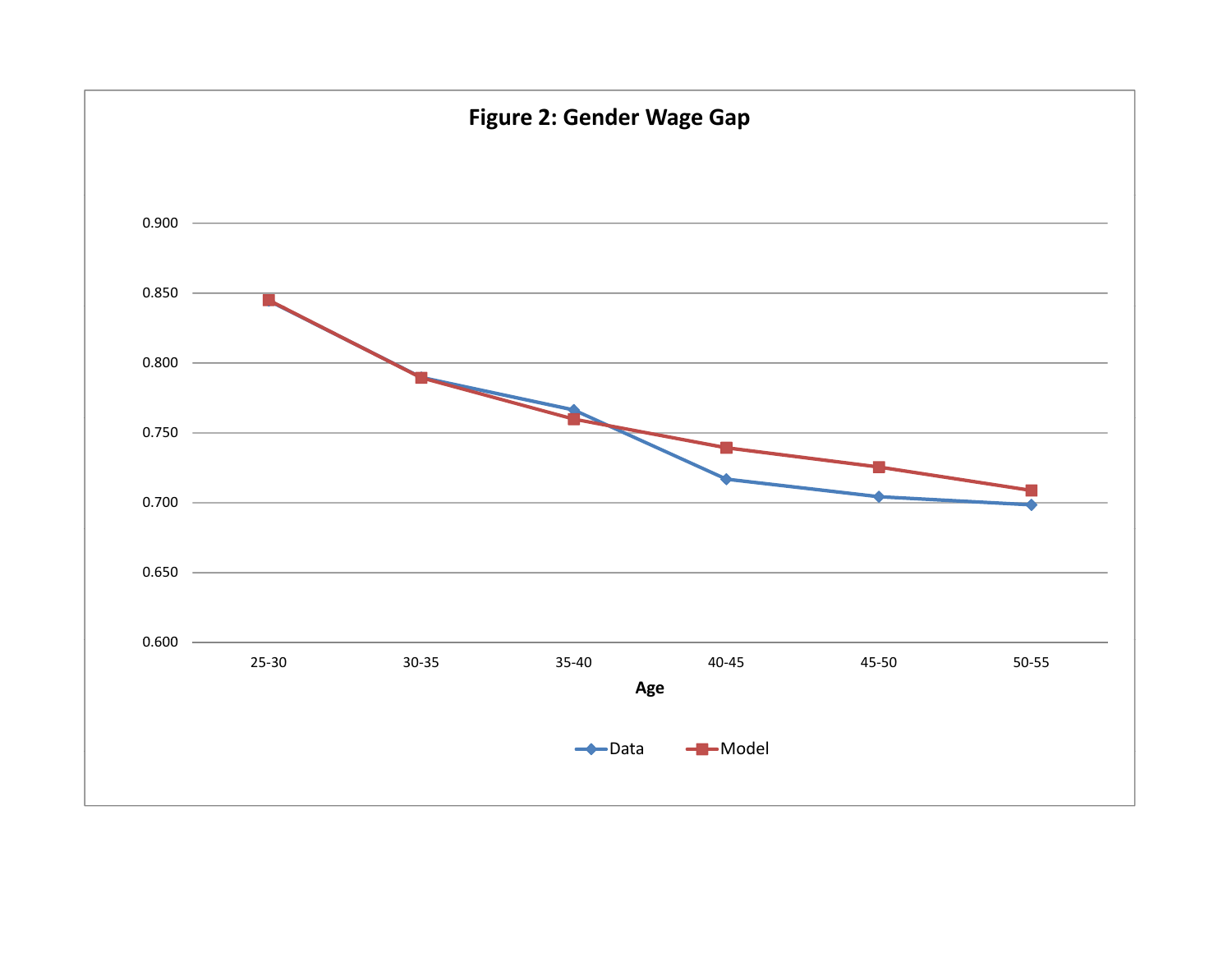**Figure 2: Gender Wage Gap**

| Age | Data | Model |
|---|---|---|
| 25-30 | 0.845 | 0.845 |
| 30-35 | 0.790 | 0.789 |
| 35-40 | 0.766 | 0.760 |
| 40-45 | 0.717 | 0.739 |
| 45-50 | 0.704 | 0.725 |
| 50-55 | 0.698 | 0.709 |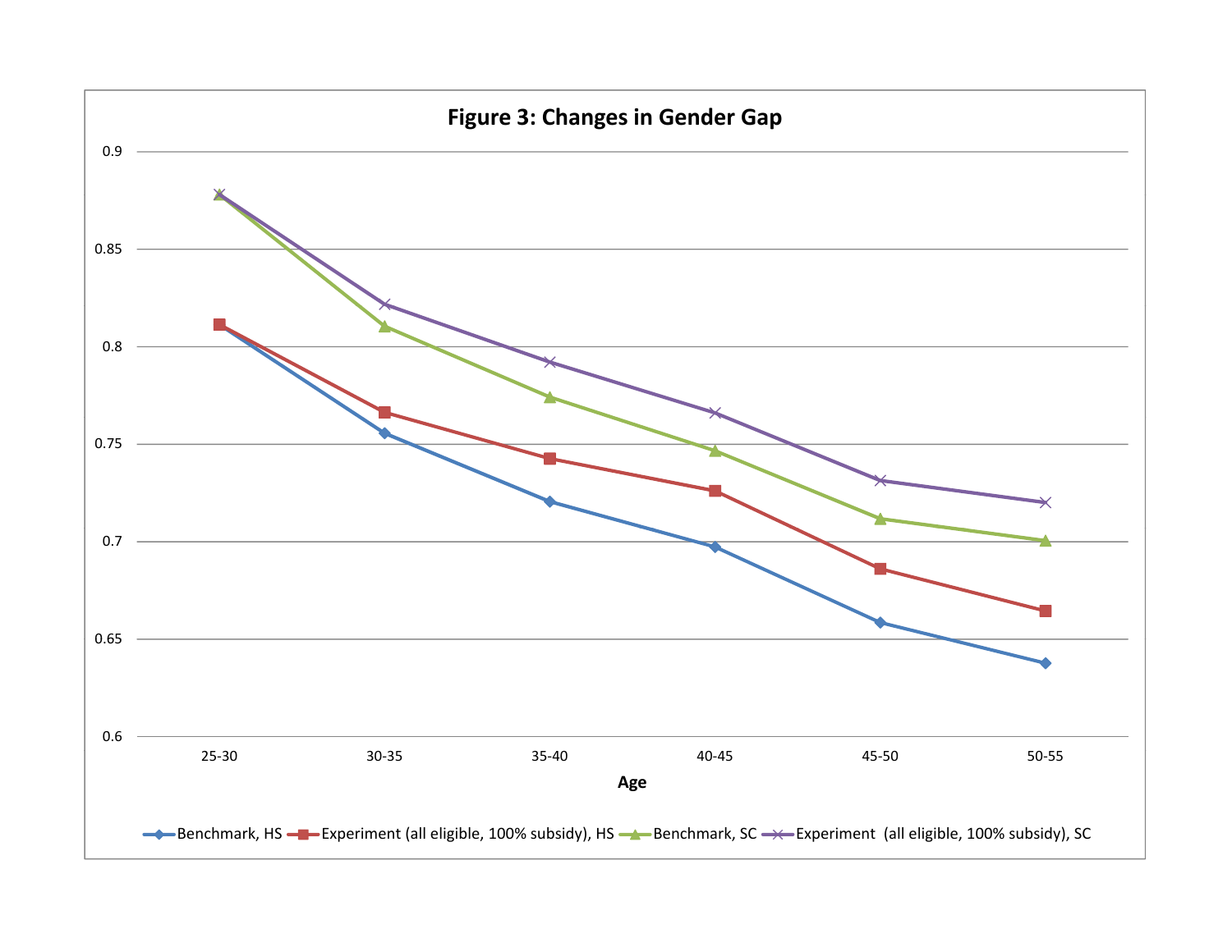**Figure 3: Changes in Gender Gap**

| Age | Benchmark, HS | Experiment (all eligible, 100% subsidy), HS | Benchmark, SC | Experiment (all eligible, 100% subsidy), SC |
|---|---|---|---|---|
| 25-30 | 0.811 | 0.811 | 0.878 | 0.878 |
| 30-35 | 0.756 | 0.766 | 0.810 | 0.822 |
| 35-40 | 0.720 | 0.742 | 0.774 | 0.792 |
| 40-45 | 0.697 | 0.726 | 0.746 | 0.766 |
| 45-50 | 0.658 | 0.686 | 0.711 | 0.731 |
| 50-55 | 0.637 | 0.664 | 0.700 | 0.720 |

*Note: values are approximate readings from the line chart; y-axis ranges from 0.6 to 0.9, x-axis is Age.*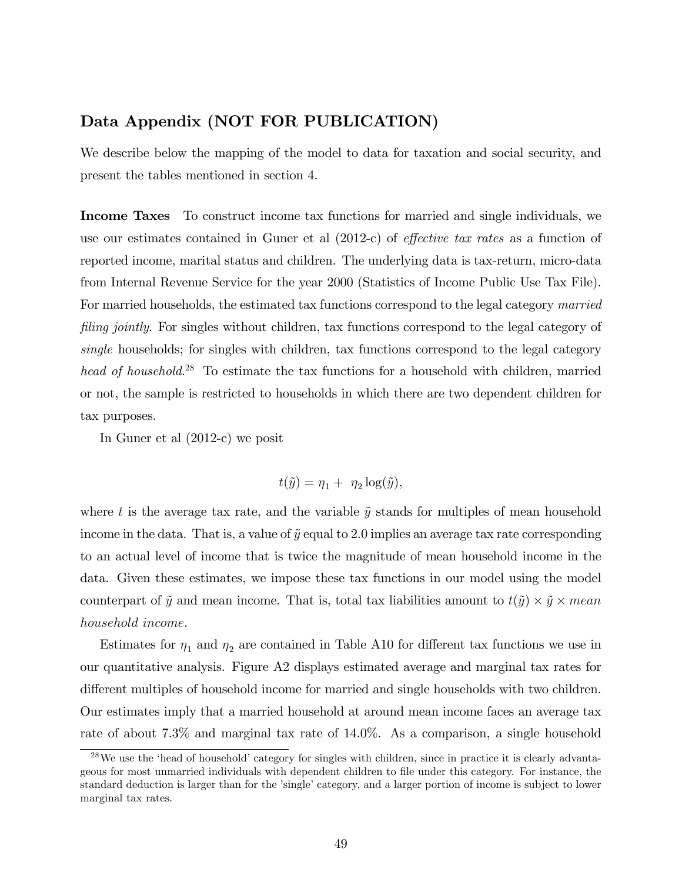## Data Appendix (NOT FOR PUBLICATION)

We describe below the mapping of the model to data for taxation and social security, and present the tables mentioned in section 4.

**Income Taxes** To construct income tax functions for married and single individuals, we use our estimates contained in Guner et al (2012-c) of *effective tax rates* as a function of reported income, marital status and children. The underlying data is tax-return, micro-data from Internal Revenue Service for the year 2000 (Statistics of Income Public Use Tax File). For married households, the estimated tax functions correspond to the legal category *married filing jointly.* For singles without children, tax functions correspond to the legal category of *single* households; for singles with children, tax functions correspond to the legal category *head of household*.[28] To estimate the tax functions for a household with children, married or not, the sample is restricted to households in which there are two dependent children for tax purposes.

In Guner et al (2012-c) we posit

$$t(\tilde{y}) = \eta_1 + \eta_2 \log(\tilde{y}),$$

where $t$ is the average tax rate, and the variable $\tilde{y}$ stands for multiples of mean household income in the data. That is, a value of $\tilde{y}$ equal to 2.0 implies an average tax rate corresponding to an actual level of income that is twice the magnitude of mean household income in the data. Given these estimates, we impose these tax functions in our model using the model counterpart of $\tilde{y}$ and mean income. That is, total tax liabilities amount to $t(\tilde{y}) \times \tilde{y} \times$ *mean household income*.

Estimates for $\eta_1$ and $\eta_2$ are contained in Table A10 for different tax functions we use in our quantitative analysis. Figure A2 displays estimated average and marginal tax rates for different multiples of household income for married and single households with two children. Our estimates imply that a married household at around mean income faces an average tax rate of about 7.3% and marginal tax rate of 14.0%. As a comparison, a single household

[28] We use the 'head of household' category for singles with children, since in practice it is clearly advantageous for most unmarried individuals with dependent children to file under this category. For instance, the standard deduction is larger than for the 'single' category, and a larger portion of income is subject to lower marginal tax rates.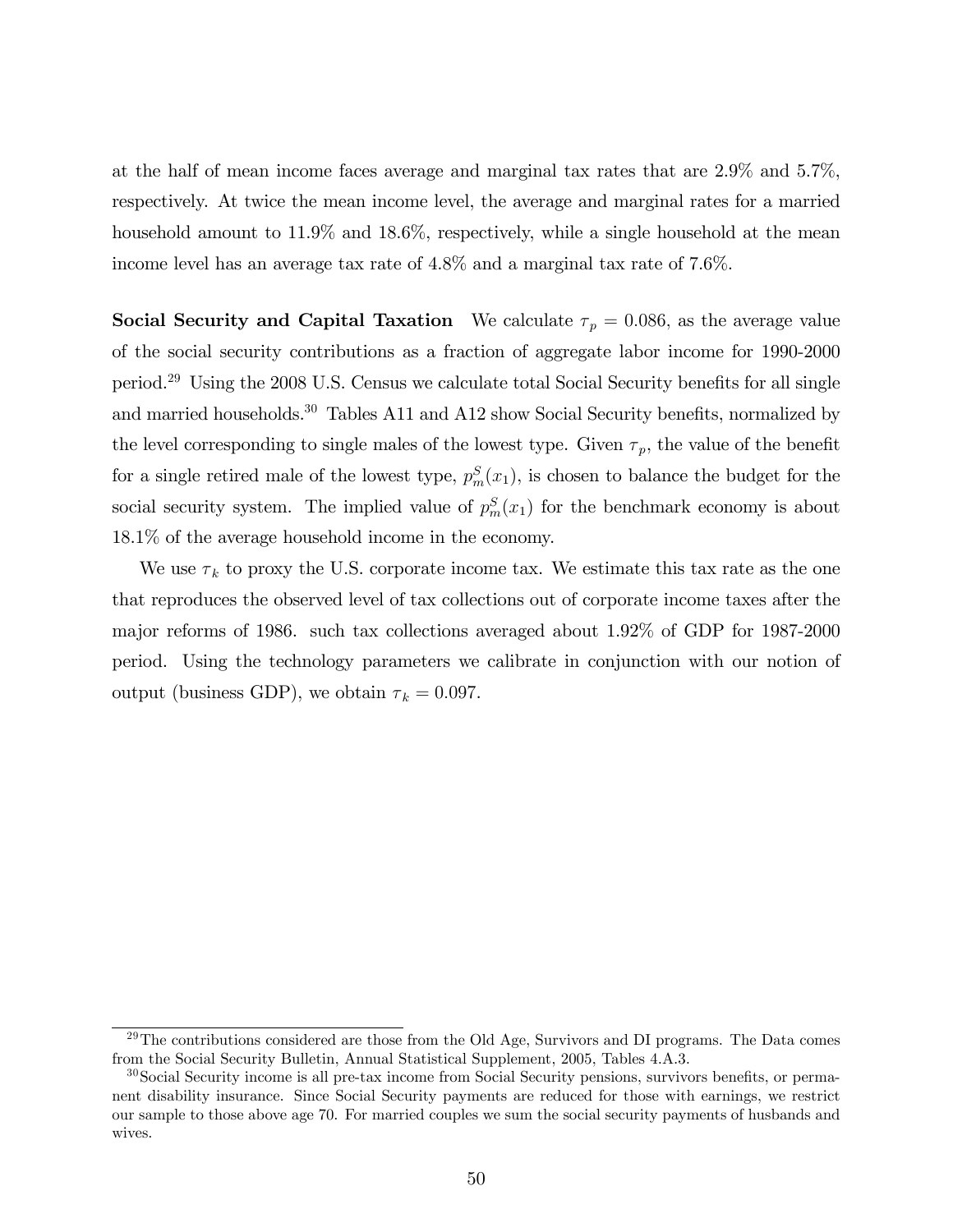at the half of mean income faces average and marginal tax rates that are 2.9% and 5.7%, respectively. At twice the mean income level, the average and marginal rates for a married household amount to 11.9% and 18.6%, respectively, while a single household at the mean income level has an average tax rate of 4.8% and a marginal tax rate of 7.6%.

**Social Security and Capital Taxation** We calculate $\tau_p = 0.086$, as the average value of the social security contributions as a fraction of aggregate labor income for 1990-2000 period.[29] Using the 2008 U.S. Census we calculate total Social Security benefits for all single and married households.[30] Tables A11 and A12 show Social Security benefits, normalized by the level corresponding to single males of the lowest type. Given $\tau_p$, the value of the benefit for a single retired male of the lowest type, $p_m^S(x_1)$, is chosen to balance the budget for the social security system. The implied value of $p_m^S(x_1)$ for the benchmark economy is about 18.1% of the average household income in the economy.

We use $\tau_k$ to proxy the U.S. corporate income tax. We estimate this tax rate as the one that reproduces the observed level of tax collections out of corporate income taxes after the major reforms of 1986. such tax collections averaged about 1.92% of GDP for 1987-2000 period. Using the technology parameters we calibrate in conjunction with our notion of output (business GDP), we obtain $\tau_k = 0.097$.

---

[29] The contributions considered are those from the Old Age, Survivors and DI programs. The Data comes from the Social Security Bulletin, Annual Statistical Supplement, 2005, Tables 4.A.3.

[30] Social Security income is all pre-tax income from Social Security pensions, survivors benefits, or permanent disability insurance. Since Social Security payments are reduced for those with earnings, we restrict our sample to those above age 70. For married couples we sum the social security payments of husbands and wives.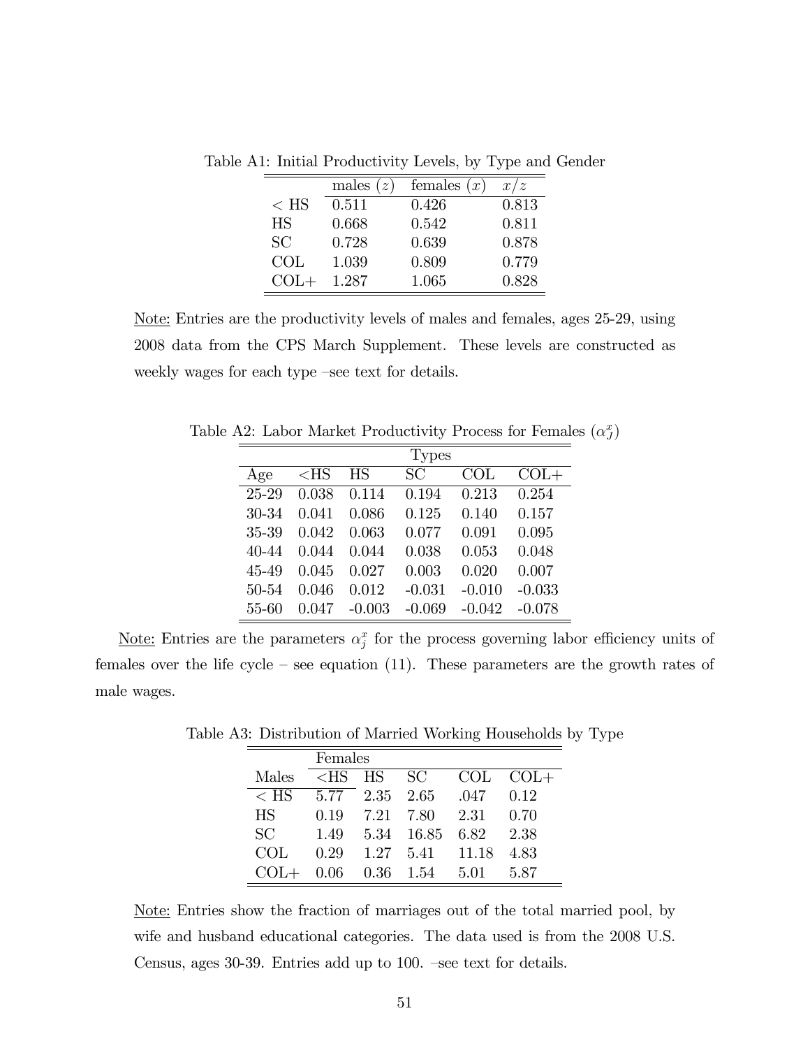Table A1: Initial Productivity Levels, by Type and Gender

| | males ($z$) | females ($x$) | $x/z$ |
|---|---|---|---|
| < HS | 0.511 | 0.426 | 0.813 |
| HS | 0.668 | 0.542 | 0.811 |
| SC | 0.728 | 0.639 | 0.878 |
| COL | 1.039 | 0.809 | 0.779 |
| COL+ | 1.287 | 1.065 | 0.828 |

Note: Entries are the productivity levels of males and females, ages 25-29, using 2008 data from the CPS March Supplement. These levels are constructed as weekly wages for each type –see text for details.

Table A2: Labor Market Productivity Process for Females ($\alpha_J^x$)

| | Types | | | | |
|---|---|---|---|---|---|
| Age | <HS | HS | SC | COL | COL+ |
| 25-29 | 0.038 | 0.114 | 0.194 | 0.213 | 0.254 |
| 30-34 | 0.041 | 0.086 | 0.125 | 0.140 | 0.157 |
| 35-39 | 0.042 | 0.063 | 0.077 | 0.091 | 0.095 |
| 40-44 | 0.044 | 0.044 | 0.038 | 0.053 | 0.048 |
| 45-49 | 0.045 | 0.027 | 0.003 | 0.020 | 0.007 |
| 50-54 | 0.046 | 0.012 | -0.031 | -0.010 | -0.033 |
| 55-60 | 0.047 | -0.003 | -0.069 | -0.042 | -0.078 |

Note: Entries are the parameters $\alpha_j^x$ for the process governing labor efficiency units of females over the life cycle – see equation (11). These parameters are the growth rates of male wages.

Table A3: Distribution of Married Working Households by Type

| | Females | | | | |
|---|---|---|---|---|---|
| Males | <HS | HS | SC | COL | COL+ |
| < HS | 5.77 | 2.35 | 2.65 | .047 | 0.12 |
| HS | 0.19 | 7.21 | 7.80 | 2.31 | 0.70 |
| SC | 1.49 | 5.34 | 16.85 | 6.82 | 2.38 |
| COL | 0.29 | 1.27 | 5.41 | 11.18 | 4.83 |
| COL+ | 0.06 | 0.36 | 1.54 | 5.01 | 5.87 |

Note: Entries show the fraction of marriages out of the total married pool, by wife and husband educational categories. The data used is from the 2008 U.S. Census, ages 30-39. Entries add up to 100. –see text for details.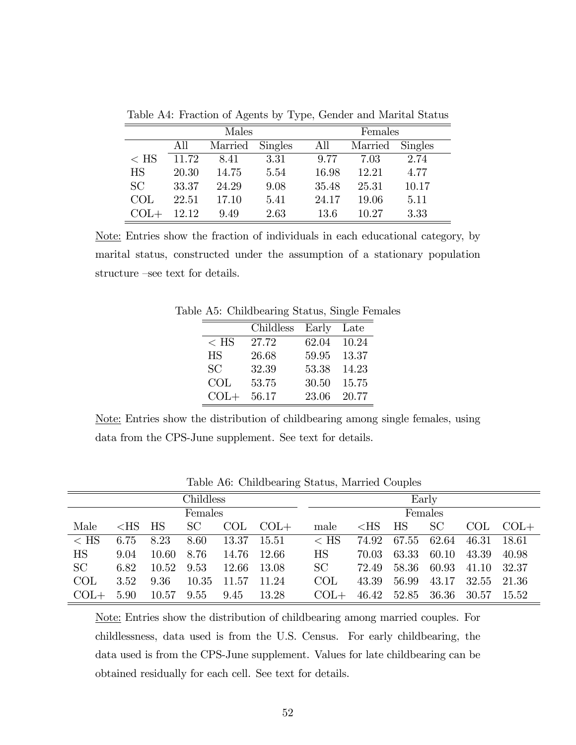Table A4: Fraction of Agents by Type, Gender and Marital Status

| | Males | | | Females | | |
|---|---|---|---|---|---|---|
| | All | Married | Singles | All | Married | Singles |
| < HS | 11.72 | 8.41 | 3.31 | 9.77 | 7.03 | 2.74 |
| HS | 20.30 | 14.75 | 5.54 | 16.98 | 12.21 | 4.77 |
| SC | 33.37 | 24.29 | 9.08 | 35.48 | 25.31 | 10.17 |
| COL | 22.51 | 17.10 | 5.41 | 24.17 | 19.06 | 5.11 |
| COL+ | 12.12 | 9.49 | 2.63 | 13.6 | 10.27 | 3.33 |

Note: Entries show the fraction of individuals in each educational category, by marital status, constructed under the assumption of a stationary population structure –see text for details.

Table A5: Childbearing Status, Single Females

| | Childless | Early | Late |
|---|---|---|---|
| < HS | 27.72 | 62.04 | 10.24 |
| HS | 26.68 | 59.95 | 13.37 |
| SC | 32.39 | 53.38 | 14.23 |
| COL | 53.75 | 30.50 | 15.75 |
| COL+ | 56.17 | 23.06 | 20.77 |

Note: Entries show the distribution of childbearing among single females, using data from the CPS-June supplement. See text for details.

Table A6: Childbearing Status, Married Couples

| Childless | | | | | | Early | | | | | |
|---|---|---|---|---|---|---|---|---|---|---|---|
| | Females | | | | | | Females | | | | |
| Male | <HS | HS | SC | COL | COL+ | male | <HS | HS | SC | COL | COL+ |
| < HS | 6.75 | 8.23 | 8.60 | 13.37 | 15.51 | < HS | 74.92 | 67.55 | 62.64 | 46.31 | 18.61 |
| HS | 9.04 | 10.60 | 8.76 | 14.76 | 12.66 | HS | 70.03 | 63.33 | 60.10 | 43.39 | 40.98 |
| SC | 6.82 | 10.52 | 9.53 | 12.66 | 13.08 | SC | 72.49 | 58.36 | 60.93 | 41.10 | 32.37 |
| COL | 3.52 | 9.36 | 10.35 | 11.57 | 11.24 | COL | 43.39 | 56.99 | 43.17 | 32.55 | 21.36 |
| COL+ | 5.90 | 10.57 | 9.55 | 9.45 | 13.28 | COL+ | 46.42 | 52.85 | 36.36 | 30.57 | 15.52 |

Note: Entries show the distribution of childbearing among married couples. For childlessness, data used is from the U.S. Census. For early childbearing, the data used is from the CPS-June supplement. Values for late childbearing can be obtained residually for each cell. See text for details.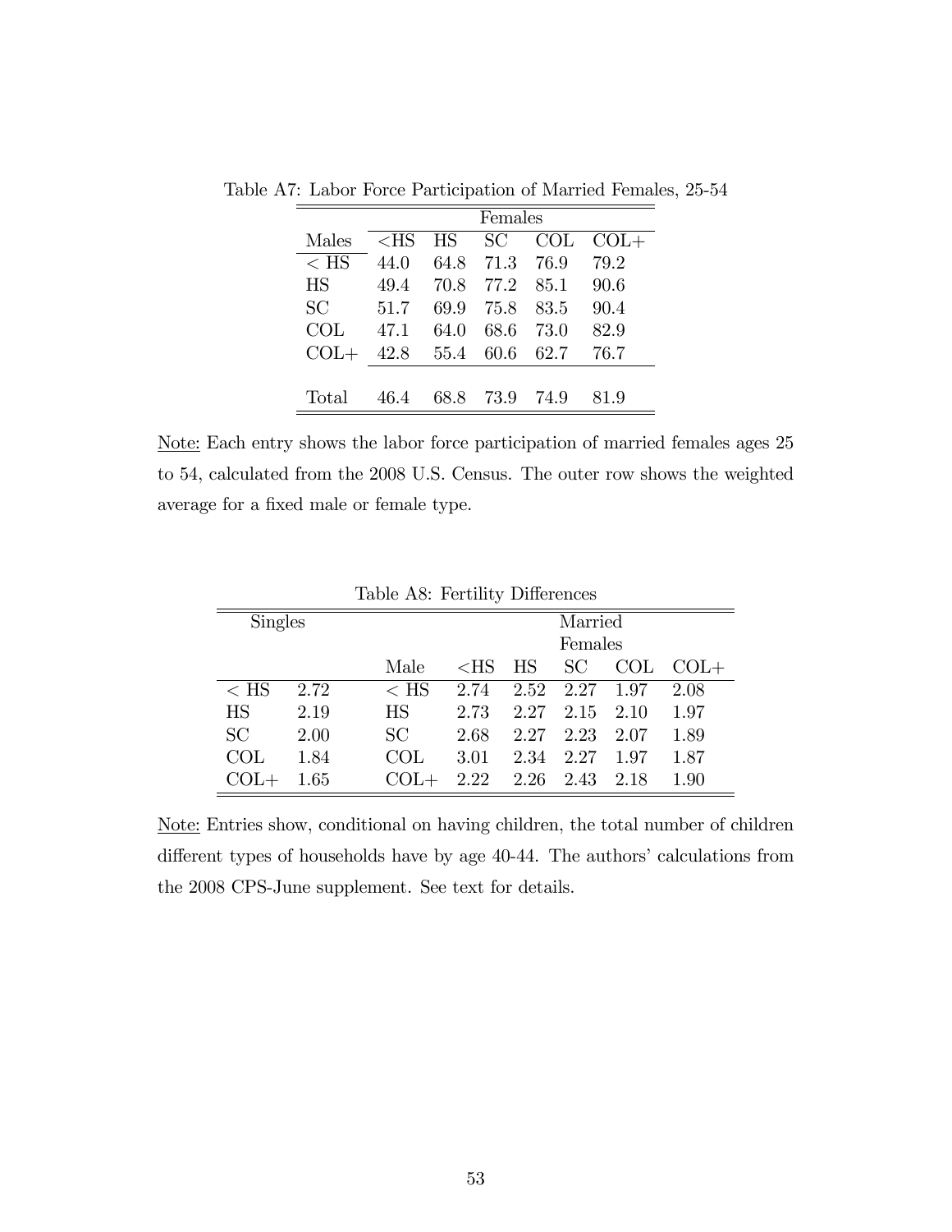Table A7: Labor Force Participation of Married Females, 25-54

| | Females | | | | |
|---|---|---|---|---|---|
| Males | <HS | HS | SC | COL | COL+ |
| < HS | 44.0 | 64.8 | 71.3 | 76.9 | 79.2 |
| HS | 49.4 | 70.8 | 77.2 | 85.1 | 90.6 |
| SC | 51.7 | 69.9 | 75.8 | 83.5 | 90.4 |
| COL | 47.1 | 64.0 | 68.6 | 73.0 | 82.9 |
| COL+ | 42.8 | 55.4 | 60.6 | 62.7 | 76.7 |
| Total | 46.4 | 68.8 | 73.9 | 74.9 | 81.9 |

Note: Each entry shows the labor force participation of married females ages 25 to 54, calculated from the 2008 U.S. Census. The outer row shows the weighted average for a fixed male or female type.

Table A8: Fertility Differences

| Singles | | | Married | | | | |
|---|---|---|---|---|---|---|---|
| | | | Females | | | | |
| | | Male | <HS | HS | SC | COL | COL+ |
| < HS | 2.72 | < HS | 2.74 | 2.52 | 2.27 | 1.97 | 2.08 |
| HS | 2.19 | HS | 2.73 | 2.27 | 2.15 | 2.10 | 1.97 |
| SC | 2.00 | SC | 2.68 | 2.27 | 2.23 | 2.07 | 1.89 |
| COL | 1.84 | COL | 3.01 | 2.34 | 2.27 | 1.97 | 1.87 |
| COL+ | 1.65 | COL+ | 2.22 | 2.26 | 2.43 | 2.18 | 1.90 |

Note: Entries show, conditional on having children, the total number of children different types of households have by age 40-44. The authors' calculations from the 2008 CPS-June supplement. See text for details.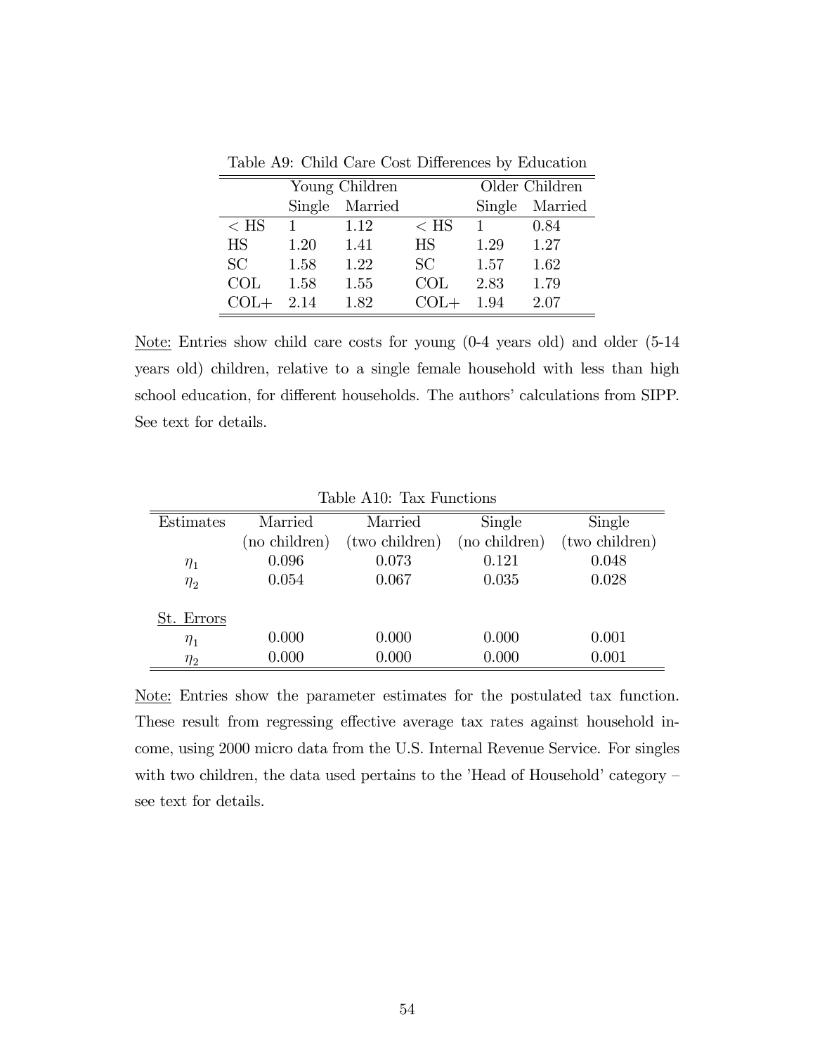Table A9: Child Care Cost Differences by Education

| | Young Children | | | Older Children | |
|---|---|---|---|---|---|
| | Single | Married | | Single | Married |
| < HS | 1 | 1.12 | < HS | 1 | 0.84 |
| HS | 1.20 | 1.41 | HS | 1.29 | 1.27 |
| SC | 1.58 | 1.22 | SC | 1.57 | 1.62 |
| COL | 1.58 | 1.55 | COL | 2.83 | 1.79 |
| COL+ | 2.14 | 1.82 | COL+ | 1.94 | 2.07 |

Note: Entries show child care costs for young (0-4 years old) and older (5-14 years old) children, relative to a single female household with less than high school education, for different households. The authors' calculations from SIPP. See text for details.

Table A10: Tax Functions

| Estimates | Married (no children) | Married (two children) | Single (no children) | Single (two children) |
|---|---|---|---|---|
| $\eta_1$ | 0.096 | 0.073 | 0.121 | 0.048 |
| $\eta_2$ | 0.054 | 0.067 | 0.035 | 0.028 |
| St. Errors | | | | |
| $\eta_1$ | 0.000 | 0.000 | 0.000 | 0.001 |
| $\eta_2$ | 0.000 | 0.000 | 0.000 | 0.001 |

Note: Entries show the parameter estimates for the postulated tax function. These result from regressing effective average tax rates against household income, using 2000 micro data from the U.S. Internal Revenue Service. For singles with two children, the data used pertains to the 'Head of Household' category – see text for details.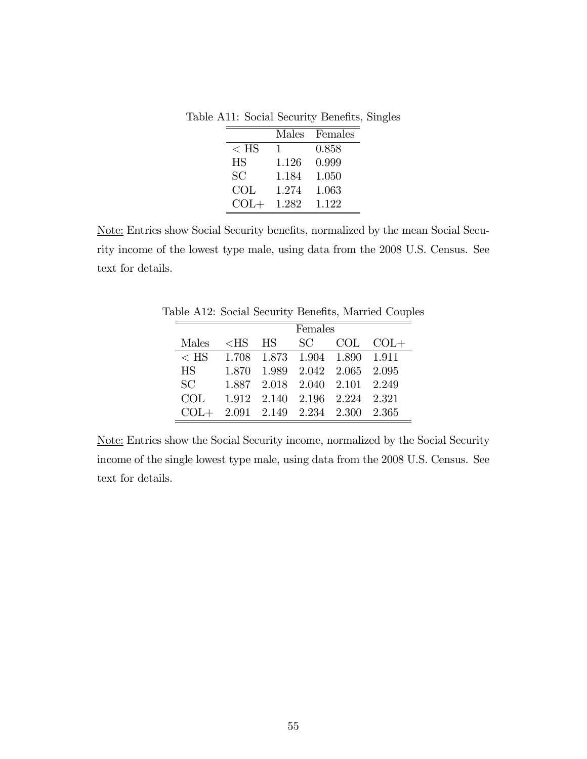Table A11: Social Security Benefits, Singles

| | Males | Females |
|---|---|---|
| < HS | 1 | 0.858 |
| HS | 1.126 | 0.999 |
| SC | 1.184 | 1.050 |
| COL | 1.274 | 1.063 |
| COL+ | 1.282 | 1.122 |

<u>Note:</u> Entries show Social Security benefits, normalized by the mean Social Security income of the lowest type male, using data from the 2008 U.S. Census. See text for details.

Table A12: Social Security Benefits, Married Couples

| | Females | | | | |
|---|---|---|---|---|---|
| Males | <HS | HS | SC | COL | COL+ |
| < HS | 1.708 | 1.873 | 1.904 | 1.890 | 1.911 |
| HS | 1.870 | 1.989 | 2.042 | 2.065 | 2.095 |
| SC | 1.887 | 2.018 | 2.040 | 2.101 | 2.249 |
| COL | 1.912 | 2.140 | 2.196 | 2.224 | 2.321 |
| COL+ | 2.091 | 2.149 | 2.234 | 2.300 | 2.365 |

<u>Note:</u> Entries show the Social Security income, normalized by the Social Security income of the single lowest type male, using data from the 2008 U.S. Census. See text for details.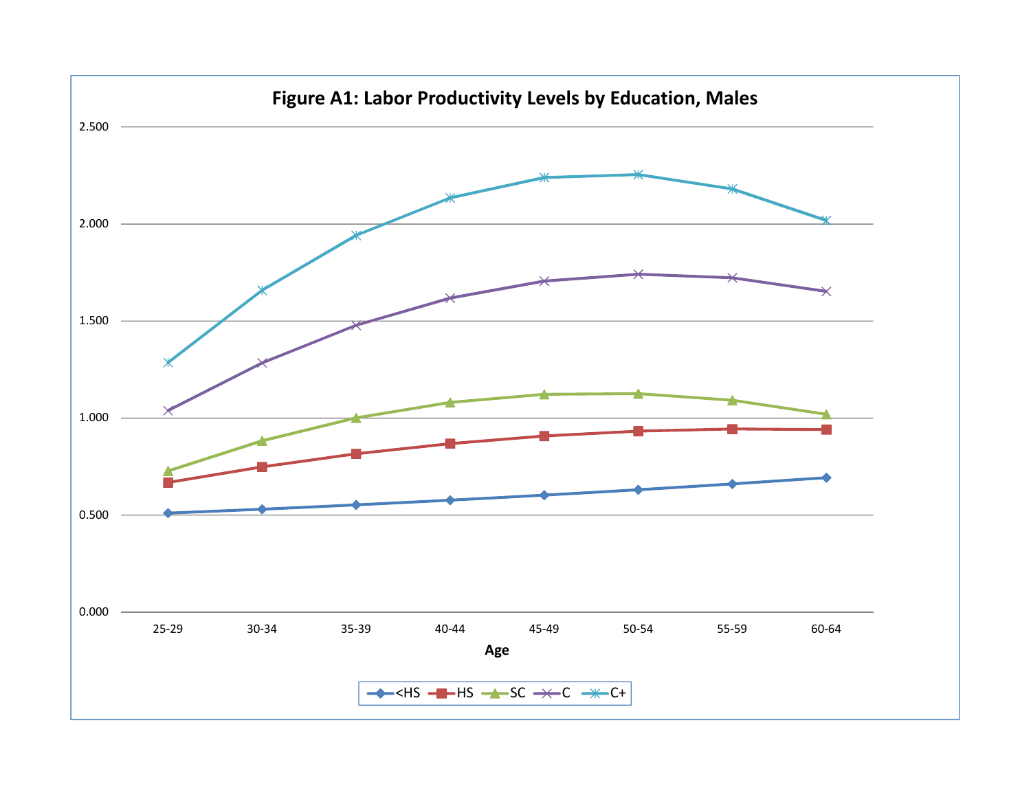**Figure A1: Labor Productivity Levels by Education, Males**

2.500

2.000

1.500

1.000

0.500

0.000

25-29 30-34 35-39 40-44 45-49 50-54 55-59 60-64

**Age**

<HS HS SC C C+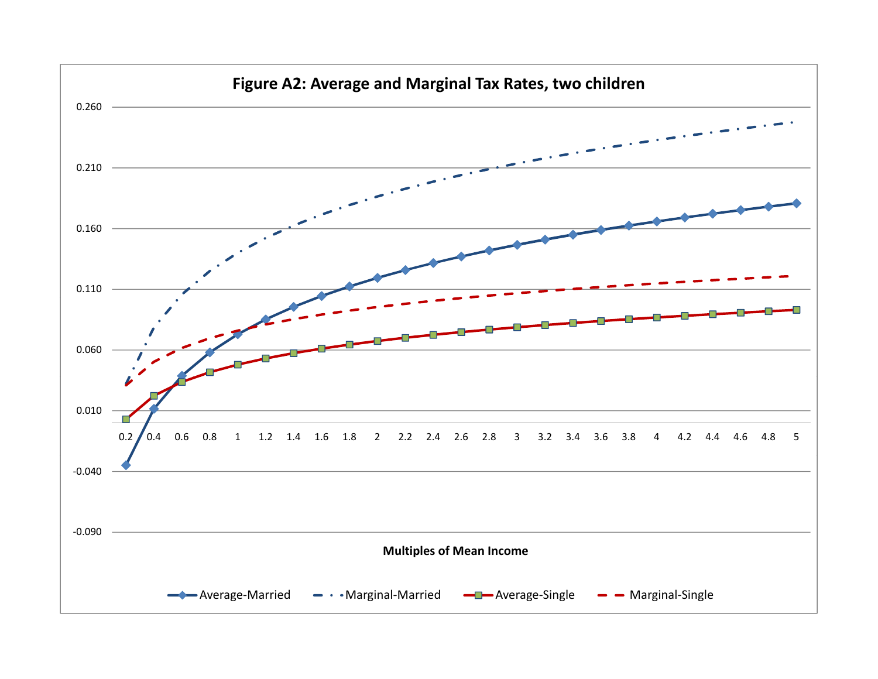**Figure A2: Average and Marginal Tax Rates, two children**

0.260
0.210
0.160
0.110
0.060
0.010
-0.040
-0.090

0.2 0.4 0.6 0.8 1 1.2 1.4 1.6 1.8 2 2.2 2.4 2.6 2.8 3 3.2 3.4 3.6 3.8 4 4.2 4.4 4.6 4.8 5

**Multiples of Mean Income**

Average-Married
Marginal-Married
Average-Single
Marginal-Single